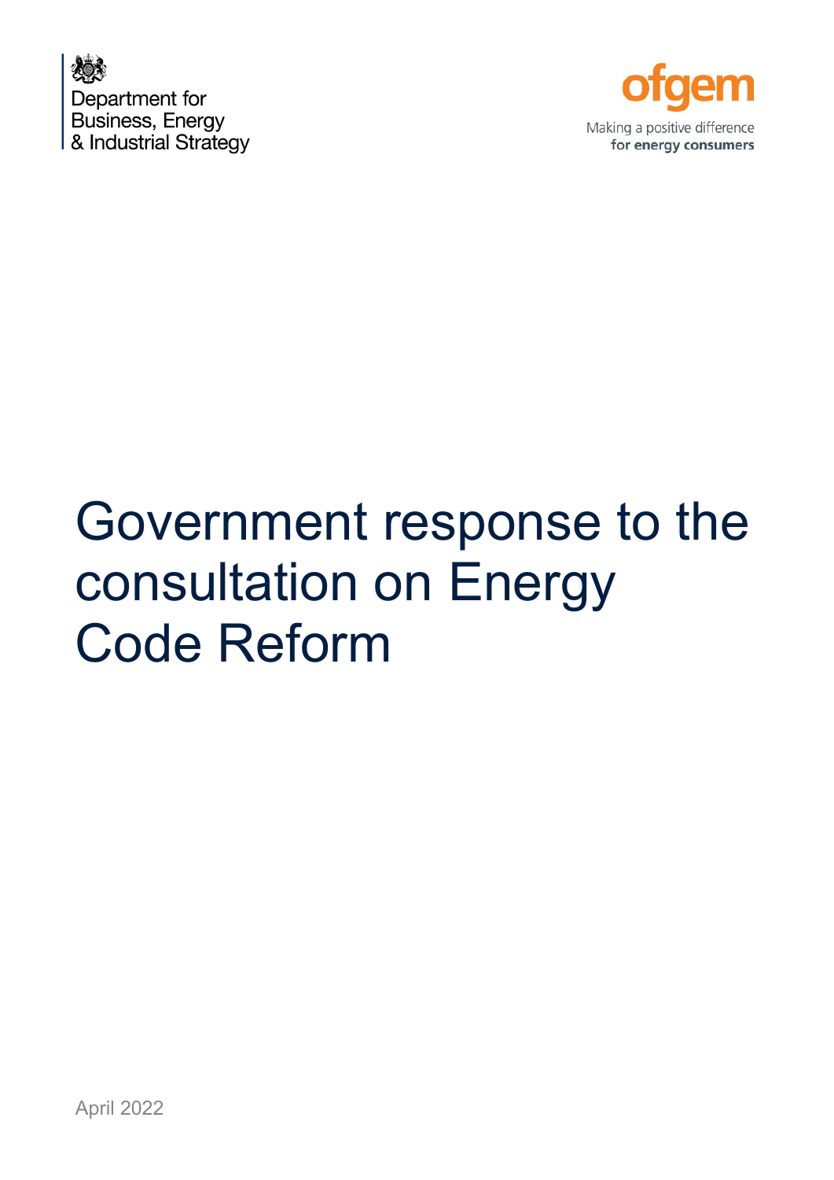Department for Business, Energy & Industrial Strategy

ofgem

Making a positive difference for energy consumers

# Government response to the consultation on Energy Code Reform

April 2022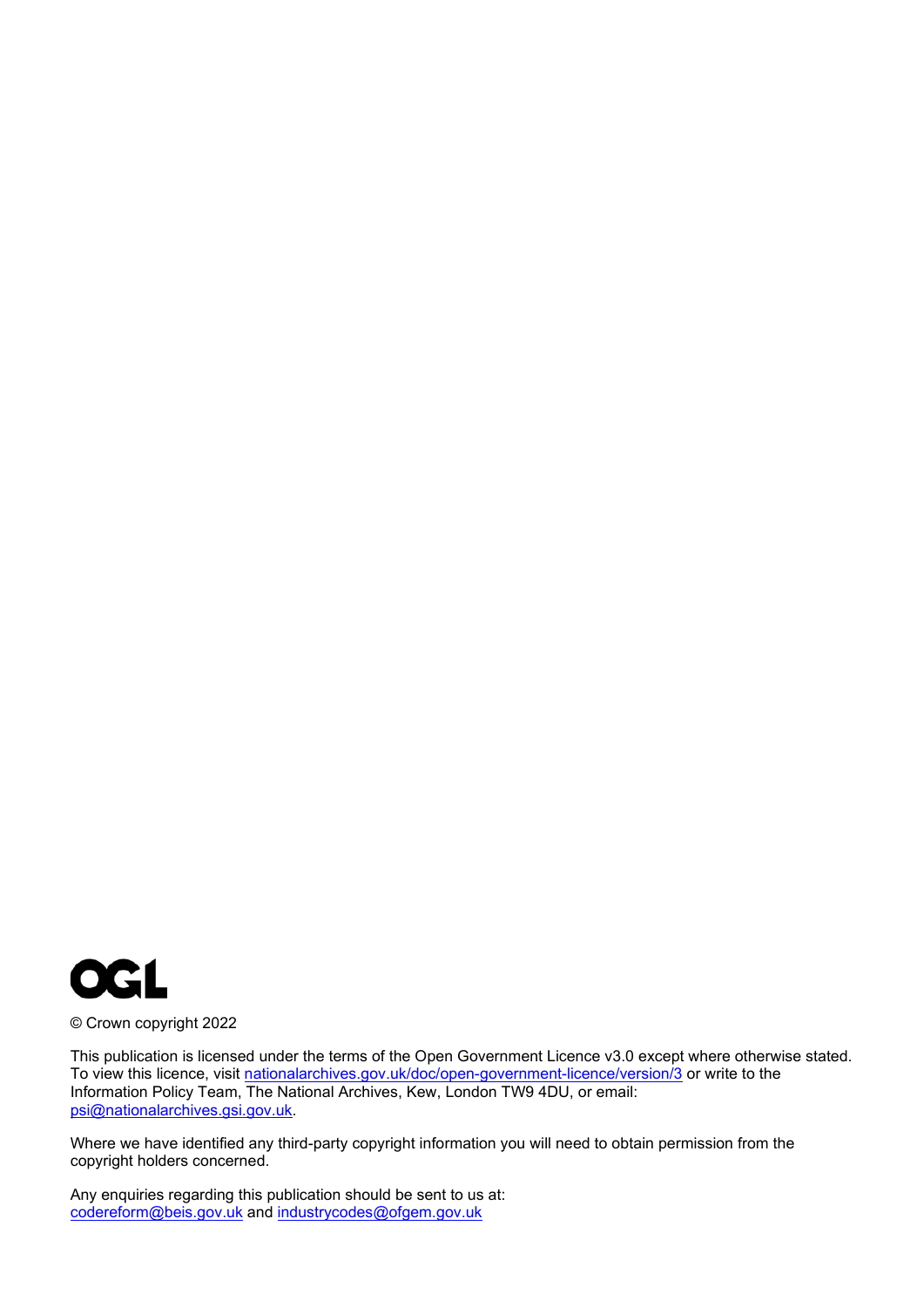OGL

© Crown copyright 2022

This publication is licensed under the terms of the Open Government Licence v3.0 except where otherwise stated. To view this licence, visit nationalarchives.gov.uk/doc/open-government-licence/version/3 or write to the Information Policy Team, The National Archives, Kew, London TW9 4DU, or email: psi@nationalarchives.gsi.gov.uk.

Where we have identified any third-party copyright information you will need to obtain permission from the copyright holders concerned.

Any enquiries regarding this publication should be sent to us at: codereform@beis.gov.uk and industrycodes@ofgem.gov.uk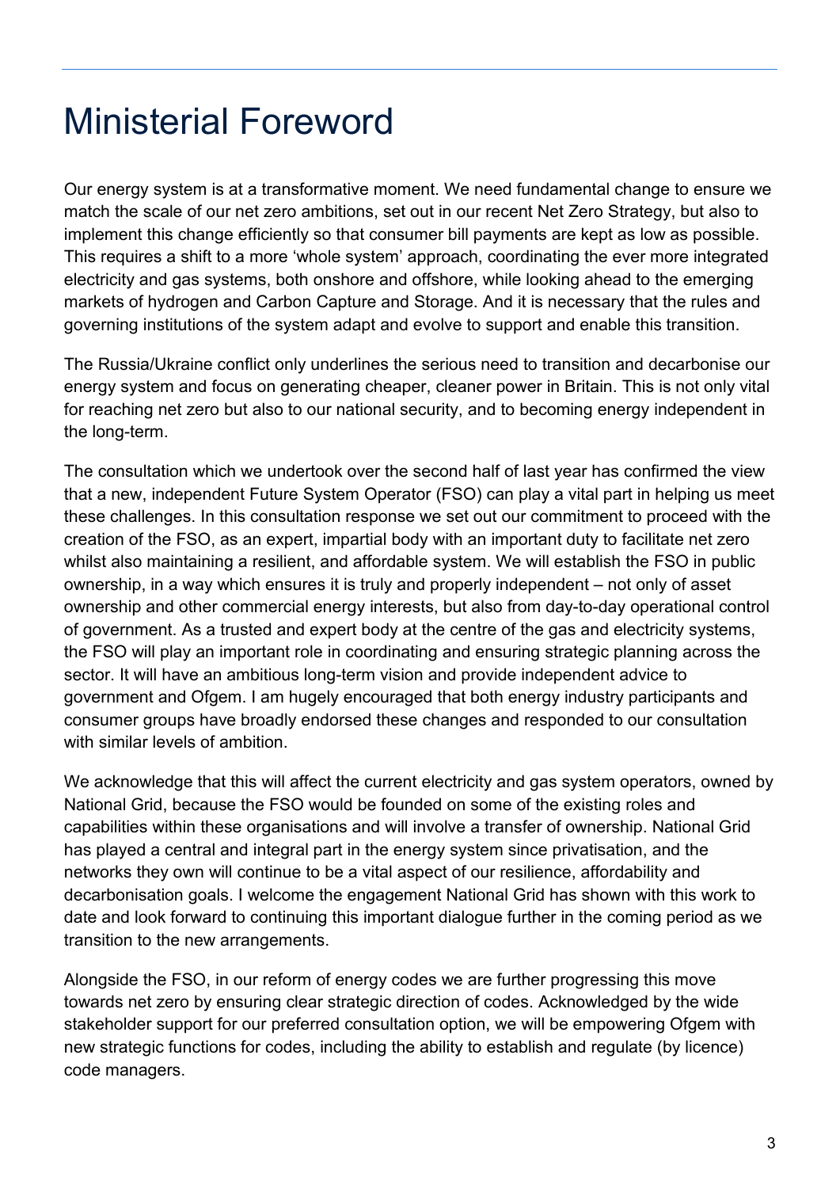# Ministerial Foreword

Our energy system is at a transformative moment. We need fundamental change to ensure we match the scale of our net zero ambitions, set out in our recent Net Zero Strategy, but also to implement this change efficiently so that consumer bill payments are kept as low as possible. This requires a shift to a more 'whole system' approach, coordinating the ever more integrated electricity and gas systems, both onshore and offshore, while looking ahead to the emerging markets of hydrogen and Carbon Capture and Storage. And it is necessary that the rules and governing institutions of the system adapt and evolve to support and enable this transition.

The Russia/Ukraine conflict only underlines the serious need to transition and decarbonise our energy system and focus on generating cheaper, cleaner power in Britain. This is not only vital for reaching net zero but also to our national security, and to becoming energy independent in the long-term.

The consultation which we undertook over the second half of last year has confirmed the view that a new, independent Future System Operator (FSO) can play a vital part in helping us meet these challenges. In this consultation response we set out our commitment to proceed with the creation of the FSO, as an expert, impartial body with an important duty to facilitate net zero whilst also maintaining a resilient, and affordable system. We will establish the FSO in public ownership, in a way which ensures it is truly and properly independent – not only of asset ownership and other commercial energy interests, but also from day-to-day operational control of government. As a trusted and expert body at the centre of the gas and electricity systems, the FSO will play an important role in coordinating and ensuring strategic planning across the sector. It will have an ambitious long-term vision and provide independent advice to government and Ofgem. I am hugely encouraged that both energy industry participants and consumer groups have broadly endorsed these changes and responded to our consultation with similar levels of ambition.

We acknowledge that this will affect the current electricity and gas system operators, owned by National Grid, because the FSO would be founded on some of the existing roles and capabilities within these organisations and will involve a transfer of ownership. National Grid has played a central and integral part in the energy system since privatisation, and the networks they own will continue to be a vital aspect of our resilience, affordability and decarbonisation goals. I welcome the engagement National Grid has shown with this work to date and look forward to continuing this important dialogue further in the coming period as we transition to the new arrangements.

Alongside the FSO, in our reform of energy codes we are further progressing this move towards net zero by ensuring clear strategic direction of codes. Acknowledged by the wide stakeholder support for our preferred consultation option, we will be empowering Ofgem with new strategic functions for codes, including the ability to establish and regulate (by licence) code managers.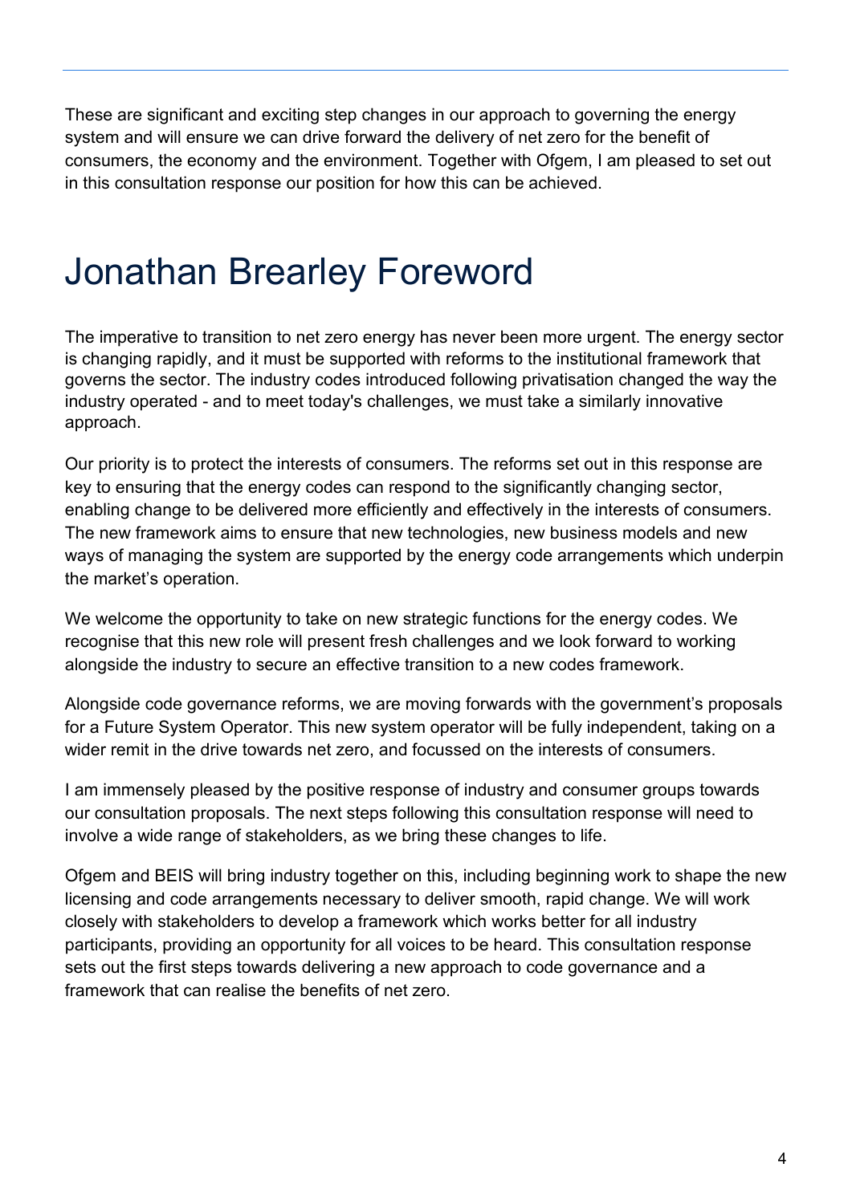These are significant and exciting step changes in our approach to governing the energy system and will ensure we can drive forward the delivery of net zero for the benefit of consumers, the economy and the environment. Together with Ofgem, I am pleased to set out in this consultation response our position for how this can be achieved.

# Jonathan Brearley Foreword

The imperative to transition to net zero energy has never been more urgent. The energy sector is changing rapidly, and it must be supported with reforms to the institutional framework that governs the sector. The industry codes introduced following privatisation changed the way the industry operated - and to meet today's challenges, we must take a similarly innovative approach.

Our priority is to protect the interests of consumers. The reforms set out in this response are key to ensuring that the energy codes can respond to the significantly changing sector, enabling change to be delivered more efficiently and effectively in the interests of consumers. The new framework aims to ensure that new technologies, new business models and new ways of managing the system are supported by the energy code arrangements which underpin the market's operation.

We welcome the opportunity to take on new strategic functions for the energy codes. We recognise that this new role will present fresh challenges and we look forward to working alongside the industry to secure an effective transition to a new codes framework.

Alongside code governance reforms, we are moving forwards with the government's proposals for a Future System Operator. This new system operator will be fully independent, taking on a wider remit in the drive towards net zero, and focussed on the interests of consumers.

I am immensely pleased by the positive response of industry and consumer groups towards our consultation proposals. The next steps following this consultation response will need to involve a wide range of stakeholders, as we bring these changes to life.

Ofgem and BEIS will bring industry together on this, including beginning work to shape the new licensing and code arrangements necessary to deliver smooth, rapid change. We will work closely with stakeholders to develop a framework which works better for all industry participants, providing an opportunity for all voices to be heard. This consultation response sets out the first steps towards delivering a new approach to code governance and a framework that can realise the benefits of net zero.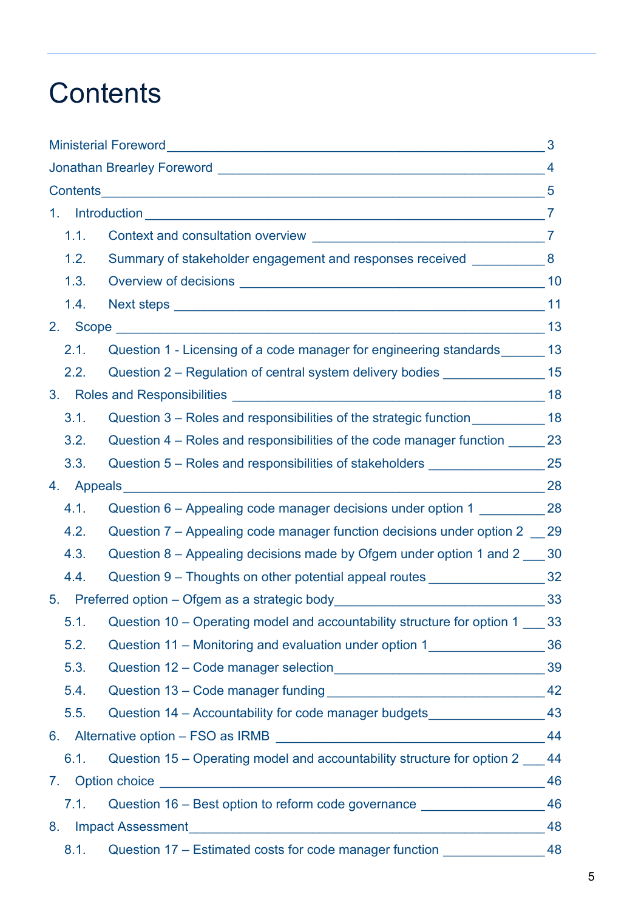# Contents

Ministerial Foreword _____ 3
Jonathan Brearley Foreword _____ 4
Contents _____ 5
1. Introduction _____ 7
   1.1. Context and consultation overview _____ 7
   1.2. Summary of stakeholder engagement and responses received _____ 8
   1.3. Overview of decisions _____ 10
   1.4. Next steps _____ 11
2. Scope _____ 13
   2.1. Question 1 - Licensing of a code manager for engineering standards _____ 13
   2.2. Question 2 – Regulation of central system delivery bodies _____ 15
3. Roles and Responsibilities _____ 18
   3.1. Question 3 – Roles and responsibilities of the strategic function _____ 18
   3.2. Question 4 – Roles and responsibilities of the code manager function _____ 23
   3.3. Question 5 – Roles and responsibilities of stakeholders _____ 25
4. Appeals _____ 28
   4.1. Question 6 – Appealing code manager decisions under option 1 _____ 28
   4.2. Question 7 – Appealing code manager function decisions under option 2 _____ 29
   4.3. Question 8 – Appealing decisions made by Ofgem under option 1 and 2 _____ 30
   4.4. Question 9 – Thoughts on other potential appeal routes _____ 32
5. Preferred option – Ofgem as a strategic body _____ 33
   5.1. Question 10 – Operating model and accountability structure for option 1 _____ 33
   5.2. Question 11 – Monitoring and evaluation under option 1 _____ 36
   5.3. Question 12 – Code manager selection _____ 39
   5.4. Question 13 – Code manager funding _____ 42
   5.5. Question 14 – Accountability for code manager budgets _____ 43
6. Alternative option – FSO as IRMB _____ 44
   6.1. Question 15 – Operating model and accountability structure for option 2 _____ 44
7. Option choice _____ 46
   7.1. Question 16 – Best option to reform code governance _____ 46
8. Impact Assessment _____ 48
   8.1. Question 17 – Estimated costs for code manager function _____ 48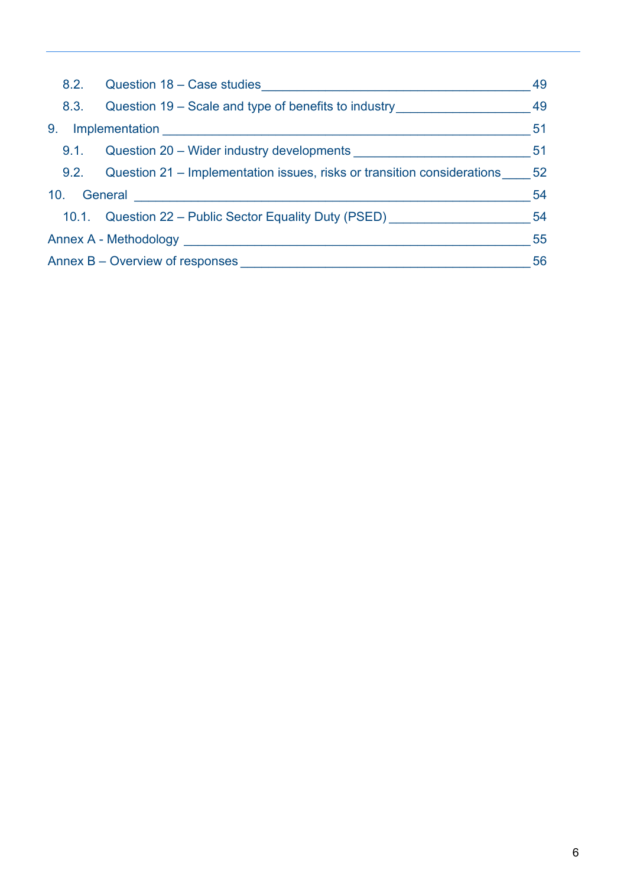- 8.2. Question 18 – Case studies ____ 49
- 8.3. Question 19 – Scale and type of benefits to industry ____ 49
- 9. Implementation ____ 51
  - 9.1. Question 20 – Wider industry developments ____ 51
  - 9.2. Question 21 – Implementation issues, risks or transition considerations ____ 52
- 10. General ____ 54
  - 10.1. Question 22 – Public Sector Equality Duty (PSED) ____ 54
- Annex A - Methodology ____ 55
- Annex B – Overview of responses ____ 56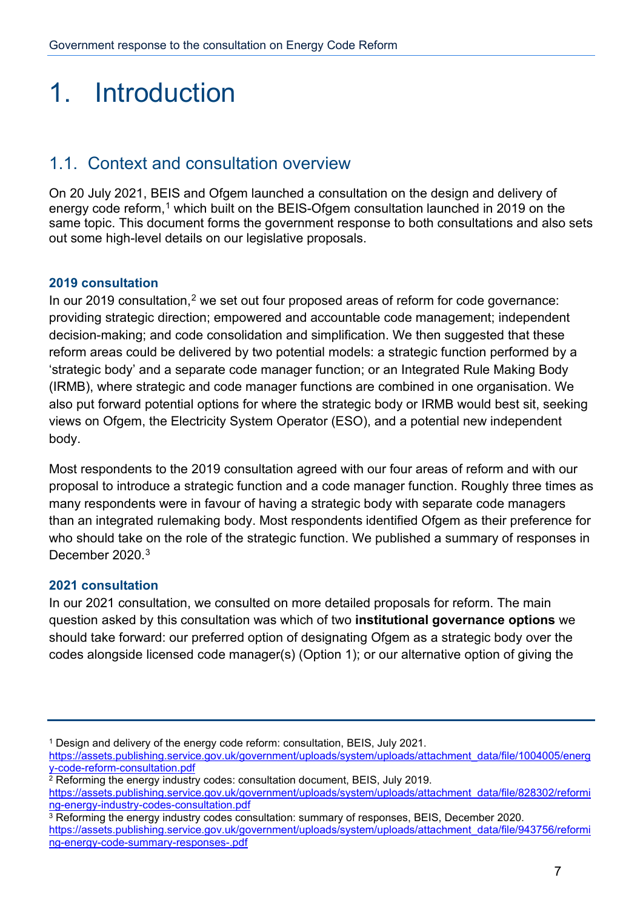# 1. Introduction

## 1.1. Context and consultation overview

On 20 July 2021, BEIS and Ofgem launched a consultation on the design and delivery of energy code reform,[1] which built on the BEIS-Ofgem consultation launched in 2019 on the same topic. This document forms the government response to both consultations and also sets out some high-level details on our legislative proposals.

### 2019 consultation

In our 2019 consultation,[2] we set out four proposed areas of reform for code governance: providing strategic direction; empowered and accountable code management; independent decision-making; and code consolidation and simplification. We then suggested that these reform areas could be delivered by two potential models: a strategic function performed by a 'strategic body' and a separate code manager function; or an Integrated Rule Making Body (IRMB), where strategic and code manager functions are combined in one organisation. We also put forward potential options for where the strategic body or IRMB would best sit, seeking views on Ofgem, the Electricity System Operator (ESO), and a potential new independent body.

Most respondents to the 2019 consultation agreed with our four areas of reform and with our proposal to introduce a strategic function and a code manager function. Roughly three times as many respondents were in favour of having a strategic body with separate code managers than an integrated rulemaking body. Most respondents identified Ofgem as their preference for who should take on the role of the strategic function. We published a summary of responses in December 2020.[3]

### 2021 consultation

In our 2021 consultation, we consulted on more detailed proposals for reform. The main question asked by this consultation was which of two **institutional governance options** we should take forward: our preferred option of designating Ofgem as a strategic body over the codes alongside licensed code manager(s) (Option 1); or our alternative option of giving the

---

[1] Design and delivery of the energy code reform: consultation, BEIS, July 2021. https://assets.publishing.service.gov.uk/government/uploads/system/uploads/attachment_data/file/1004005/energy-code-reform-consultation.pdf

[2] Reforming the energy industry codes: consultation document, BEIS, July 2019. https://assets.publishing.service.gov.uk/government/uploads/system/uploads/attachment_data/file/828302/reforming-energy-industry-codes-consultation.pdf

[3] Reforming the energy industry codes consultation: summary of responses, BEIS, December 2020. https://assets.publishing.service.gov.uk/government/uploads/system/uploads/attachment_data/file/943756/reforming-energy-code-summary-responses-.pdf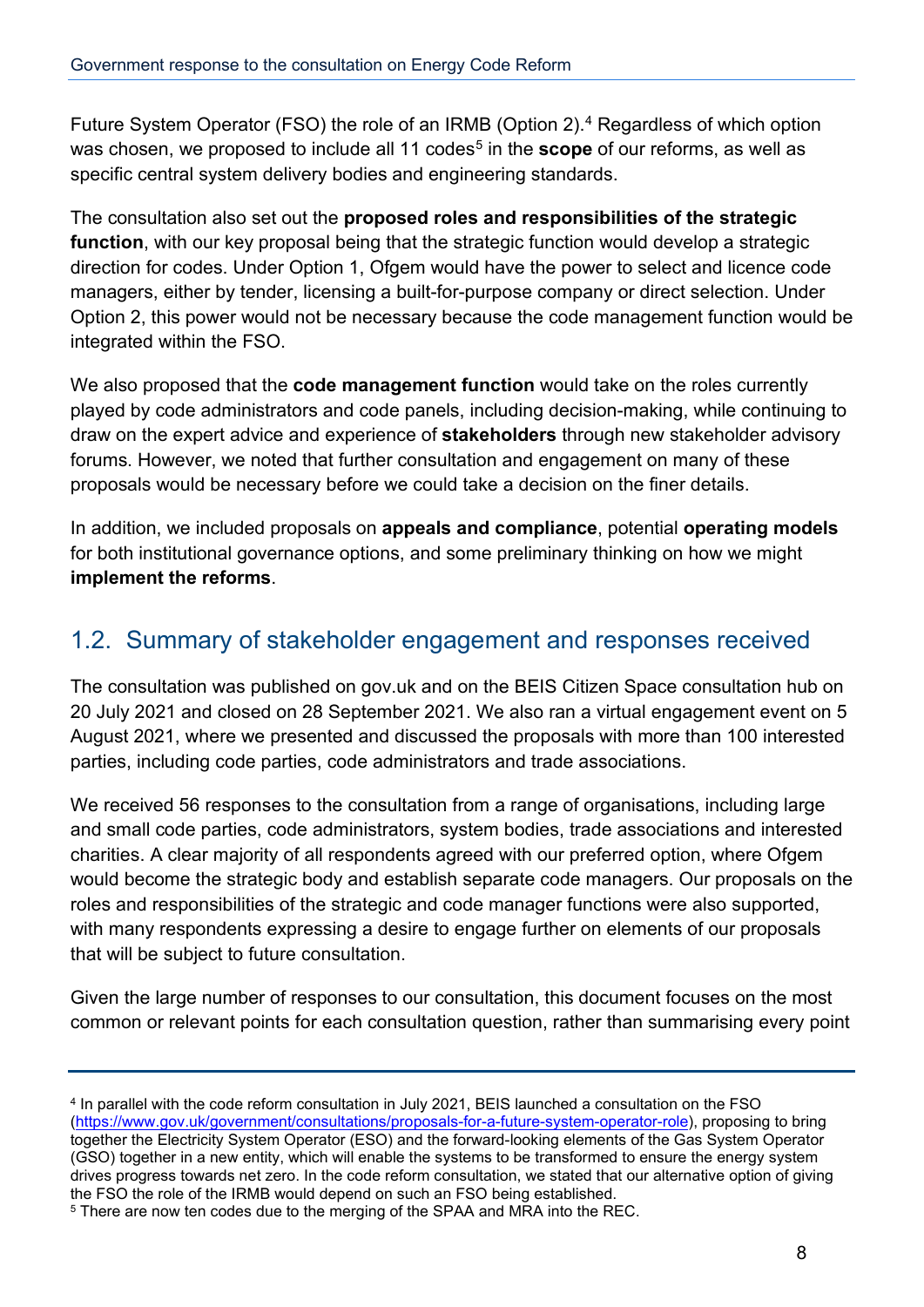Future System Operator (FSO) the role of an IRMB (Option 2).[4] Regardless of which option was chosen, we proposed to include all 11 codes[5] in the **scope** of our reforms, as well as specific central system delivery bodies and engineering standards.

The consultation also set out the **proposed roles and responsibilities of the strategic function**, with our key proposal being that the strategic function would develop a strategic direction for codes. Under Option 1, Ofgem would have the power to select and licence code managers, either by tender, licensing a built-for-purpose company or direct selection. Under Option 2, this power would not be necessary because the code management function would be integrated within the FSO.

We also proposed that the **code management function** would take on the roles currently played by code administrators and code panels, including decision-making, while continuing to draw on the expert advice and experience of **stakeholders** through new stakeholder advisory forums. However, we noted that further consultation and engagement on many of these proposals would be necessary before we could take a decision on the finer details.

In addition, we included proposals on **appeals and compliance**, potential **operating models** for both institutional governance options, and some preliminary thinking on how we might **implement the reforms**.

## 1.2. Summary of stakeholder engagement and responses received

The consultation was published on gov.uk and on the BEIS Citizen Space consultation hub on 20 July 2021 and closed on 28 September 2021. We also ran a virtual engagement event on 5 August 2021, where we presented and discussed the proposals with more than 100 interested parties, including code parties, code administrators and trade associations.

We received 56 responses to the consultation from a range of organisations, including large and small code parties, code administrators, system bodies, trade associations and interested charities. A clear majority of all respondents agreed with our preferred option, where Ofgem would become the strategic body and establish separate code managers. Our proposals on the roles and responsibilities of the strategic and code manager functions were also supported, with many respondents expressing a desire to engage further on elements of our proposals that will be subject to future consultation.

Given the large number of responses to our consultation, this document focuses on the most common or relevant points for each consultation question, rather than summarising every point

---

[4] In parallel with the code reform consultation in July 2021, BEIS launched a consultation on the FSO (https://www.gov.uk/government/consultations/proposals-for-a-future-system-operator-role), proposing to bring together the Electricity System Operator (ESO) and the forward-looking elements of the Gas System Operator (GSO) together in a new entity, which will enable the systems to be transformed to ensure the energy system drives progress towards net zero. In the code reform consultation, we stated that our alternative option of giving the FSO the role of the IRMB would depend on such an FSO being established.

[5] There are now ten codes due to the merging of the SPAA and MRA into the REC.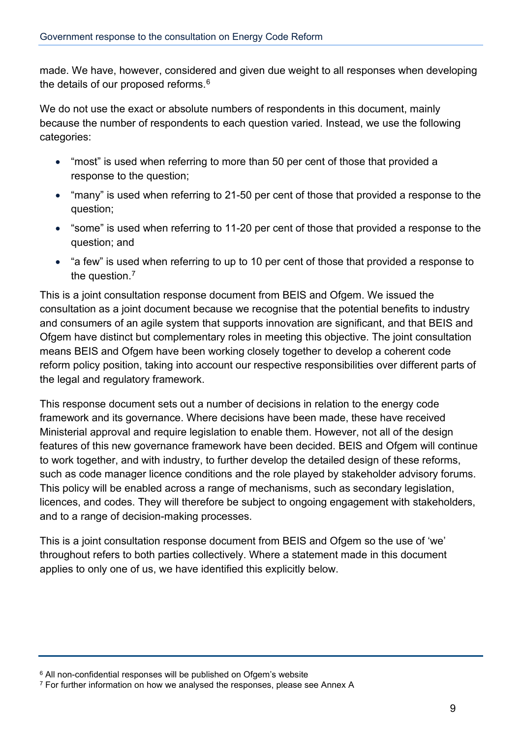made. We have, however, considered and given due weight to all responses when developing the details of our proposed reforms.[6]

We do not use the exact or absolute numbers of respondents in this document, mainly because the number of respondents to each question varied. Instead, we use the following categories:

- "most" is used when referring to more than 50 per cent of those that provided a response to the question;
- "many" is used when referring to 21-50 per cent of those that provided a response to the question;
- "some" is used when referring to 11-20 per cent of those that provided a response to the question; and
- "a few" is used when referring to up to 10 per cent of those that provided a response to the question.[7]

This is a joint consultation response document from BEIS and Ofgem. We issued the consultation as a joint document because we recognise that the potential benefits to industry and consumers of an agile system that supports innovation are significant, and that BEIS and Ofgem have distinct but complementary roles in meeting this objective. The joint consultation means BEIS and Ofgem have been working closely together to develop a coherent code reform policy position, taking into account our respective responsibilities over different parts of the legal and regulatory framework.

This response document sets out a number of decisions in relation to the energy code framework and its governance. Where decisions have been made, these have received Ministerial approval and require legislation to enable them. However, not all of the design features of this new governance framework have been decided. BEIS and Ofgem will continue to work together, and with industry, to further develop the detailed design of these reforms, such as code manager licence conditions and the role played by stakeholder advisory forums. This policy will be enabled across a range of mechanisms, such as secondary legislation, licences, and codes. They will therefore be subject to ongoing engagement with stakeholders, and to a range of decision-making processes.

This is a joint consultation response document from BEIS and Ofgem so the use of 'we' throughout refers to both parties collectively. Where a statement made in this document applies to only one of us, we have identified this explicitly below.

---

[6] All non-confidential responses will be published on Ofgem's website

[7] For further information on how we analysed the responses, please see Annex A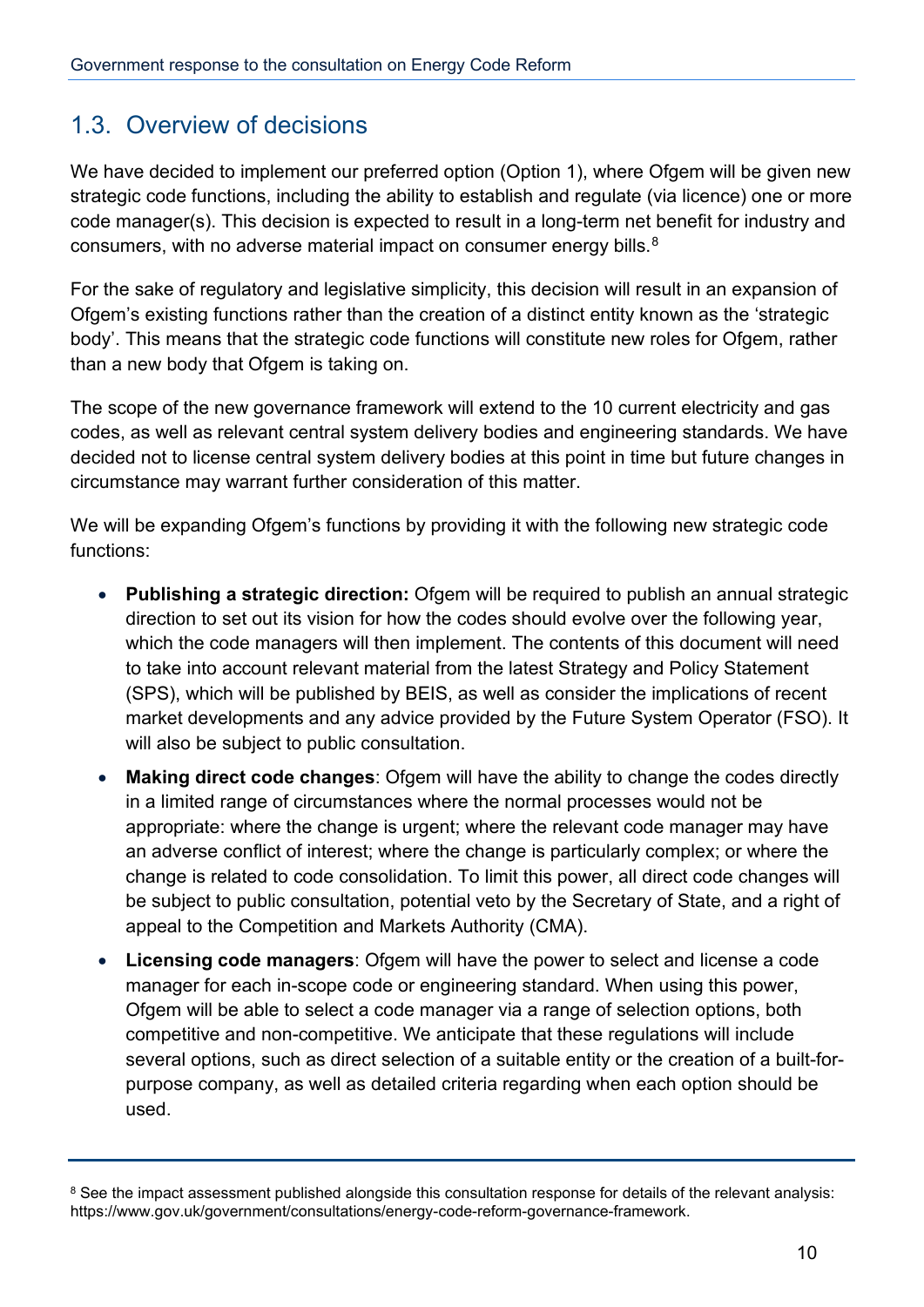## 1.3. Overview of decisions

We have decided to implement our preferred option (Option 1), where Ofgem will be given new strategic code functions, including the ability to establish and regulate (via licence) one or more code manager(s). This decision is expected to result in a long-term net benefit for industry and consumers, with no adverse material impact on consumer energy bills.[8]

For the sake of regulatory and legislative simplicity, this decision will result in an expansion of Ofgem's existing functions rather than the creation of a distinct entity known as the 'strategic body'. This means that the strategic code functions will constitute new roles for Ofgem, rather than a new body that Ofgem is taking on.

The scope of the new governance framework will extend to the 10 current electricity and gas codes, as well as relevant central system delivery bodies and engineering standards. We have decided not to license central system delivery bodies at this point in time but future changes in circumstance may warrant further consideration of this matter.

We will be expanding Ofgem's functions by providing it with the following new strategic code functions:

- **Publishing a strategic direction:** Ofgem will be required to publish an annual strategic direction to set out its vision for how the codes should evolve over the following year, which the code managers will then implement. The contents of this document will need to take into account relevant material from the latest Strategy and Policy Statement (SPS), which will be published by BEIS, as well as consider the implications of recent market developments and any advice provided by the Future System Operator (FSO). It will also be subject to public consultation.
- **Making direct code changes**: Ofgem will have the ability to change the codes directly in a limited range of circumstances where the normal processes would not be appropriate: where the change is urgent; where the relevant code manager may have an adverse conflict of interest; where the change is particularly complex; or where the change is related to code consolidation. To limit this power, all direct code changes will be subject to public consultation, potential veto by the Secretary of State, and a right of appeal to the Competition and Markets Authority (CMA).
- **Licensing code managers**: Ofgem will have the power to select and license a code manager for each in-scope code or engineering standard. When using this power, Ofgem will be able to select a code manager via a range of selection options, both competitive and non-competitive. We anticipate that these regulations will include several options, such as direct selection of a suitable entity or the creation of a built-for-purpose company, as well as detailed criteria regarding when each option should be used.

[8] See the impact assessment published alongside this consultation response for details of the relevant analysis: https://www.gov.uk/government/consultations/energy-code-reform-governance-framework.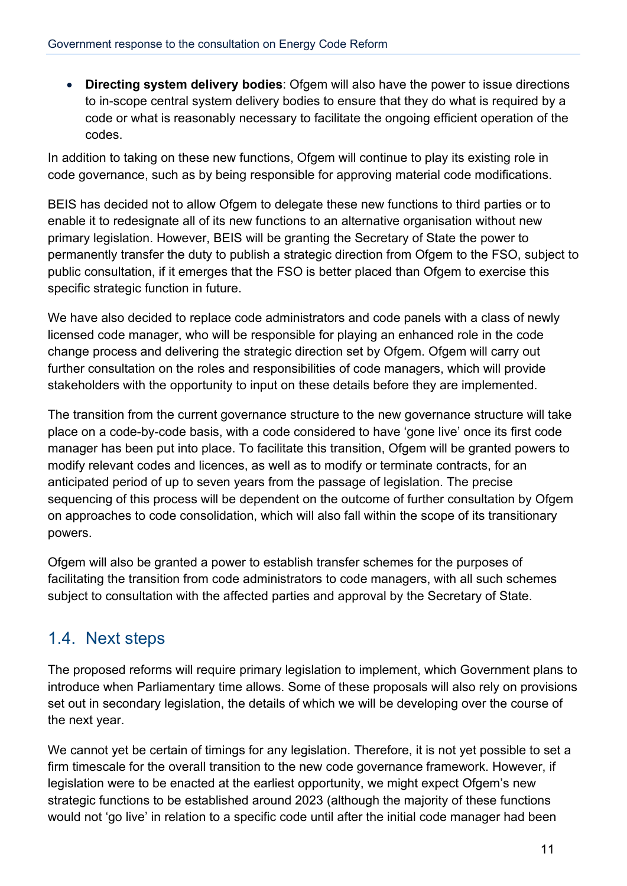- **Directing system delivery bodies**: Ofgem will also have the power to issue directions to in-scope central system delivery bodies to ensure that they do what is required by a code or what is reasonably necessary to facilitate the ongoing efficient operation of the codes.

In addition to taking on these new functions, Ofgem will continue to play its existing role in code governance, such as by being responsible for approving material code modifications.

BEIS has decided not to allow Ofgem to delegate these new functions to third parties or to enable it to redesignate all of its new functions to an alternative organisation without new primary legislation. However, BEIS will be granting the Secretary of State the power to permanently transfer the duty to publish a strategic direction from Ofgem to the FSO, subject to public consultation, if it emerges that the FSO is better placed than Ofgem to exercise this specific strategic function in future.

We have also decided to replace code administrators and code panels with a class of newly licensed code manager, who will be responsible for playing an enhanced role in the code change process and delivering the strategic direction set by Ofgem. Ofgem will carry out further consultation on the roles and responsibilities of code managers, which will provide stakeholders with the opportunity to input on these details before they are implemented.

The transition from the current governance structure to the new governance structure will take place on a code-by-code basis, with a code considered to have 'gone live' once its first code manager has been put into place. To facilitate this transition, Ofgem will be granted powers to modify relevant codes and licences, as well as to modify or terminate contracts, for an anticipated period of up to seven years from the passage of legislation. The precise sequencing of this process will be dependent on the outcome of further consultation by Ofgem on approaches to code consolidation, which will also fall within the scope of its transitional powers.

Ofgem will also be granted a power to establish transfer schemes for the purposes of facilitating the transition from code administrators to code managers, with all such schemes subject to consultation with the affected parties and approval by the Secretary of State.

## 1.4. Next steps

The proposed reforms will require primary legislation to implement, which Government plans to introduce when Parliamentary time allows. Some of these proposals will also rely on provisions set out in secondary legislation, the details of which we will be developing over the course of the next year.

We cannot yet be certain of timings for any legislation. Therefore, it is not yet possible to set a firm timescale for the overall transition to the new code governance framework. However, if legislation were to be enacted at the earliest opportunity, we might expect Ofgem's new strategic functions to be established around 2023 (although the majority of these functions would not 'go live' in relation to a specific code until after the initial code manager had been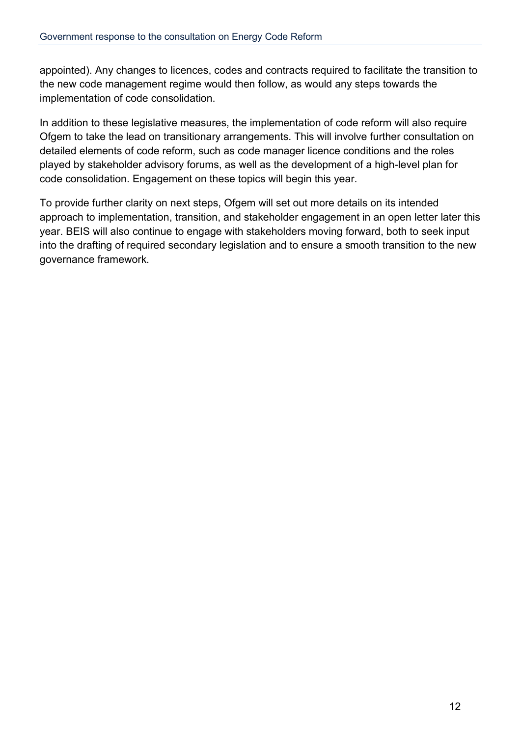appointed). Any changes to licences, codes and contracts required to facilitate the transition to the new code management regime would then follow, as would any steps towards the implementation of code consolidation.

In addition to these legislative measures, the implementation of code reform will also require Ofgem to take the lead on transitionary arrangements. This will involve further consultation on detailed elements of code reform, such as code manager licence conditions and the roles played by stakeholder advisory forums, as well as the development of a high-level plan for code consolidation. Engagement on these topics will begin this year.

To provide further clarity on next steps, Ofgem will set out more details on its intended approach to implementation, transition, and stakeholder engagement in an open letter later this year. BEIS will also continue to engage with stakeholders moving forward, both to seek input into the drafting of required secondary legislation and to ensure a smooth transition to the new governance framework.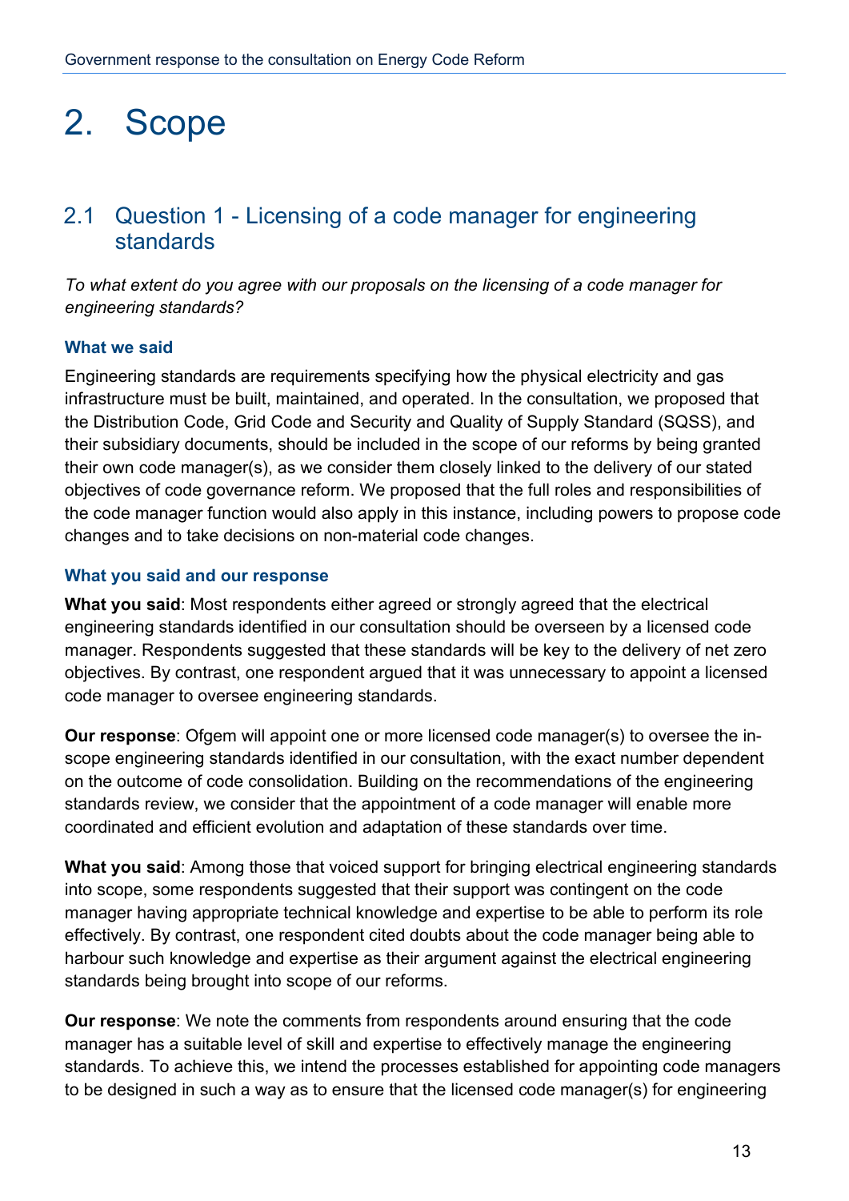# 2. Scope

## 2.1 Question 1 - Licensing of a code manager for engineering standards

*To what extent do you agree with our proposals on the licensing of a code manager for engineering standards?*

### What we said

Engineering standards are requirements specifying how the physical electricity and gas infrastructure must be built, maintained, and operated. In the consultation, we proposed that the Distribution Code, Grid Code and Security and Quality of Supply Standard (SQSS), and their subsidiary documents, should be included in the scope of our reforms by being granted their own code manager(s), as we consider them closely linked to the delivery of our stated objectives of code governance reform. We proposed that the full roles and responsibilities of the code manager function would also apply in this instance, including powers to propose code changes and to take decisions on non-material code changes.

### What you said and our response

**What you said**: Most respondents either agreed or strongly agreed that the electrical engineering standards identified in our consultation should be overseen by a licensed code manager. Respondents suggested that these standards will be key to the delivery of net zero objectives. By contrast, one respondent argued that it was unnecessary to appoint a licensed code manager to oversee engineering standards.

**Our response**: Ofgem will appoint one or more licensed code manager(s) to oversee the in-scope engineering standards identified in our consultation, with the exact number dependent on the outcome of code consolidation. Building on the recommendations of the engineering standards review, we consider that the appointment of a code manager will enable more coordinated and efficient evolution and adaptation of these standards over time.

**What you said**: Among those that voiced support for bringing electrical engineering standards into scope, some respondents suggested that their support was contingent on the code manager having appropriate technical knowledge and expertise to be able to perform its role effectively. By contrast, one respondent cited doubts about the code manager being able to harbour such knowledge and expertise as their argument against the electrical engineering standards being brought into scope of our reforms.

**Our response**: We note the comments from respondents around ensuring that the code manager has a suitable level of skill and expertise to effectively manage the engineering standards. To achieve this, we intend the processes established for appointing code managers to be designed in such a way as to ensure that the licensed code manager(s) for engineering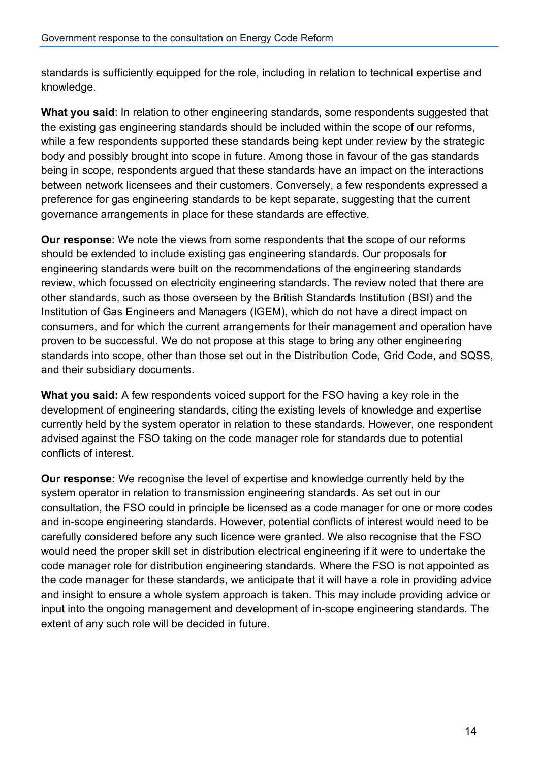standards is sufficiently equipped for the role, including in relation to technical expertise and knowledge.

**What you said**: In relation to other engineering standards, some respondents suggested that the existing gas engineering standards should be included within the scope of our reforms, while a few respondents supported these standards being kept under review by the strategic body and possibly brought into scope in future. Among those in favour of the gas standards being in scope, respondents argued that these standards have an impact on the interactions between network licensees and their customers. Conversely, a few respondents expressed a preference for gas engineering standards to be kept separate, suggesting that the current governance arrangements in place for these standards are effective.

**Our response**: We note the views from some respondents that the scope of our reforms should be extended to include existing gas engineering standards. Our proposals for engineering standards were built on the recommendations of the engineering standards review, which focussed on electricity engineering standards. The review noted that there are other standards, such as those overseen by the British Standards Institution (BSI) and the Institution of Gas Engineers and Managers (IGEM), which do not have a direct impact on consumers, and for which the current arrangements for their management and operation have proven to be successful. We do not propose at this stage to bring any other engineering standards into scope, other than those set out in the Distribution Code, Grid Code, and SQSS, and their subsidiary documents.

**What you said:** A few respondents voiced support for the FSO having a key role in the development of engineering standards, citing the existing levels of knowledge and expertise currently held by the system operator in relation to these standards. However, one respondent advised against the FSO taking on the code manager role for standards due to potential conflicts of interest.

**Our response:** We recognise the level of expertise and knowledge currently held by the system operator in relation to transmission engineering standards. As set out in our consultation, the FSO could in principle be licensed as a code manager for one or more codes and in-scope engineering standards. However, potential conflicts of interest would need to be carefully considered before any such licence were granted. We also recognise that the FSO would need the proper skill set in distribution electrical engineering if it were to undertake the code manager role for distribution engineering standards. Where the FSO is not appointed as the code manager for these standards, we anticipate that it will have a role in providing advice and insight to ensure a whole system approach is taken. This may include providing advice or input into the ongoing management and development of in-scope engineering standards. The extent of any such role will be decided in future.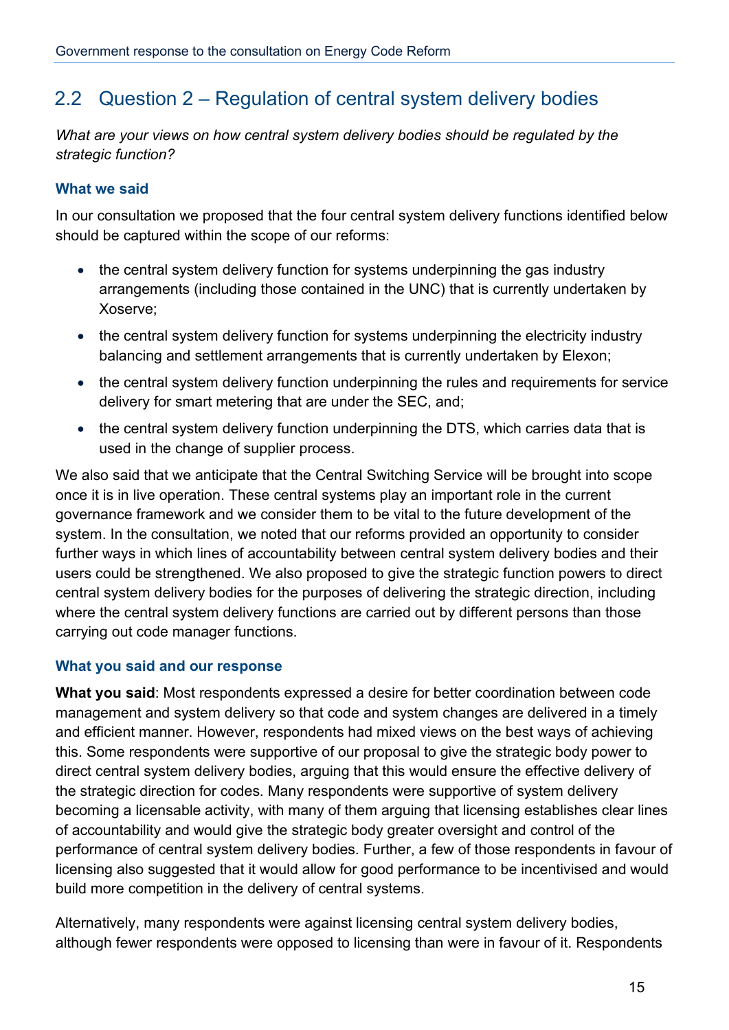## 2.2 Question 2 – Regulation of central system delivery bodies

*What are your views on how central system delivery bodies should be regulated by the strategic function?*

### What we said

In our consultation we proposed that the four central system delivery functions identified below should be captured within the scope of our reforms:

- the central system delivery function for systems underpinning the gas industry arrangements (including those contained in the UNC) that is currently undertaken by Xoserve;
- the central system delivery function for systems underpinning the electricity industry balancing and settlement arrangements that is currently undertaken by Elexon;
- the central system delivery function underpinning the rules and requirements for service delivery for smart metering that are under the SEC, and;
- the central system delivery function underpinning the DTS, which carries data that is used in the change of supplier process.

We also said that we anticipate that the Central Switching Service will be brought into scope once it is in live operation. These central systems play an important role in the current governance framework and we consider them to be vital to the future development of the system. In the consultation, we noted that our reforms provided an opportunity to consider further ways in which lines of accountability between central system delivery bodies and their users could be strengthened. We also proposed to give the strategic function powers to direct central system delivery bodies for the purposes of delivering the strategic direction, including where the central system delivery functions are carried out by different persons than those carrying out code manager functions.

### What you said and our response

**What you said**: Most respondents expressed a desire for better coordination between code management and system delivery so that code and system changes are delivered in a timely and efficient manner. However, respondents had mixed views on the best ways of achieving this. Some respondents were supportive of our proposal to give the strategic body power to direct central system delivery bodies, arguing that this would ensure the effective delivery of the strategic direction for codes. Many respondents were supportive of system delivery becoming a licensable activity, with many of them arguing that licensing establishes clear lines of accountability and would give the strategic body greater oversight and control of the performance of central system delivery bodies. Further, a few of those respondents in favour of licensing also suggested that it would allow for good performance to be incentivised and would build more competition in the delivery of central systems.

Alternatively, many respondents were against licensing central system delivery bodies, although fewer respondents were opposed to licensing than were in favour of it. Respondents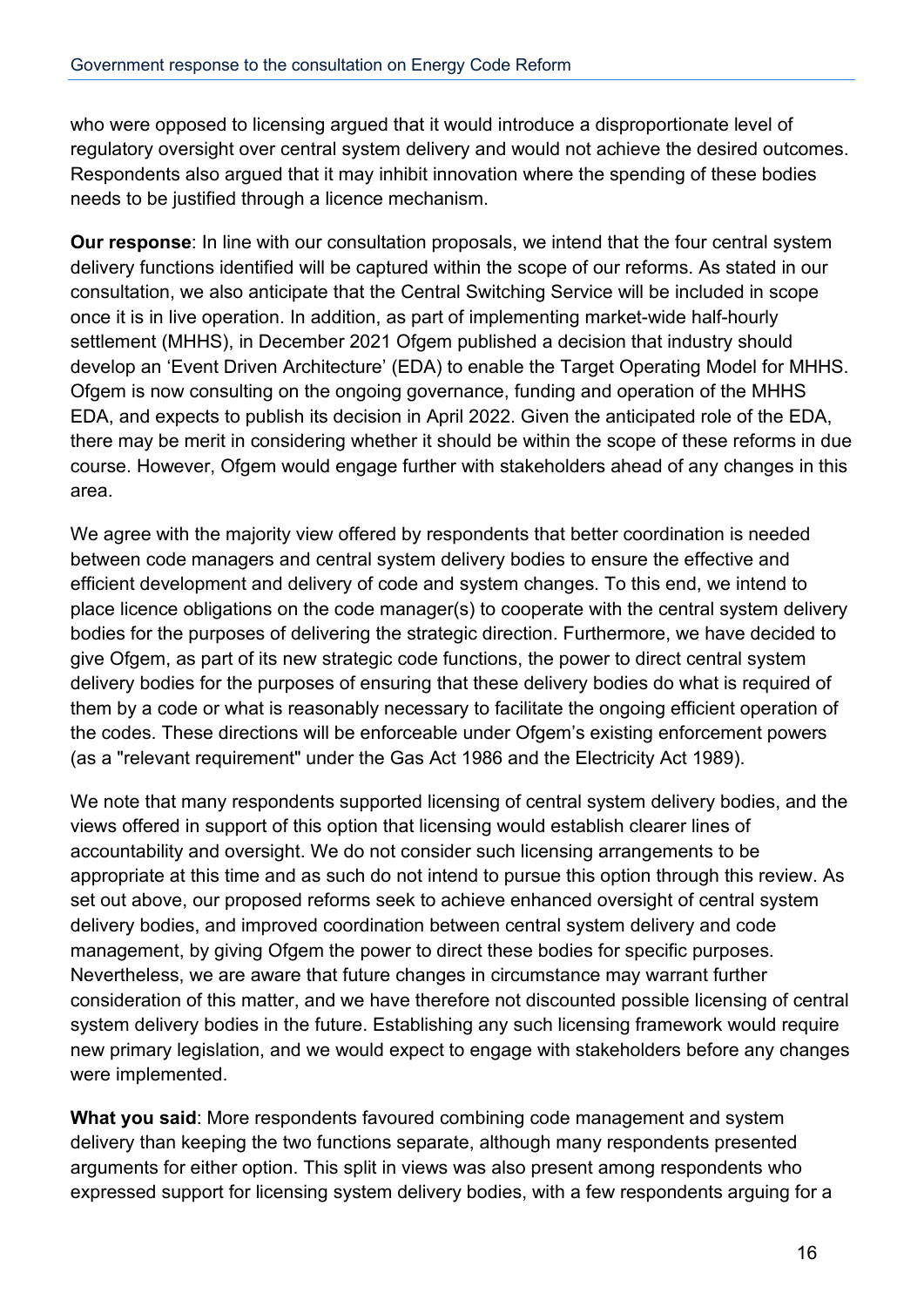who were opposed to licensing argued that it would introduce a disproportionate level of regulatory oversight over central system delivery and would not achieve the desired outcomes. Respondents also argued that it may inhibit innovation where the spending of these bodies needs to be justified through a licence mechanism.

**Our response**: In line with our consultation proposals, we intend that the four central system delivery functions identified will be captured within the scope of our reforms. As stated in our consultation, we also anticipate that the Central Switching Service will be included in scope once it is in live operation. In addition, as part of implementing market-wide half-hourly settlement (MHHS), in December 2021 Ofgem published a decision that industry should develop an 'Event Driven Architecture' (EDA) to enable the Target Operating Model for MHHS. Ofgem is now consulting on the ongoing governance, funding and operation of the MHHS EDA, and expects to publish its decision in April 2022. Given the anticipated role of the EDA, there may be merit in considering whether it should be within the scope of these reforms in due course. However, Ofgem would engage further with stakeholders ahead of any changes in this area.

We agree with the majority view offered by respondents that better coordination is needed between code managers and central system delivery bodies to ensure the effective and efficient development and delivery of code and system changes. To this end, we intend to place licence obligations on the code manager(s) to cooperate with the central system delivery bodies for the purposes of delivering the strategic direction. Furthermore, we have decided to give Ofgem, as part of its new strategic code functions, the power to direct central system delivery bodies for the purposes of ensuring that these delivery bodies do what is required of them by a code or what is reasonably necessary to facilitate the ongoing efficient operation of the codes. These directions will be enforceable under Ofgem's existing enforcement powers (as a "relevant requirement" under the Gas Act 1986 and the Electricity Act 1989).

We note that many respondents supported licensing of central system delivery bodies, and the views offered in support of this option that licensing would establish clearer lines of accountability and oversight. We do not consider such licensing arrangements to be appropriate at this time and as such do not intend to pursue this option through this review. As set out above, our proposed reforms seek to achieve enhanced oversight of central system delivery bodies, and improved coordination between central system delivery and code management, by giving Ofgem the power to direct these bodies for specific purposes. Nevertheless, we are aware that future changes in circumstance may warrant further consideration of this matter, and we have therefore not discounted possible licensing of central system delivery bodies in the future. Establishing any such licensing framework would require new primary legislation, and we would expect to engage with stakeholders before any changes were implemented.

**What you said**: More respondents favoured combining code management and system delivery than keeping the two functions separate, although many respondents presented arguments for either option. This split in views was also present among respondents who expressed support for licensing system delivery bodies, with a few respondents arguing for a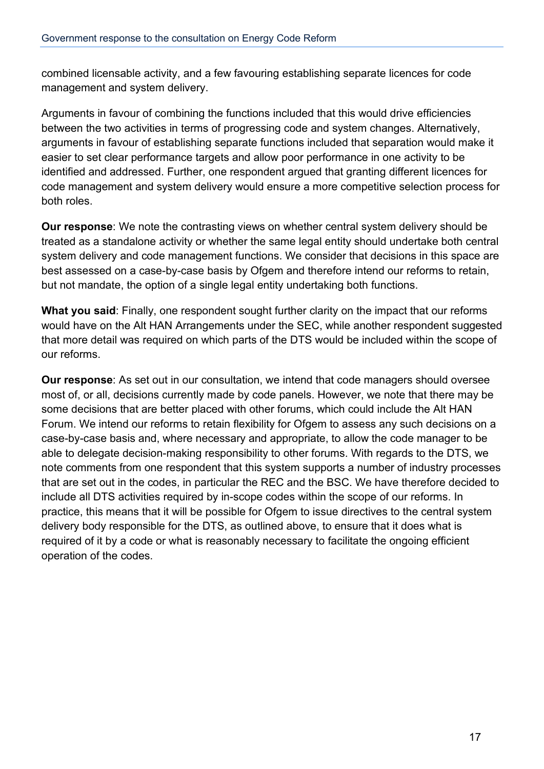combined licensable activity, and a few favouring establishing separate licences for code management and system delivery.

Arguments in favour of combining the functions included that this would drive efficiencies between the two activities in terms of progressing code and system changes. Alternatively, arguments in favour of establishing separate functions included that separation would make it easier to set clear performance targets and allow poor performance in one activity to be identified and addressed. Further, one respondent argued that granting different licences for code management and system delivery would ensure a more competitive selection process for both roles.

**Our response**: We note the contrasting views on whether central system delivery should be treated as a standalone activity or whether the same legal entity should undertake both central system delivery and code management functions. We consider that decisions in this space are best assessed on a case-by-case basis by Ofgem and therefore intend our reforms to retain, but not mandate, the option of a single legal entity undertaking both functions.

**What you said**: Finally, one respondent sought further clarity on the impact that our reforms would have on the Alt HAN Arrangements under the SEC, while another respondent suggested that more detail was required on which parts of the DTS would be included within the scope of our reforms.

**Our response**: As set out in our consultation, we intend that code managers should oversee most of, or all, decisions currently made by code panels. However, we note that there may be some decisions that are better placed with other forums, which could include the Alt HAN Forum. We intend our reforms to retain flexibility for Ofgem to assess any such decisions on a case-by-case basis and, where necessary and appropriate, to allow the code manager to be able to delegate decision-making responsibility to other forums. With regards to the DTS, we note comments from one respondent that this system supports a number of industry processes that are set out in the codes, in particular the REC and the BSC. We have therefore decided to include all DTS activities required by in-scope codes within the scope of our reforms. In practice, this means that it will be possible for Ofgem to issue directives to the central system delivery body responsible for the DTS, as outlined above, to ensure that it does what is required of it by a code or what is reasonably necessary to facilitate the ongoing efficient operation of the codes.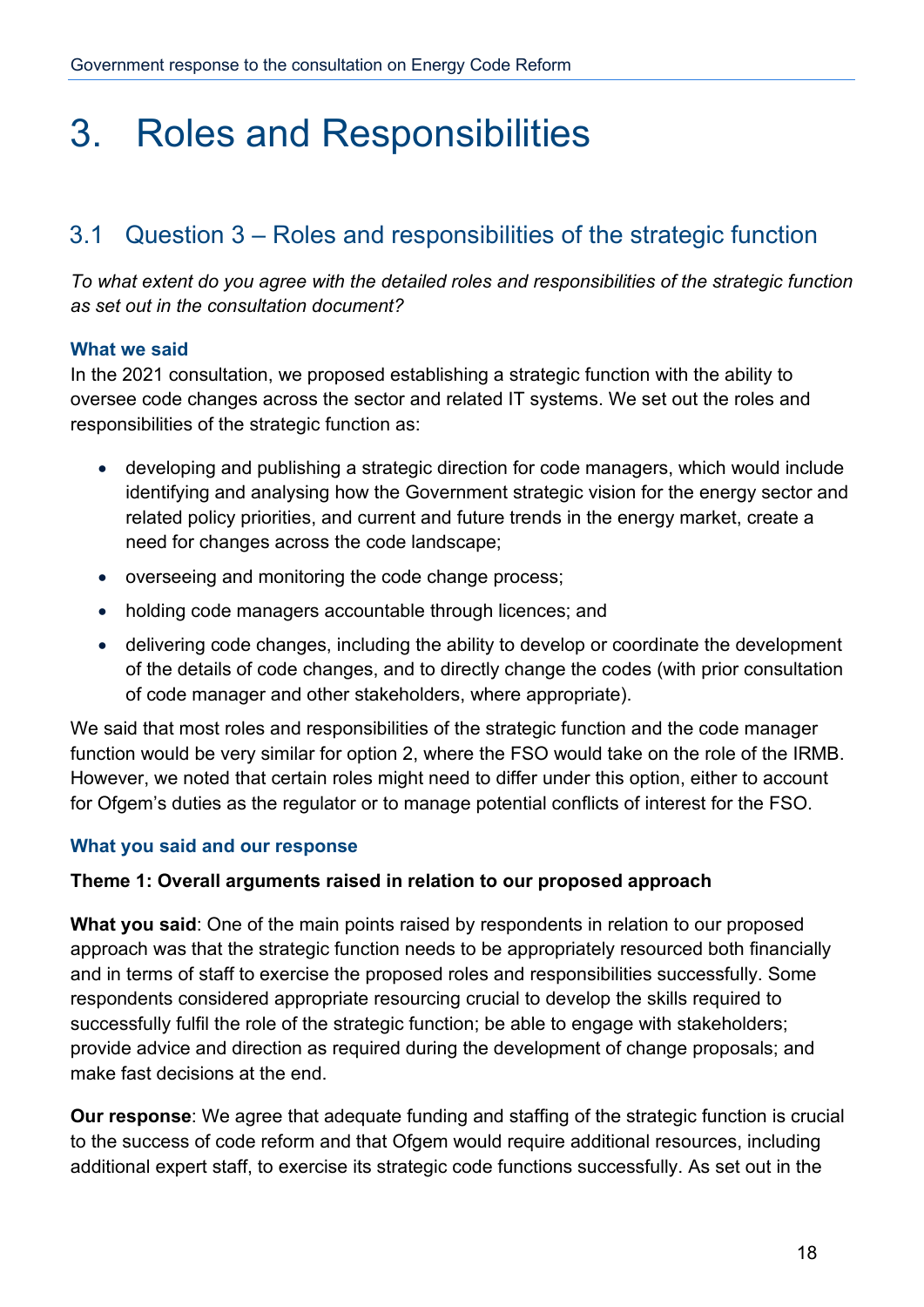# 3. Roles and Responsibilities

## 3.1 Question 3 – Roles and responsibilities of the strategic function

*To what extent do you agree with the detailed roles and responsibilities of the strategic function as set out in the consultation document?*

### What we said

In the 2021 consultation, we proposed establishing a strategic function with the ability to oversee code changes across the sector and related IT systems. We set out the roles and responsibilities of the strategic function as:

- developing and publishing a strategic direction for code managers, which would include identifying and analysing how the Government strategic vision for the energy sector and related policy priorities, and current and future trends in the energy market, create a need for changes across the code landscape;
- overseeing and monitoring the code change process;
- holding code managers accountable through licences; and
- delivering code changes, including the ability to develop or coordinate the development of the details of code changes, and to directly change the codes (with prior consultation of code manager and other stakeholders, where appropriate).

We said that most roles and responsibilities of the strategic function and the code manager function would be very similar for option 2, where the FSO would take on the role of the IRMB. However, we noted that certain roles might need to differ under this option, either to account for Ofgem's duties as the regulator or to manage potential conflicts of interest for the FSO.

### What you said and our response

**Theme 1: Overall arguments raised in relation to our proposed approach**

**What you said**: One of the main points raised by respondents in relation to our proposed approach was that the strategic function needs to be appropriately resourced both financially and in terms of staff to exercise the proposed roles and responsibilities successfully. Some respondents considered appropriate resourcing crucial to develop the skills required to successfully fulfil the role of the strategic function; be able to engage with stakeholders; provide advice and direction as required during the development of change proposals; and make fast decisions at the end.

**Our response**: We agree that adequate funding and staffing of the strategic function is crucial to the success of code reform and that Ofgem would require additional resources, including additional expert staff, to exercise its strategic code functions successfully. As set out in the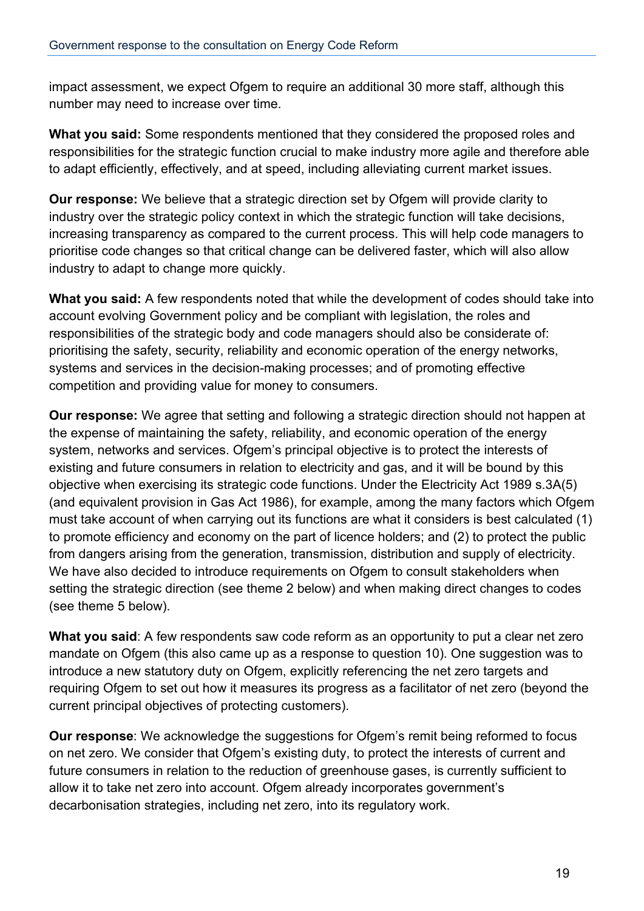impact assessment, we expect Ofgem to require an additional 30 more staff, although this number may need to increase over time.

**What you said:** Some respondents mentioned that they considered the proposed roles and responsibilities for the strategic function crucial to make industry more agile and therefore able to adapt efficiently, effectively, and at speed, including alleviating current market issues.

**Our response:** We believe that a strategic direction set by Ofgem will provide clarity to industry over the strategic policy context in which the strategic function will take decisions, increasing transparency as compared to the current process. This will help code managers to prioritise code changes so that critical change can be delivered faster, which will also allow industry to adapt to change more quickly.

**What you said:** A few respondents noted that while the development of codes should take into account evolving Government policy and be compliant with legislation, the roles and responsibilities of the strategic body and code managers should also be considerate of: prioritising the safety, security, reliability and economic operation of the energy networks, systems and services in the decision-making processes; and of promoting effective competition and providing value for money to consumers.

**Our response:** We agree that setting and following a strategic direction should not happen at the expense of maintaining the safety, reliability, and economic operation of the energy system, networks and services. Ofgem's principal objective is to protect the interests of existing and future consumers in relation to electricity and gas, and it will be bound by this objective when exercising its strategic code functions. Under the Electricity Act 1989 s.3A(5) (and equivalent provision in Gas Act 1986), for example, among the many factors which Ofgem must take account of when carrying out its functions are what it considers is best calculated (1) to promote efficiency and economy on the part of licence holders; and (2) to protect the public from dangers arising from the generation, transmission, distribution and supply of electricity. We have also decided to introduce requirements on Ofgem to consult stakeholders when setting the strategic direction (see theme 2 below) and when making direct changes to codes (see theme 5 below).

**What you said**: A few respondents saw code reform as an opportunity to put a clear net zero mandate on Ofgem (this also came up as a response to question 10). One suggestion was to introduce a new statutory duty on Ofgem, explicitly referencing the net zero targets and requiring Ofgem to set out how it measures its progress as a facilitator of net zero (beyond the current principal objectives of protecting customers).

**Our response**: We acknowledge the suggestions for Ofgem's remit being reformed to focus on net zero. We consider that Ofgem's existing duty, to protect the interests of current and future consumers in relation to the reduction of greenhouse gases, is currently sufficient to allow it to take net zero into account. Ofgem already incorporates government's decarbonisation strategies, including net zero, into its regulatory work.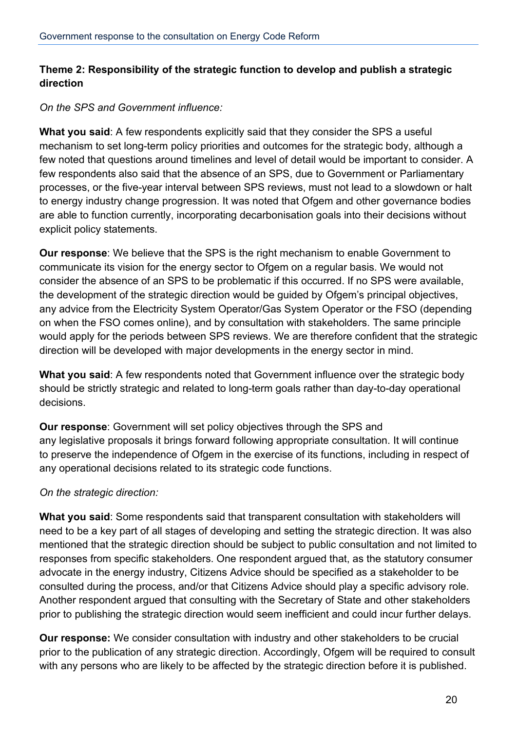### Theme 2: Responsibility of the strategic function to develop and publish a strategic direction

*On the SPS and Government influence:*

**What you said**: A few respondents explicitly said that they consider the SPS a useful mechanism to set long-term policy priorities and outcomes for the strategic body, although a few noted that questions around timelines and level of detail would be important to consider. A few respondents also said that the absence of an SPS, due to Government or Parliamentary processes, or the five-year interval between SPS reviews, must not lead to a slowdown or halt to energy industry change progression. It was noted that Ofgem and other governance bodies are able to function currently, incorporating decarbonisation goals into their decisions without explicit policy statements.

**Our response**: We believe that the SPS is the right mechanism to enable Government to communicate its vision for the energy sector to Ofgem on a regular basis. We would not consider the absence of an SPS to be problematic if this occurred. If no SPS were available, the development of the strategic direction would be guided by Ofgem's principal objectives, any advice from the Electricity System Operator/Gas System Operator or the FSO (depending on when the FSO comes online), and by consultation with stakeholders. The same principle would apply for the periods between SPS reviews. We are therefore confident that the strategic direction will be developed with major developments in the energy sector in mind.

**What you said**: A few respondents noted that Government influence over the strategic body should be strictly strategic and related to long-term goals rather than day-to-day operational decisions.

**Our response**: Government will set policy objectives through the SPS and any legislative proposals it brings forward following appropriate consultation. It will continue to preserve the independence of Ofgem in the exercise of its functions, including in respect of any operational decisions related to its strategic code functions.

*On the strategic direction:*

**What you said**: Some respondents said that transparent consultation with stakeholders will need to be a key part of all stages of developing and setting the strategic direction. It was also mentioned that the strategic direction should be subject to public consultation and not limited to responses from specific stakeholders. One respondent argued that, as the statutory consumer advocate in the energy industry, Citizens Advice should be specified as a stakeholder to be consulted during the process, and/or that Citizens Advice should play a specific advisory role. Another respondent argued that consulting with the Secretary of State and other stakeholders prior to publishing the strategic direction would seem inefficient and could incur further delays.

**Our response:** We consider consultation with industry and other stakeholders to be crucial prior to the publication of any strategic direction. Accordingly, Ofgem will be required to consult with any persons who are likely to be affected by the strategic direction before it is published.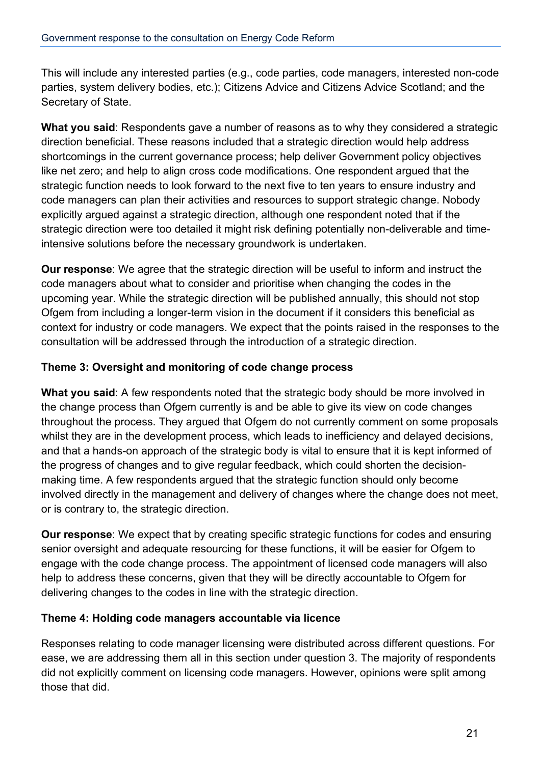This will include any interested parties (e.g., code parties, code managers, interested non-code parties, system delivery bodies, etc.); Citizens Advice and Citizens Advice Scotland; and the Secretary of State.

**What you said**: Respondents gave a number of reasons as to why they considered a strategic direction beneficial. These reasons included that a strategic direction would help address shortcomings in the current governance process; help deliver Government policy objectives like net zero; and help to align cross code modifications. One respondent argued that the strategic function needs to look forward to the next five to ten years to ensure industry and code managers can plan their activities and resources to support strategic change. Nobody explicitly argued against a strategic direction, although one respondent noted that if the strategic direction were too detailed it might risk defining potentially non-deliverable and time-intensive solutions before the necessary groundwork is undertaken.

**Our response**: We agree that the strategic direction will be useful to inform and instruct the code managers about what to consider and prioritise when changing the codes in the upcoming year. While the strategic direction will be published annually, this should not stop Ofgem from including a longer-term vision in the document if it considers this beneficial as context for industry or code managers. We expect that the points raised in the responses to the consultation will be addressed through the introduction of a strategic direction.

**Theme 3: Oversight and monitoring of code change process**

**What you said**: A few respondents noted that the strategic body should be more involved in the change process than Ofgem currently is and be able to give its view on code changes throughout the process. They argued that Ofgem do not currently comment on some proposals whilst they are in the development process, which leads to inefficiency and delayed decisions, and that a hands-on approach of the strategic body is vital to ensure that it is kept informed of the progress of changes and to give regular feedback, which could shorten the decision-making time. A few respondents argued that the strategic function should only become involved directly in the management and delivery of changes where the change does not meet, or is contrary to, the strategic direction.

**Our response**: We expect that by creating specific strategic functions for codes and ensuring senior oversight and adequate resourcing for these functions, it will be easier for Ofgem to engage with the code change process. The appointment of licensed code managers will also help to address these concerns, given that they will be directly accountable to Ofgem for delivering changes to the codes in line with the strategic direction.

**Theme 4: Holding code managers accountable via licence**

Responses relating to code manager licensing were distributed across different questions. For ease, we are addressing them all in this section under question 3. The majority of respondents did not explicitly comment on licensing code managers. However, opinions were split among those that did.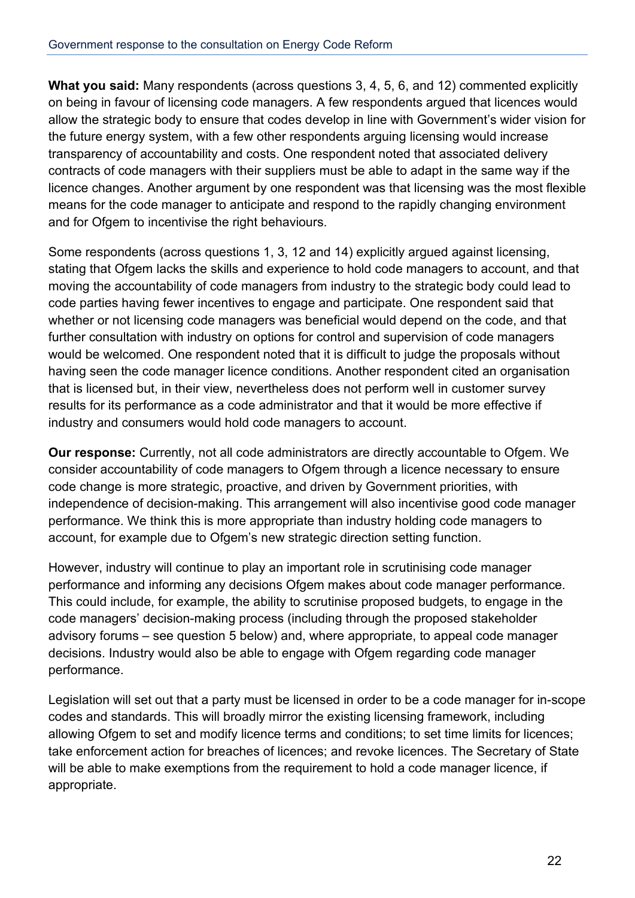**What you said:** Many respondents (across questions 3, 4, 5, 6, and 12) commented explicitly on being in favour of licensing code managers. A few respondents argued that licences would allow the strategic body to ensure that codes develop in line with Government's wider vision for the future energy system, with a few other respondents arguing licensing would increase transparency of accountability and costs. One respondent noted that associated delivery contracts of code managers with their suppliers must be able to adapt in the same way if the licence changes. Another argument by one respondent was that licensing was the most flexible means for the code manager to anticipate and respond to the rapidly changing environment and for Ofgem to incentivise the right behaviours.

Some respondents (across questions 1, 3, 12 and 14) explicitly argued against licensing, stating that Ofgem lacks the skills and experience to hold code managers to account, and that moving the accountability of code managers from industry to the strategic body could lead to code parties having fewer incentives to engage and participate. One respondent said that whether or not licensing code managers was beneficial would depend on the code, and that further consultation with industry on options for control and supervision of code managers would be welcomed. One respondent noted that it is difficult to judge the proposals without having seen the code manager licence conditions. Another respondent cited an organisation that is licensed but, in their view, nevertheless does not perform well in customer survey results for its performance as a code administrator and that it would be more effective if industry and consumers would hold code managers to account.

**Our response:** Currently, not all code administrators are directly accountable to Ofgem. We consider accountability of code managers to Ofgem through a licence necessary to ensure code change is more strategic, proactive, and driven by Government priorities, with independence of decision-making. This arrangement will also incentivise good code manager performance. We think this is more appropriate than industry holding code managers to account, for example due to Ofgem's new strategic direction setting function.

However, industry will continue to play an important role in scrutinising code manager performance and informing any decisions Ofgem makes about code manager performance. This could include, for example, the ability to scrutinise proposed budgets, to engage in the code managers' decision-making process (including through the proposed stakeholder advisory forums – see question 5 below) and, where appropriate, to appeal code manager decisions. Industry would also be able to engage with Ofgem regarding code manager performance.

Legislation will set out that a party must be licensed in order to be a code manager for in-scope codes and standards. This will broadly mirror the existing licensing framework, including allowing Ofgem to set and modify licence terms and conditions; to set time limits for licences; take enforcement action for breaches of licences; and revoke licences. The Secretary of State will be able to make exemptions from the requirement to hold a code manager licence, if appropriate.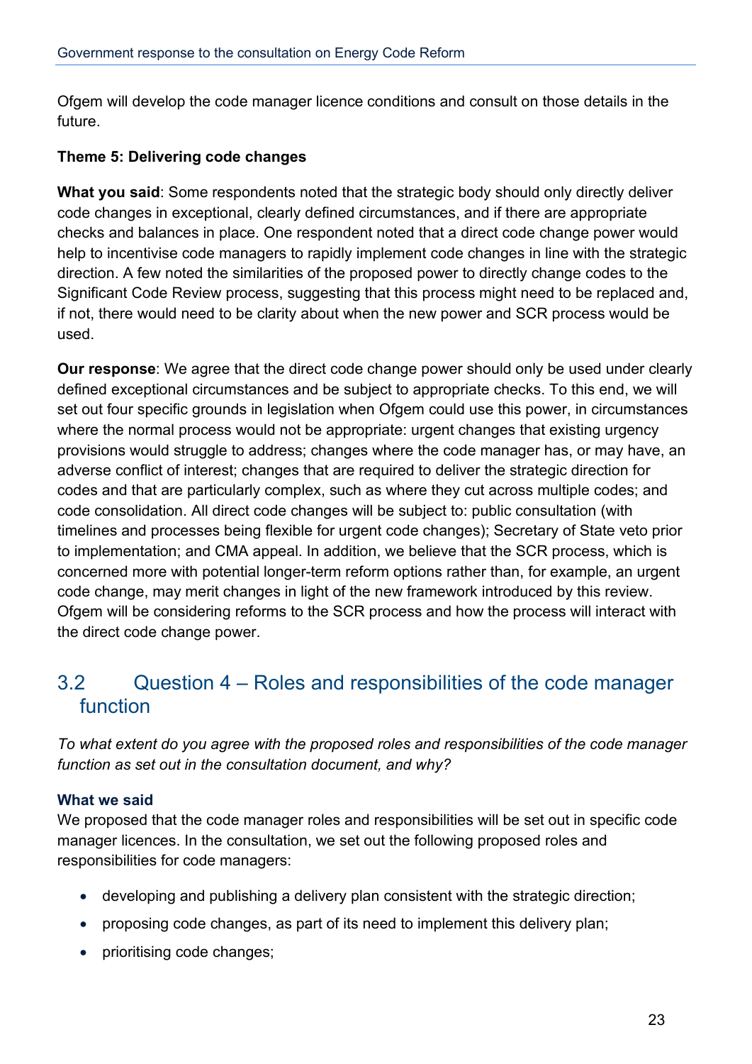Ofgem will develop the code manager licence conditions and consult on those details in the future.

**Theme 5: Delivering code changes**

**What you said**: Some respondents noted that the strategic body should only directly deliver code changes in exceptional, clearly defined circumstances, and if there are appropriate checks and balances in place. One respondent noted that a direct code change power would help to incentivise code managers to rapidly implement code changes in line with the strategic direction. A few noted the similarities of the proposed power to directly change codes to the Significant Code Review process, suggesting that this process might need to be replaced and, if not, there would need to be clarity about when the new power and SCR process would be used.

**Our response**: We agree that the direct code change power should only be used under clearly defined exceptional circumstances and be subject to appropriate checks. To this end, we will set out four specific grounds in legislation when Ofgem could use this power, in circumstances where the normal process would not be appropriate: urgent changes that existing urgency provisions would struggle to address; changes where the code manager has, or may have, an adverse conflict of interest; changes that are required to deliver the strategic direction for codes and that are particularly complex, such as where they cut across multiple codes; and code consolidation. All direct code changes will be subject to: public consultation (with timelines and processes being flexible for urgent code changes); Secretary of State veto prior to implementation; and CMA appeal. In addition, we believe that the SCR process, which is concerned more with potential longer-term reform options rather than, for example, an urgent code change, may merit changes in light of the new framework introduced by this review. Ofgem will be considering reforms to the SCR process and how the process will interact with the direct code change power.

## 3.2 Question 4 – Roles and responsibilities of the code manager function

*To what extent do you agree with the proposed roles and responsibilities of the code manager function as set out in the consultation document, and why?*

### What we said

We proposed that the code manager roles and responsibilities will be set out in specific code manager licences. In the consultation, we set out the following proposed roles and responsibilities for code managers:

- developing and publishing a delivery plan consistent with the strategic direction;
- proposing code changes, as part of its need to implement this delivery plan;
- prioritising code changes;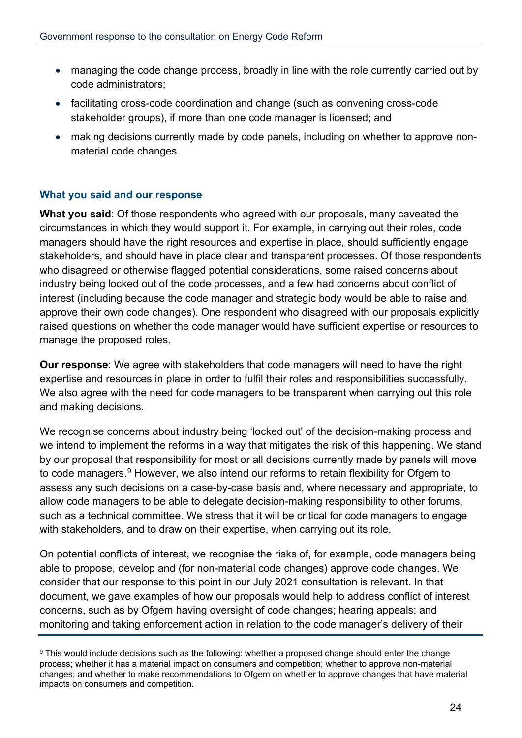- managing the code change process, broadly in line with the role currently carried out by code administrators;
- facilitating cross-code coordination and change (such as convening cross-code stakeholder groups), if more than one code manager is licensed; and
- making decisions currently made by code panels, including on whether to approve non-material code changes.

### What you said and our response

**What you said**: Of those respondents who agreed with our proposals, many caveated the circumstances in which they would support it. For example, in carrying out their roles, code managers should have the right resources and expertise in place, should sufficiently engage stakeholders, and should have in place clear and transparent processes. Of those respondents who disagreed or otherwise flagged potential considerations, some raised concerns about industry being locked out of the code processes, and a few had concerns about conflict of interest (including because the code manager and strategic body would be able to raise and approve their own code changes). One respondent who disagreed with our proposals explicitly raised questions on whether the code manager would have sufficient expertise or resources to manage the proposed roles.

**Our response**: We agree with stakeholders that code managers will need to have the right expertise and resources in place in order to fulfil their roles and responsibilities successfully. We also agree with the need for code managers to be transparent when carrying out this role and making decisions.

We recognise concerns about industry being 'locked out' of the decision-making process and we intend to implement the reforms in a way that mitigates the risk of this happening. We stand by our proposal that responsibility for most or all decisions currently made by panels will move to code managers.[9] However, we also intend our reforms to retain flexibility for Ofgem to assess any such decisions on a case-by-case basis and, where necessary and appropriate, to allow code managers to be able to delegate decision-making responsibility to other forums, such as a technical committee. We stress that it will be critical for code managers to engage with stakeholders, and to draw on their expertise, when carrying out its role.

On potential conflicts of interest, we recognise the risks of, for example, code managers being able to propose, develop and (for non-material code changes) approve code changes. We consider that our response to this point in our July 2021 consultation is relevant. In that document, we gave examples of how our proposals would help to address conflict of interest concerns, such as by Ofgem having oversight of code changes; hearing appeals; and monitoring and taking enforcement action in relation to the code manager's delivery of their

[9] This would include decisions such as the following: whether a proposed change should enter the change process; whether it has a material impact on consumers and competition; whether to approve non-material changes; and whether to make recommendations to Ofgem on whether to approve changes that have material impacts on consumers and competition.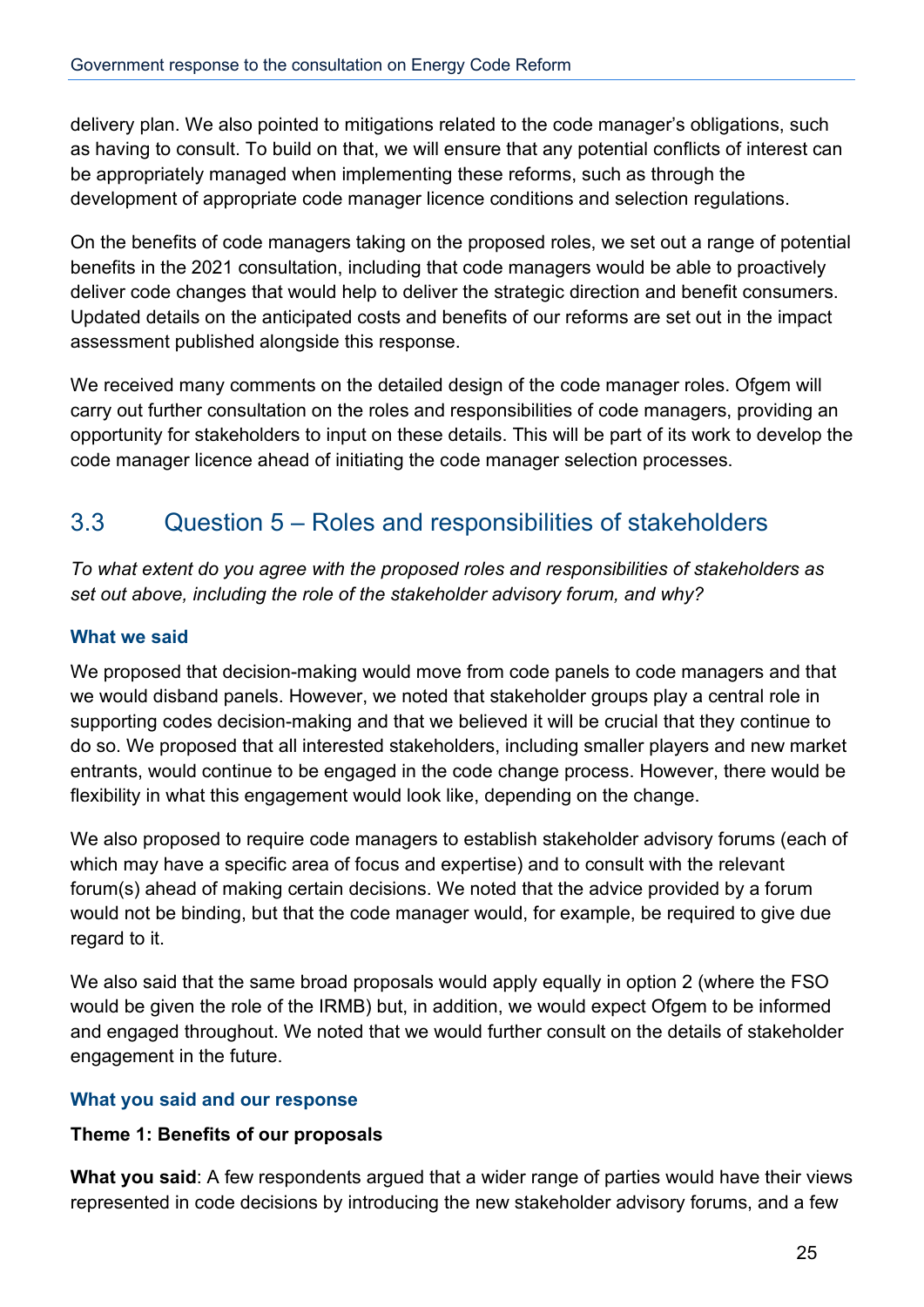delivery plan. We also pointed to mitigations related to the code manager's obligations, such as having to consult. To build on that, we will ensure that any potential conflicts of interest can be appropriately managed when implementing these reforms, such as through the development of appropriate code manager licence conditions and selection regulations.

On the benefits of code managers taking on the proposed roles, we set out a range of potential benefits in the 2021 consultation, including that code managers would be able to proactively deliver code changes that would help to deliver the strategic direction and benefit consumers. Updated details on the anticipated costs and benefits of our reforms are set out in the impact assessment published alongside this response.

We received many comments on the detailed design of the code manager roles. Ofgem will carry out further consultation on the roles and responsibilities of code managers, providing an opportunity for stakeholders to input on these details. This will be part of its work to develop the code manager licence ahead of initiating the code manager selection processes.

## 3.3 Question 5 – Roles and responsibilities of stakeholders

*To what extent do you agree with the proposed roles and responsibilities of stakeholders as set out above, including the role of the stakeholder advisory forum, and why?*

### What we said

We proposed that decision-making would move from code panels to code managers and that we would disband panels. However, we noted that stakeholder groups play a central role in supporting codes decision-making and that we believed it will be crucial that they continue to do so. We proposed that all interested stakeholders, including smaller players and new market entrants, would continue to be engaged in the code change process. However, there would be flexibility in what this engagement would look like, depending on the change.

We also proposed to require code managers to establish stakeholder advisory forums (each of which may have a specific area of focus and expertise) and to consult with the relevant forum(s) ahead of making certain decisions. We noted that the advice provided by a forum would not be binding, but that the code manager would, for example, be required to give due regard to it.

We also said that the same broad proposals would apply equally in option 2 (where the FSO would be given the role of the IRMB) but, in addition, we would expect Ofgem to be informed and engaged throughout. We noted that we would further consult on the details of stakeholder engagement in the future.

### What you said and our response

**Theme 1: Benefits of our proposals**

**What you said**: A few respondents argued that a wider range of parties would have their views represented in code decisions by introducing the new stakeholder advisory forums, and a few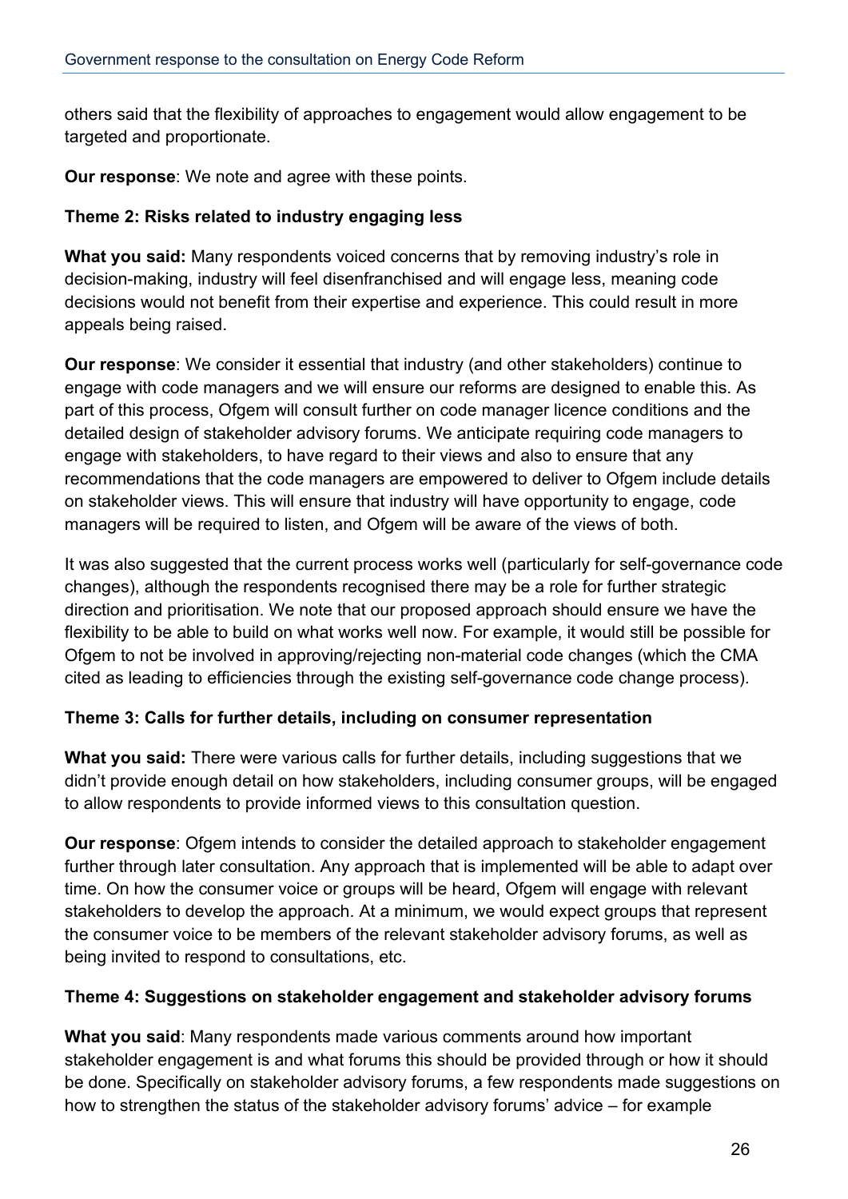others said that the flexibility of approaches to engagement would allow engagement to be targeted and proportionate.

**Our response**: We note and agree with these points.

**Theme 2: Risks related to industry engaging less**

**What you said:** Many respondents voiced concerns that by removing industry's role in decision-making, industry will feel disenfranchised and will engage less, meaning code decisions would not benefit from their expertise and experience. This could result in more appeals being raised.

**Our response**: We consider it essential that industry (and other stakeholders) continue to engage with code managers and we will ensure our reforms are designed to enable this. As part of this process, Ofgem will consult further on code manager licence conditions and the detailed design of stakeholder advisory forums. We anticipate requiring code managers to engage with stakeholders, to have regard to their views and also to ensure that any recommendations that the code managers are empowered to deliver to Ofgem include details on stakeholder views. This will ensure that industry will have opportunity to engage, code managers will be required to listen, and Ofgem will be aware of the views of both.

It was also suggested that the current process works well (particularly for self-governance code changes), although the respondents recognised there may be a role for further strategic direction and prioritisation. We note that our proposed approach should ensure we have the flexibility to be able to build on what works well now. For example, it would still be possible for Ofgem to not be involved in approving/rejecting non-material code changes (which the CMA cited as leading to efficiencies through the existing self-governance code change process).

**Theme 3: Calls for further details, including on consumer representation**

**What you said:** There were various calls for further details, including suggestions that we didn't provide enough detail on how stakeholders, including consumer groups, will be engaged to allow respondents to provide informed views to this consultation question.

**Our response**: Ofgem intends to consider the detailed approach to stakeholder engagement further through later consultation. Any approach that is implemented will be able to adapt over time. On how the consumer voice or groups will be heard, Ofgem will engage with relevant stakeholders to develop the approach. At a minimum, we would expect groups that represent the consumer voice to be members of the relevant stakeholder advisory forums, as well as being invited to respond to consultations, etc.

**Theme 4: Suggestions on stakeholder engagement and stakeholder advisory forums**

**What you said**: Many respondents made various comments around how important stakeholder engagement is and what forums this should be provided through or how it should be done. Specifically on stakeholder advisory forums, a few respondents made suggestions on how to strengthen the status of the stakeholder advisory forums' advice – for example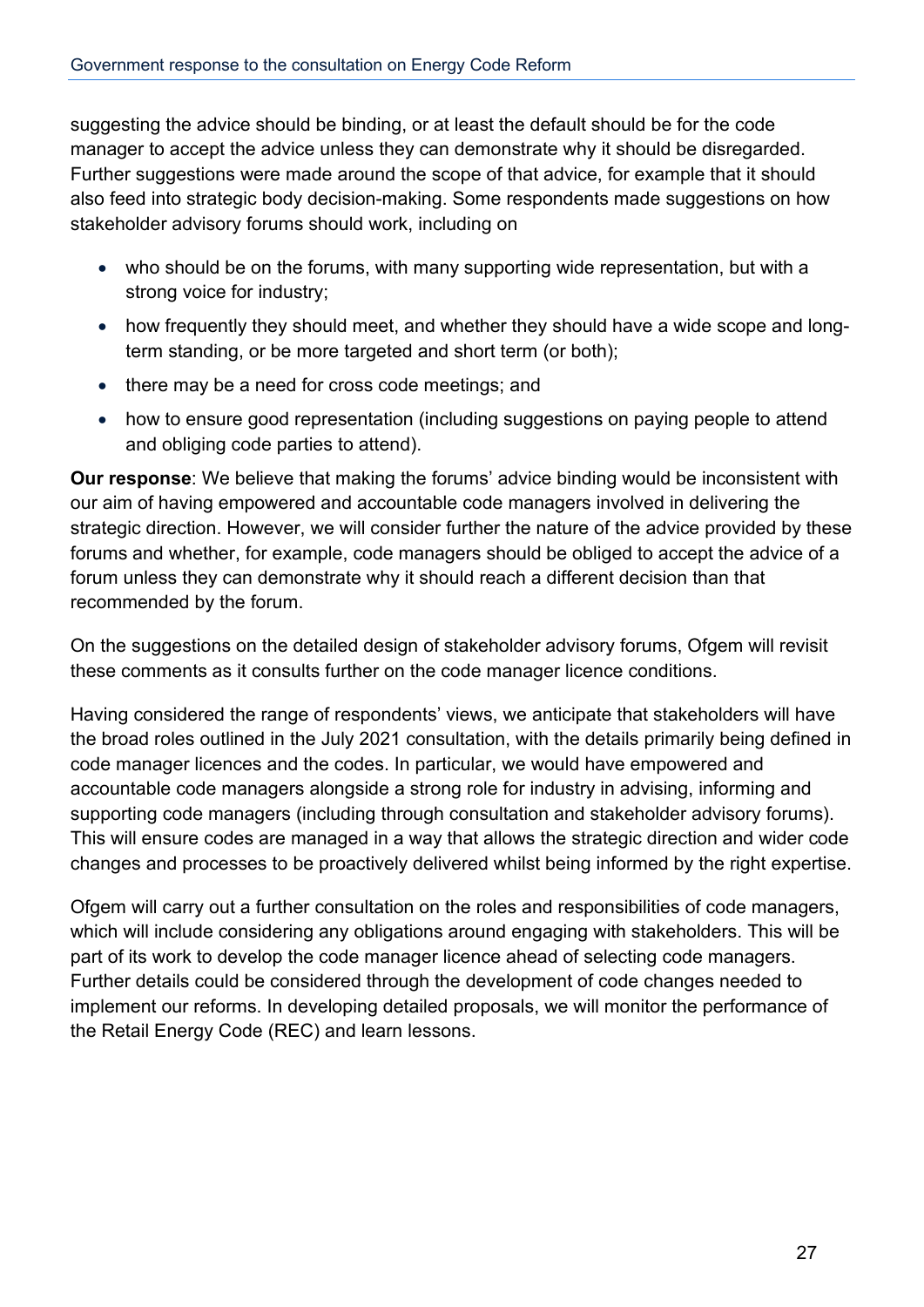suggesting the advice should be binding, or at least the default should be for the code manager to accept the advice unless they can demonstrate why it should be disregarded. Further suggestions were made around the scope of that advice, for example that it should also feed into strategic body decision-making. Some respondents made suggestions on how stakeholder advisory forums should work, including on

- who should be on the forums, with many supporting wide representation, but with a strong voice for industry;
- how frequently they should meet, and whether they should have a wide scope and long-term standing, or be more targeted and short term (or both);
- there may be a need for cross code meetings; and
- how to ensure good representation (including suggestions on paying people to attend and obliging code parties to attend).

**Our response**: We believe that making the forums' advice binding would be inconsistent with our aim of having empowered and accountable code managers involved in delivering the strategic direction. However, we will consider further the nature of the advice provided by these forums and whether, for example, code managers should be obliged to accept the advice of a forum unless they can demonstrate why it should reach a different decision than that recommended by the forum.

On the suggestions on the detailed design of stakeholder advisory forums, Ofgem will revisit these comments as it consults further on the code manager licence conditions.

Having considered the range of respondents' views, we anticipate that stakeholders will have the broad roles outlined in the July 2021 consultation, with the details primarily being defined in code manager licences and the codes. In particular, we would have empowered and accountable code managers alongside a strong role for industry in advising, informing and supporting code managers (including through consultation and stakeholder advisory forums). This will ensure codes are managed in a way that allows the strategic direction and wider code changes and processes to be proactively delivered whilst being informed by the right expertise.

Ofgem will carry out a further consultation on the roles and responsibilities of code managers, which will include considering any obligations around engaging with stakeholders. This will be part of its work to develop the code manager licence ahead of selecting code managers. Further details could be considered through the development of code changes needed to implement our reforms. In developing detailed proposals, we will monitor the performance of the Retail Energy Code (REC) and learn lessons.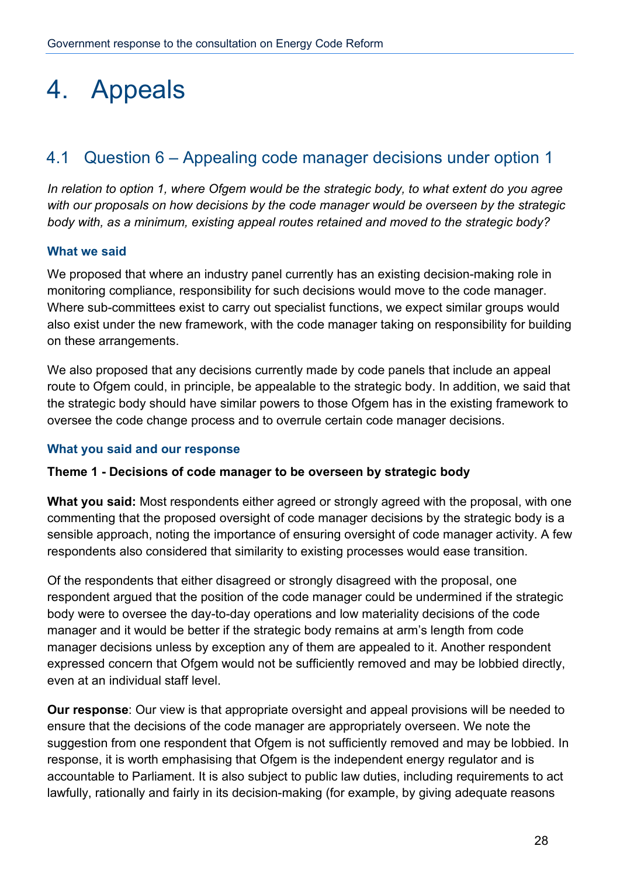# 4. Appeals

## 4.1 Question 6 – Appealing code manager decisions under option 1

*In relation to option 1, where Ofgem would be the strategic body, to what extent do you agree with our proposals on how decisions by the code manager would be overseen by the strategic body with, as a minimum, existing appeal routes retained and moved to the strategic body?*

### What we said

We proposed that where an industry panel currently has an existing decision-making role in monitoring compliance, responsibility for such decisions would move to the code manager. Where sub-committees exist to carry out specialist functions, we expect similar groups would also exist under the new framework, with the code manager taking on responsibility for building on these arrangements.

We also proposed that any decisions currently made by code panels that include an appeal route to Ofgem could, in principle, be appealable to the strategic body. In addition, we said that the strategic body should have similar powers to those Ofgem has in the existing framework to oversee the code change process and to overrule certain code manager decisions.

### What you said and our response

**Theme 1 - Decisions of code manager to be overseen by strategic body**

**What you said:** Most respondents either agreed or strongly agreed with the proposal, with one commenting that the proposed oversight of code manager decisions by the strategic body is a sensible approach, noting the importance of ensuring oversight of code manager activity. A few respondents also considered that similarity to existing processes would ease transition.

Of the respondents that either disagreed or strongly disagreed with the proposal, one respondent argued that the position of the code manager could be undermined if the strategic body were to oversee the day-to-day operations and low materiality decisions of the code manager and it would be better if the strategic body remains at arm's length from code manager decisions unless by exception any of them are appealed to it. Another respondent expressed concern that Ofgem would not be sufficiently removed and may be lobbied directly, even at an individual staff level.

**Our response**: Our view is that appropriate oversight and appeal provisions will be needed to ensure that the decisions of the code manager are appropriately overseen. We note the suggestion from one respondent that Ofgem is not sufficiently removed and may be lobbied. In response, it is worth emphasising that Ofgem is the independent energy regulator and is accountable to Parliament. It is also subject to public law duties, including requirements to act lawfully, rationally and fairly in its decision-making (for example, by giving adequate reasons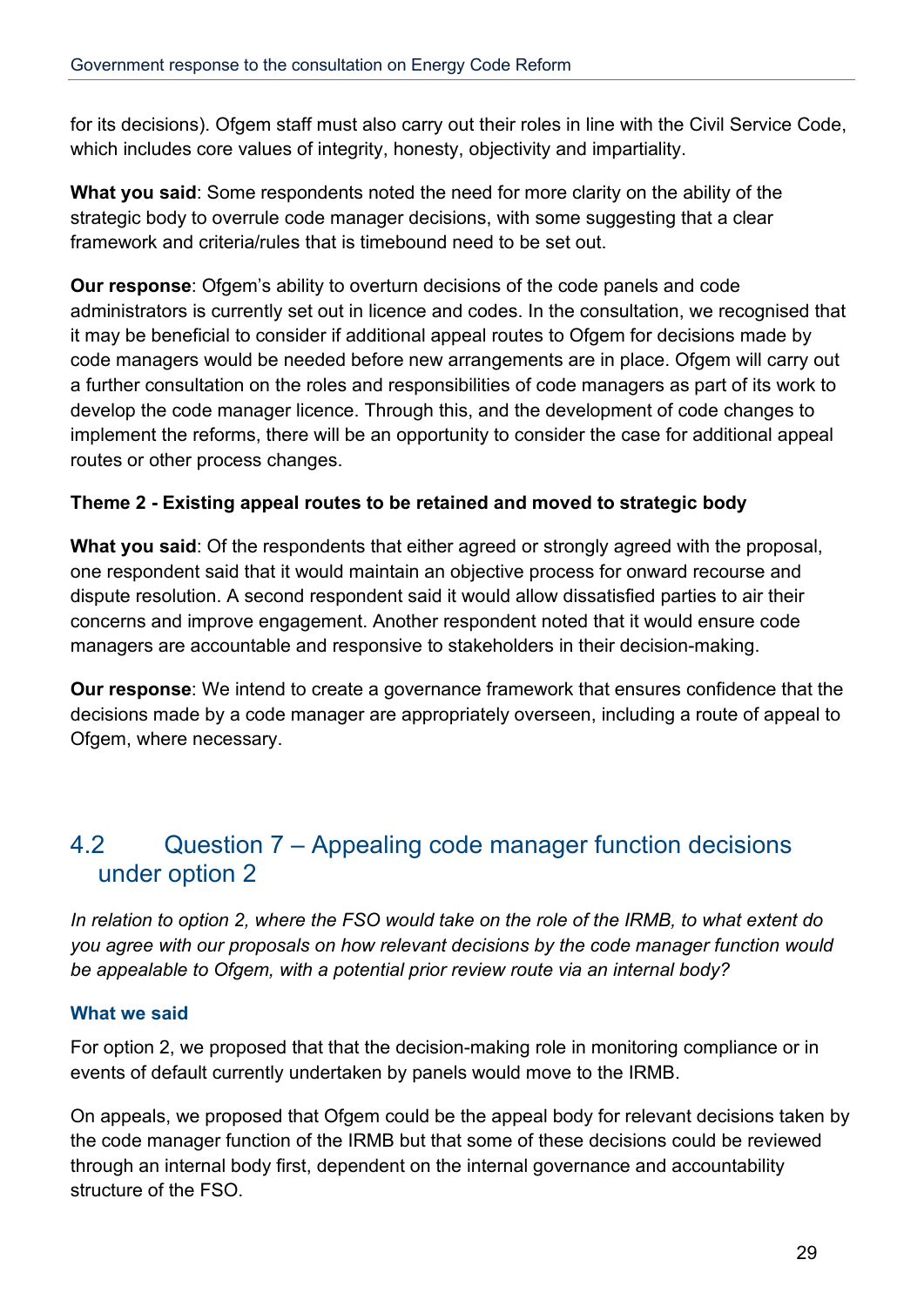for its decisions). Ofgem staff must also carry out their roles in line with the Civil Service Code, which includes core values of integrity, honesty, objectivity and impartiality.

**What you said**: Some respondents noted the need for more clarity on the ability of the strategic body to overrule code manager decisions, with some suggesting that a clear framework and criteria/rules that is timebound need to be set out.

**Our response**: Ofgem's ability to overturn decisions of the code panels and code administrators is currently set out in licence and codes. In the consultation, we recognised that it may be beneficial to consider if additional appeal routes to Ofgem for decisions made by code managers would be needed before new arrangements are in place. Ofgem will carry out a further consultation on the roles and responsibilities of code managers as part of its work to develop the code manager licence. Through this, and the development of code changes to implement the reforms, there will be an opportunity to consider the case for additional appeal routes or other process changes.

**Theme 2 - Existing appeal routes to be retained and moved to strategic body**

**What you said**: Of the respondents that either agreed or strongly agreed with the proposal, one respondent said that it would maintain an objective process for onward recourse and dispute resolution. A second respondent said it would allow dissatisfied parties to air their concerns and improve engagement. Another respondent noted that it would ensure code managers are accountable and responsive to stakeholders in their decision-making.

**Our response**: We intend to create a governance framework that ensures confidence that the decisions made by a code manager are appropriately overseen, including a route of appeal to Ofgem, where necessary.

## 4.2 Question 7 – Appealing code manager function decisions under option 2

*In relation to option 2, where the FSO would take on the role of the IRMB, to what extent do you agree with our proposals on how relevant decisions by the code manager function would be appealable to Ofgem, with a potential prior review route via an internal body?*

### What we said

For option 2, we proposed that that the decision-making role in monitoring compliance or in events of default currently undertaken by panels would move to the IRMB.

On appeals, we proposed that Ofgem could be the appeal body for relevant decisions taken by the code manager function of the IRMB but that some of these decisions could be reviewed through an internal body first, dependent on the internal governance and accountability structure of the FSO.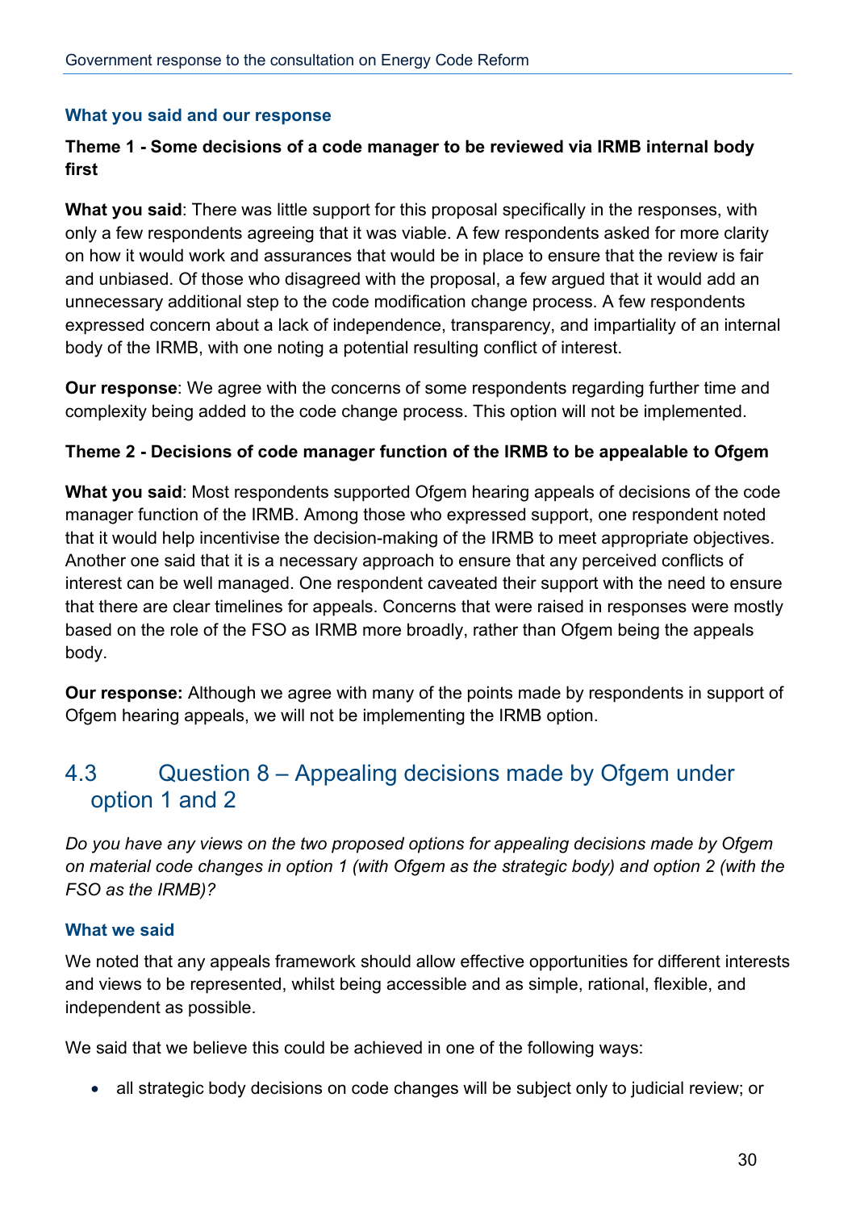### What you said and our response

**Theme 1 - Some decisions of a code manager to be reviewed via IRMB internal body first**

**What you said**: There was little support for this proposal specifically in the responses, with only a few respondents agreeing that it was viable. A few respondents asked for more clarity on how it would work and assurances that would be in place to ensure that the review is fair and unbiased. Of those who disagreed with the proposal, a few argued that it would add an unnecessary additional step to the code modification change process. A few respondents expressed concern about a lack of independence, transparency, and impartiality of an internal body of the IRMB, with one noting a potential resulting conflict of interest.

**Our response**: We agree with the concerns of some respondents regarding further time and complexity being added to the code change process. This option will not be implemented.

**Theme 2 - Decisions of code manager function of the IRMB to be appealable to Ofgem**

**What you said**: Most respondents supported Ofgem hearing appeals of decisions of the code manager function of the IRMB. Among those who expressed support, one respondent noted that it would help incentivise the decision-making of the IRMB to meet appropriate objectives. Another one said that it is a necessary approach to ensure that any perceived conflicts of interest can be well managed. One respondent caveated their support with the need to ensure that there are clear timelines for appeals. Concerns that were raised in responses were mostly based on the role of the FSO as IRMB more broadly, rather than Ofgem being the appeals body.

**Our response:** Although we agree with many of the points made by respondents in support of Ofgem hearing appeals, we will not be implementing the IRMB option.

## 4.3 Question 8 – Appealing decisions made by Ofgem under option 1 and 2

*Do you have any views on the two proposed options for appealing decisions made by Ofgem on material code changes in option 1 (with Ofgem as the strategic body) and option 2 (with the FSO as the IRMB)?*

### What we said

We noted that any appeals framework should allow effective opportunities for different interests and views to be represented, whilst being accessible and as simple, rational, flexible, and independent as possible.

We said that we believe this could be achieved in one of the following ways:

- all strategic body decisions on code changes will be subject only to judicial review; or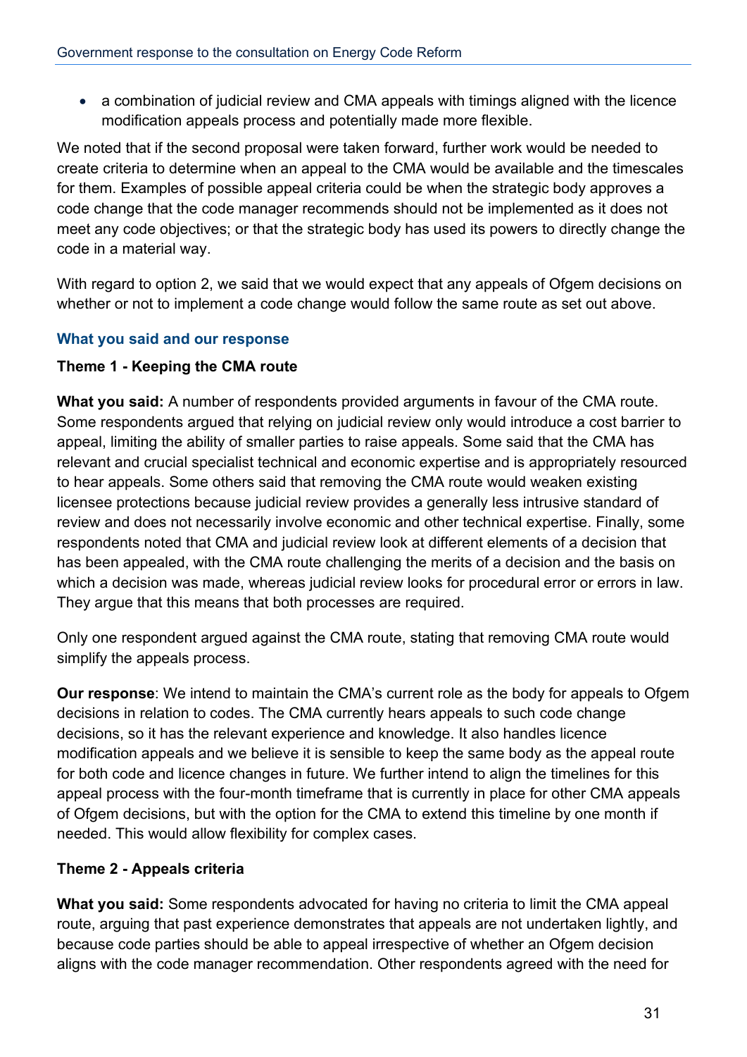- a combination of judicial review and CMA appeals with timings aligned with the licence modification appeals process and potentially made more flexible.

We noted that if the second proposal were taken forward, further work would be needed to create criteria to determine when an appeal to the CMA would be available and the timescales for them. Examples of possible appeal criteria could be when the strategic body approves a code change that the code manager recommends should not be implemented as it does not meet any code objectives; or that the strategic body has used its powers to directly change the code in a material way.

With regard to option 2, we said that we would expect that any appeals of Ofgem decisions on whether or not to implement a code change would follow the same route as set out above.

### What you said and our response

#### Theme 1 - Keeping the CMA route

**What you said:** A number of respondents provided arguments in favour of the CMA route. Some respondents argued that relying on judicial review only would introduce a cost barrier to appeal, limiting the ability of smaller parties to raise appeals. Some said that the CMA has relevant and crucial specialist technical and economic expertise and is appropriately resourced to hear appeals. Some others said that removing the CMA route would weaken existing licensee protections because judicial review provides a generally less intrusive standard of review and does not necessarily involve economic and other technical expertise. Finally, some respondents noted that CMA and judicial review look at different elements of a decision that has been appealed, with the CMA route challenging the merits of a decision and the basis on which a decision was made, whereas judicial review looks for procedural error or errors in law. They argue that this means that both processes are required.

Only one respondent argued against the CMA route, stating that removing CMA route would simplify the appeals process.

**Our response**: We intend to maintain the CMA's current role as the body for appeals to Ofgem decisions in relation to codes. The CMA currently hears appeals to such code change decisions, so it has the relevant experience and knowledge. It also handles licence modification appeals and we believe it is sensible to keep the same body as the appeal route for both code and licence changes in future. We further intend to align the timelines for this appeal process with the four-month timeframe that is currently in place for other CMA appeals of Ofgem decisions, but with the option for the CMA to extend this timeline by one month if needed. This would allow flexibility for complex cases.

#### Theme 2 - Appeals criteria

**What you said:** Some respondents advocated for having no criteria to limit the CMA appeal route, arguing that past experience demonstrates that appeals are not undertaken lightly, and because code parties should be able to appeal irrespective of whether an Ofgem decision aligns with the code manager recommendation. Other respondents agreed with the need for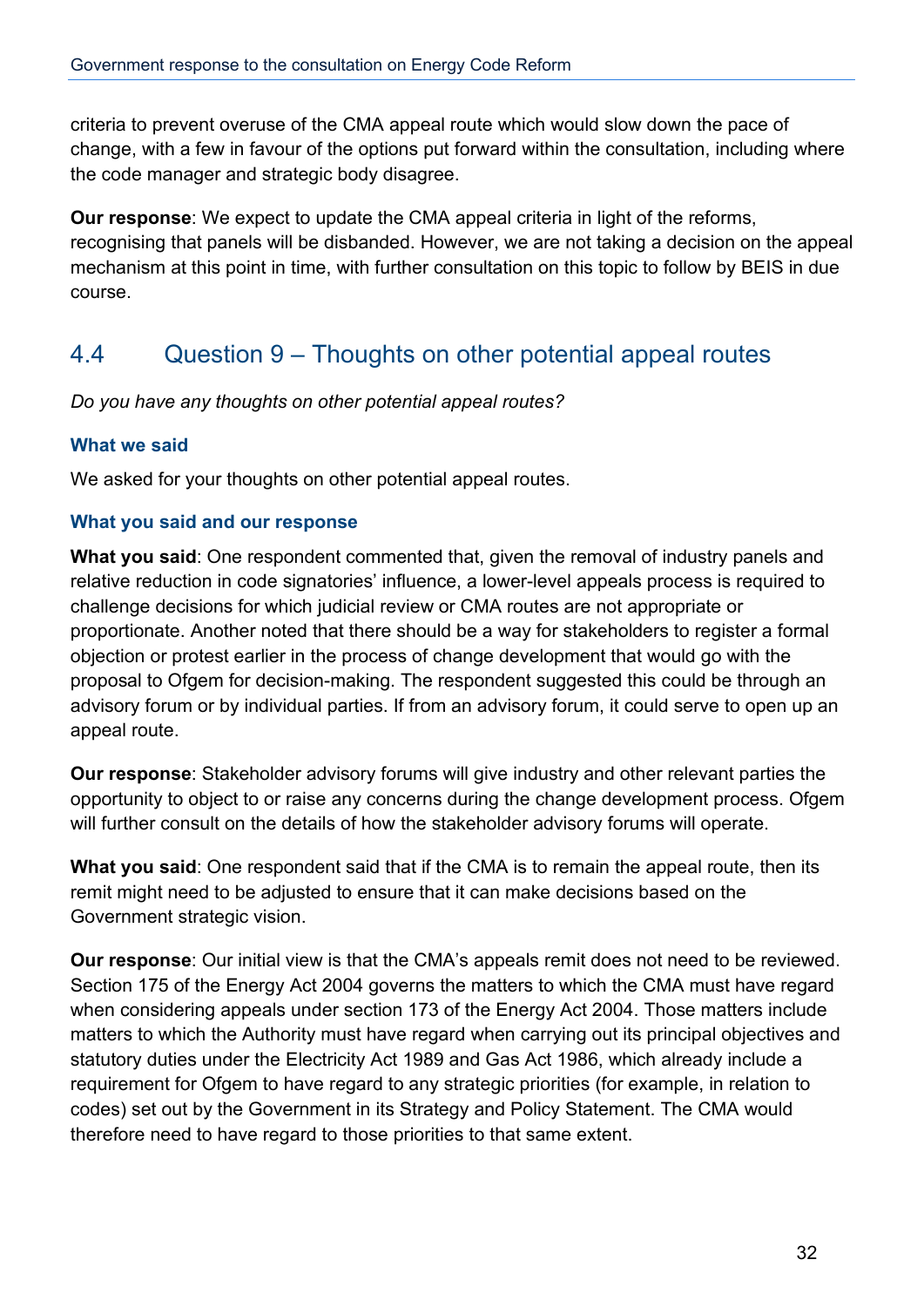criteria to prevent overuse of the CMA appeal route which would slow down the pace of change, with a few in favour of the options put forward within the consultation, including where the code manager and strategic body disagree.

**Our response**: We expect to update the CMA appeal criteria in light of the reforms, recognising that panels will be disbanded. However, we are not taking a decision on the appeal mechanism at this point in time, with further consultation on this topic to follow by BEIS in due course.

## 4.4 Question 9 – Thoughts on other potential appeal routes

*Do you have any thoughts on other potential appeal routes?*

### What we said

We asked for your thoughts on other potential appeal routes.

### What you said and our response

**What you said**: One respondent commented that, given the removal of industry panels and relative reduction in code signatories' influence, a lower-level appeals process is required to challenge decisions for which judicial review or CMA routes are not appropriate or proportionate. Another noted that there should be a way for stakeholders to register a formal objection or protest earlier in the process of change development that would go with the proposal to Ofgem for decision-making. The respondent suggested this could be through an advisory forum or by individual parties. If from an advisory forum, it could serve to open up an appeal route.

**Our response**: Stakeholder advisory forums will give industry and other relevant parties the opportunity to object to or raise any concerns during the change development process. Ofgem will further consult on the details of how the stakeholder advisory forums will operate.

**What you said**: One respondent said that if the CMA is to remain the appeal route, then its remit might need to be adjusted to ensure that it can make decisions based on the Government strategic vision.

**Our response**: Our initial view is that the CMA's appeals remit does not need to be reviewed. Section 175 of the Energy Act 2004 governs the matters to which the CMA must have regard when considering appeals under section 173 of the Energy Act 2004. Those matters include matters to which the Authority must have regard when carrying out its principal objectives and statutory duties under the Electricity Act 1989 and Gas Act 1986, which already include a requirement for Ofgem to have regard to any strategic priorities (for example, in relation to codes) set out by the Government in its Strategy and Policy Statement. The CMA would therefore need to have regard to those priorities to that same extent.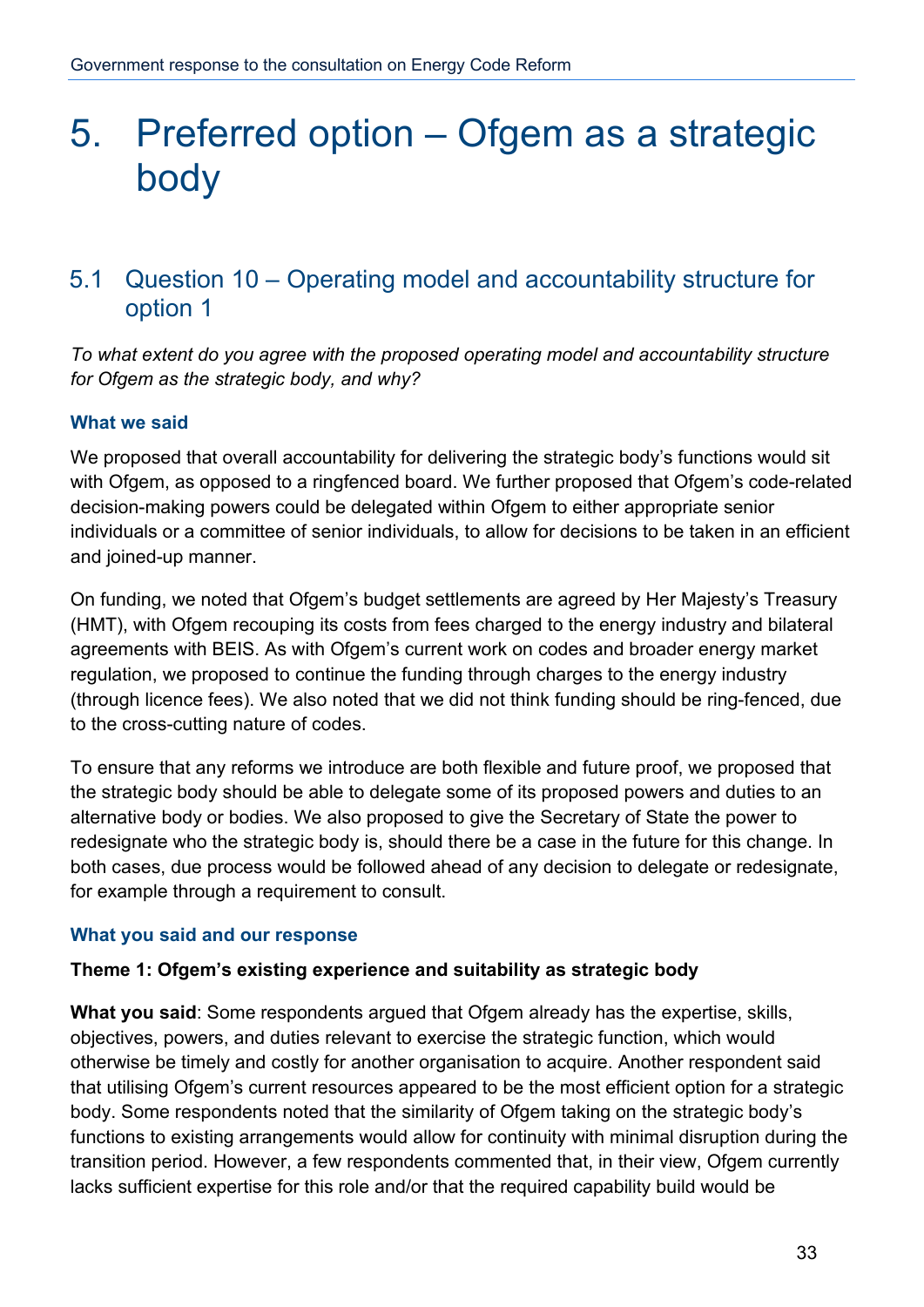# 5. Preferred option – Ofgem as a strategic body

## 5.1 Question 10 – Operating model and accountability structure for option 1

*To what extent do you agree with the proposed operating model and accountability structure for Ofgem as the strategic body, and why?*

### What we said

We proposed that overall accountability for delivering the strategic body's functions would sit with Ofgem, as opposed to a ringfenced board. We further proposed that Ofgem's code-related decision-making powers could be delegated within Ofgem to either appropriate senior individuals or a committee of senior individuals, to allow for decisions to be taken in an efficient and joined-up manner.

On funding, we noted that Ofgem's budget settlements are agreed by Her Majesty's Treasury (HMT), with Ofgem recouping its costs from fees charged to the energy industry and bilateral agreements with BEIS. As with Ofgem's current work on codes and broader energy market regulation, we proposed to continue the funding through charges to the energy industry (through licence fees). We also noted that we did not think funding should be ring-fenced, due to the cross-cutting nature of codes.

To ensure that any reforms we introduce are both flexible and future proof, we proposed that the strategic body should be able to delegate some of its proposed powers and duties to an alternative body or bodies. We also proposed to give the Secretary of State the power to redesignate who the strategic body is, should there be a case in the future for this change. In both cases, due process would be followed ahead of any decision to delegate or redesignate, for example through a requirement to consult.

### What you said and our response

**Theme 1: Ofgem's existing experience and suitability as strategic body**

**What you said**: Some respondents argued that Ofgem already has the expertise, skills, objectives, powers, and duties relevant to exercise the strategic function, which would otherwise be timely and costly for another organisation to acquire. Another respondent said that utilising Ofgem's current resources appeared to be the most efficient option for a strategic body. Some respondents noted that the similarity of Ofgem taking on the strategic body's functions to existing arrangements would allow for continuity with minimal disruption during the transition period. However, a few respondents commented that, in their view, Ofgem currently lacks sufficient expertise for this role and/or that the required capability build would be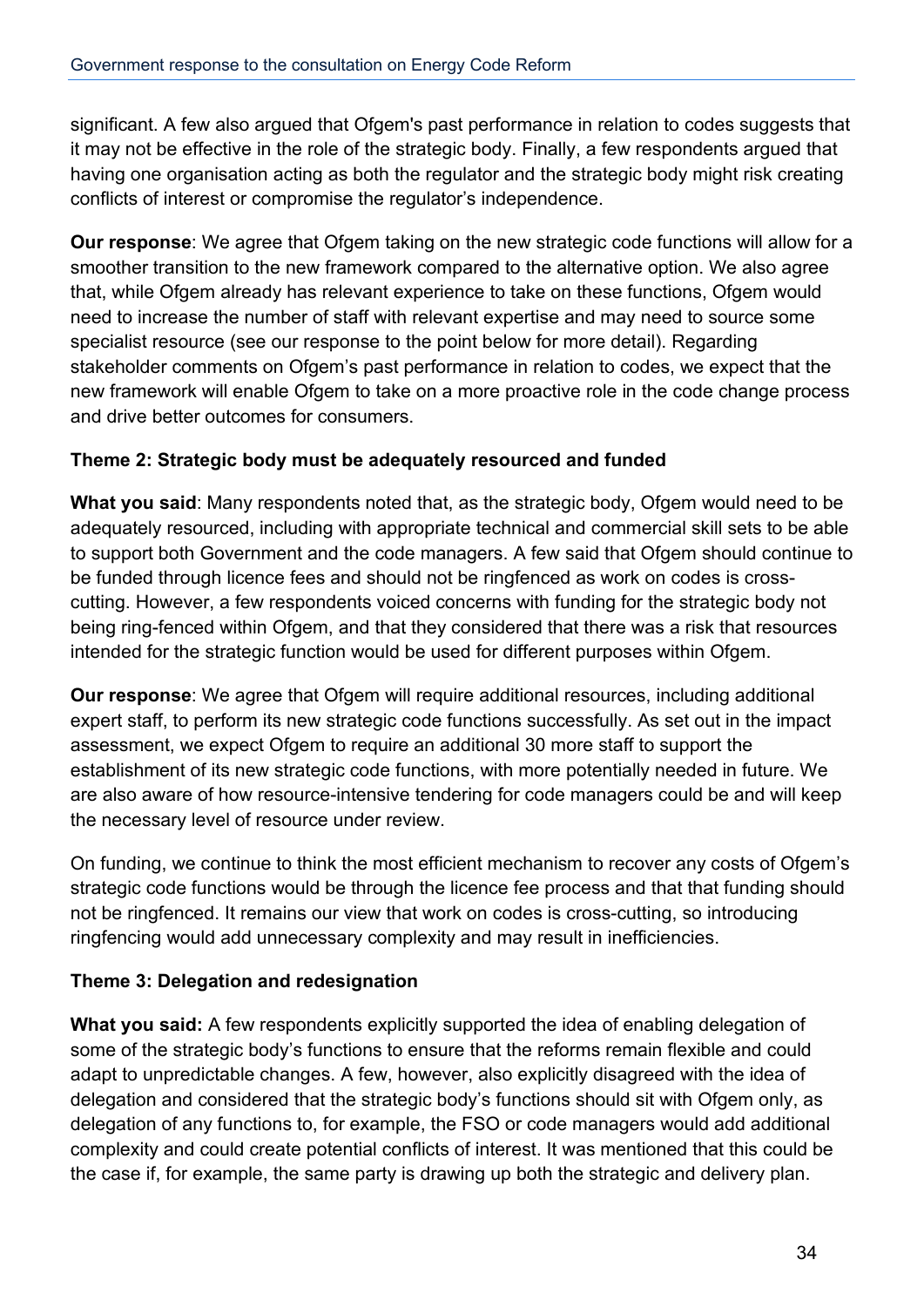significant. A few also argued that Ofgem's past performance in relation to codes suggests that it may not be effective in the role of the strategic body. Finally, a few respondents argued that having one organisation acting as both the regulator and the strategic body might risk creating conflicts of interest or compromise the regulator's independence.

**Our response**: We agree that Ofgem taking on the new strategic code functions will allow for a smoother transition to the new framework compared to the alternative option. We also agree that, while Ofgem already has relevant experience to take on these functions, Ofgem would need to increase the number of staff with relevant expertise and may need to source some specialist resource (see our response to the point below for more detail). Regarding stakeholder comments on Ofgem's past performance in relation to codes, we expect that the new framework will enable Ofgem to take on a more proactive role in the code change process and drive better outcomes for consumers.

**Theme 2: Strategic body must be adequately resourced and funded**

**What you said**: Many respondents noted that, as the strategic body, Ofgem would need to be adequately resourced, including with appropriate technical and commercial skill sets to be able to support both Government and the code managers. A few said that Ofgem should continue to be funded through licence fees and should not be ringfenced as work on codes is cross-cutting. However, a few respondents voiced concerns with funding for the strategic body not being ring-fenced within Ofgem, and that they considered that there was a risk that resources intended for the strategic function would be used for different purposes within Ofgem.

**Our response**: We agree that Ofgem will require additional resources, including additional expert staff, to perform its new strategic code functions successfully. As set out in the impact assessment, we expect Ofgem to require an additional 30 more staff to support the establishment of its new strategic code functions, with more potentially needed in future. We are also aware of how resource-intensive tendering for code managers could be and will keep the necessary level of resource under review.

On funding, we continue to think the most efficient mechanism to recover any costs of Ofgem's strategic code functions would be through the licence fee process and that that funding should not be ringfenced. It remains our view that work on codes is cross-cutting, so introducing ringfencing would add unnecessary complexity and may result in inefficiencies.

**Theme 3: Delegation and redesignation**

**What you said:** A few respondents explicitly supported the idea of enabling delegation of some of the strategic body's functions to ensure that the reforms remain flexible and could adapt to unpredictable changes. A few, however, also explicitly disagreed with the idea of delegation and considered that the strategic body's functions should sit with Ofgem only, as delegation of any functions to, for example, the FSO or code managers would add additional complexity and could create potential conflicts of interest. It was mentioned that this could be the case if, for example, the same party is drawing up both the strategic and delivery plan.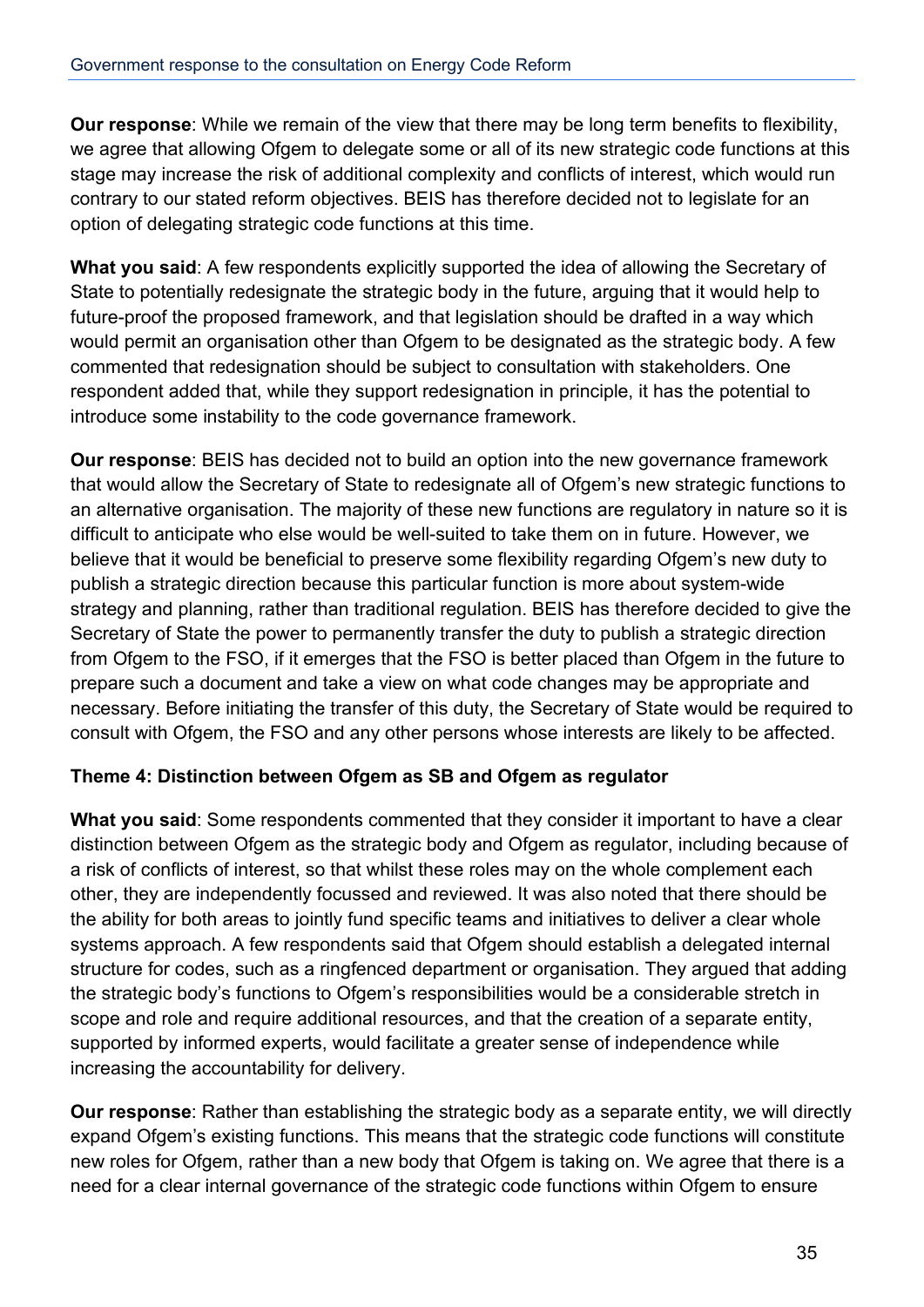**Our response**: While we remain of the view that there may be long term benefits to flexibility, we agree that allowing Ofgem to delegate some or all of its new strategic code functions at this stage may increase the risk of additional complexity and conflicts of interest, which would run contrary to our stated reform objectives. BEIS has therefore decided not to legislate for an option of delegating strategic code functions at this time.

**What you said**: A few respondents explicitly supported the idea of allowing the Secretary of State to potentially redesignate the strategic body in the future, arguing that it would help to future-proof the proposed framework, and that legislation should be drafted in a way which would permit an organisation other than Ofgem to be designated as the strategic body. A few commented that redesignation should be subject to consultation with stakeholders. One respondent added that, while they support redesignation in principle, it has the potential to introduce some instability to the code governance framework.

**Our response**: BEIS has decided not to build an option into the new governance framework that would allow the Secretary of State to redesignate all of Ofgem's new strategic functions to an alternative organisation. The majority of these new functions are regulatory in nature so it is difficult to anticipate who else would be well-suited to take them on in future. However, we believe that it would be beneficial to preserve some flexibility regarding Ofgem's new duty to publish a strategic direction because this particular function is more about system-wide strategy and planning, rather than traditional regulation. BEIS has therefore decided to give the Secretary of State the power to permanently transfer the duty to publish a strategic direction from Ofgem to the FSO, if it emerges that the FSO is better placed than Ofgem in the future to prepare such a document and take a view on what code changes may be appropriate and necessary. Before initiating the transfer of this duty, the Secretary of State would be required to consult with Ofgem, the FSO and any other persons whose interests are likely to be affected.

**Theme 4: Distinction between Ofgem as SB and Ofgem as regulator**

**What you said**: Some respondents commented that they consider it important to have a clear distinction between Ofgem as the strategic body and Ofgem as regulator, including because of a risk of conflicts of interest, so that whilst these roles may on the whole complement each other, they are independently focussed and reviewed. It was also noted that there should be the ability for both areas to jointly fund specific teams and initiatives to deliver a clear whole systems approach. A few respondents said that Ofgem should establish a delegated internal structure for codes, such as a ringfenced department or organisation. They argued that adding the strategic body's functions to Ofgem's responsibilities would be a considerable stretch in scope and role and require additional resources, and that the creation of a separate entity, supported by informed experts, would facilitate a greater sense of independence while increasing the accountability for delivery.

**Our response**: Rather than establishing the strategic body as a separate entity, we will directly expand Ofgem's existing functions. This means that the strategic code functions will constitute new roles for Ofgem, rather than a new body that Ofgem is taking on. We agree that there is a need for a clear internal governance of the strategic code functions within Ofgem to ensure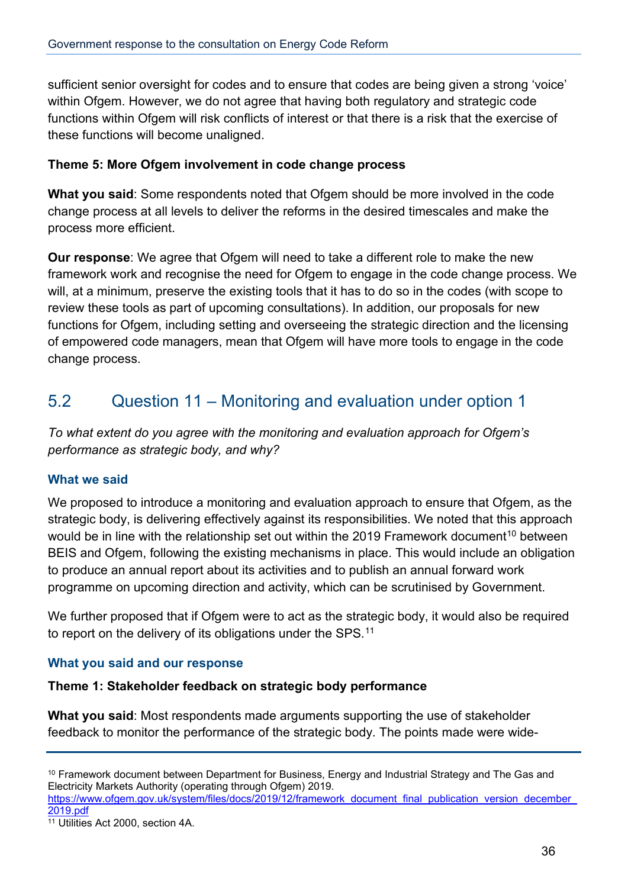sufficient senior oversight for codes and to ensure that codes are being given a strong 'voice' within Ofgem. However, we do not agree that having both regulatory and strategic code functions within Ofgem will risk conflicts of interest or that there is a risk that the exercise of these functions will become unaligned.

**Theme 5: More Ofgem involvement in code change process**

**What you said**: Some respondents noted that Ofgem should be more involved in the code change process at all levels to deliver the reforms in the desired timescales and make the process more efficient.

**Our response**: We agree that Ofgem will need to take a different role to make the new framework work and recognise the need for Ofgem to engage in the code change process. We will, at a minimum, preserve the existing tools that it has to do so in the codes (with scope to review these tools as part of upcoming consultations). In addition, our proposals for new functions for Ofgem, including setting and overseeing the strategic direction and the licensing of empowered code managers, mean that Ofgem will have more tools to engage in the code change process.

## 5.2 Question 11 – Monitoring and evaluation under option 1

*To what extent do you agree with the monitoring and evaluation approach for Ofgem's performance as strategic body, and why?*

### What we said

We proposed to introduce a monitoring and evaluation approach to ensure that Ofgem, as the strategic body, is delivering effectively against its responsibilities. We noted that this approach would be in line with the relationship set out within the 2019 Framework document[10] between BEIS and Ofgem, following the existing mechanisms in place. This would include an obligation to produce an annual report about its activities and to publish an annual forward work programme on upcoming direction and activity, which can be scrutinised by Government.

We further proposed that if Ofgem were to act as the strategic body, it would also be required to report on the delivery of its obligations under the SPS.[11]

### What you said and our response

**Theme 1: Stakeholder feedback on strategic body performance**

**What you said**: Most respondents made arguments supporting the use of stakeholder feedback to monitor the performance of the strategic body. The points made were wide-

---

[10] Framework document between Department for Business, Energy and Industrial Strategy and The Gas and Electricity Markets Authority (operating through Ofgem) 2019. https://www.ofgem.gov.uk/system/files/docs/2019/12/framework_document_final_publication_version_december_2019.pdf

[11] Utilities Act 2000, section 4A.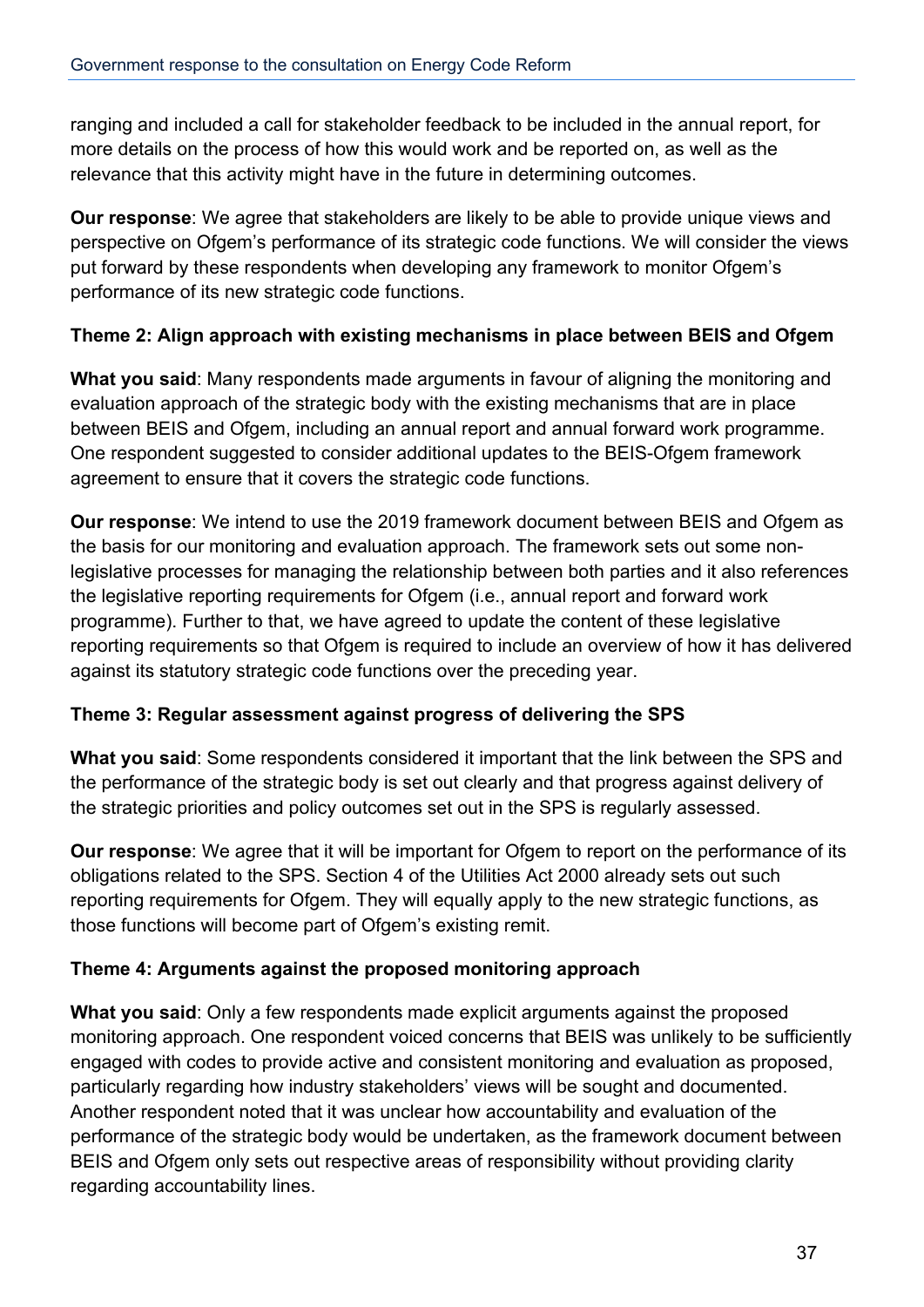ranging and included a call for stakeholder feedback to be included in the annual report, for more details on the process of how this would work and be reported on, as well as the relevance that this activity might have in the future in determining outcomes.

**Our response**: We agree that stakeholders are likely to be able to provide unique views and perspective on Ofgem's performance of its strategic code functions. We will consider the views put forward by these respondents when developing any framework to monitor Ofgem's performance of its new strategic code functions.

**Theme 2: Align approach with existing mechanisms in place between BEIS and Ofgem**

**What you said**: Many respondents made arguments in favour of aligning the monitoring and evaluation approach of the strategic body with the existing mechanisms that are in place between BEIS and Ofgem, including an annual report and annual forward work programme. One respondent suggested to consider additional updates to the BEIS-Ofgem framework agreement to ensure that it covers the strategic code functions.

**Our response**: We intend to use the 2019 framework document between BEIS and Ofgem as the basis for our monitoring and evaluation approach. The framework sets out some non-legislative processes for managing the relationship between both parties and it also references the legislative reporting requirements for Ofgem (i.e., annual report and forward work programme). Further to that, we have agreed to update the content of these legislative reporting requirements so that Ofgem is required to include an overview of how it has delivered against its statutory strategic code functions over the preceding year.

**Theme 3: Regular assessment against progress of delivering the SPS**

**What you said**: Some respondents considered it important that the link between the SPS and the performance of the strategic body is set out clearly and that progress against delivery of the strategic priorities and policy outcomes set out in the SPS is regularly assessed.

**Our response**: We agree that it will be important for Ofgem to report on the performance of its obligations related to the SPS. Section 4 of the Utilities Act 2000 already sets out such reporting requirements for Ofgem. They will equally apply to the new strategic functions, as those functions will become part of Ofgem's existing remit.

**Theme 4: Arguments against the proposed monitoring approach**

**What you said**: Only a few respondents made explicit arguments against the proposed monitoring approach. One respondent voiced concerns that BEIS was unlikely to be sufficiently engaged with codes to provide active and consistent monitoring and evaluation as proposed, particularly regarding how industry stakeholders' views will be sought and documented. Another respondent noted that it was unclear how accountability and evaluation of the performance of the strategic body would be undertaken, as the framework document between BEIS and Ofgem only sets out respective areas of responsibility without providing clarity regarding accountability lines.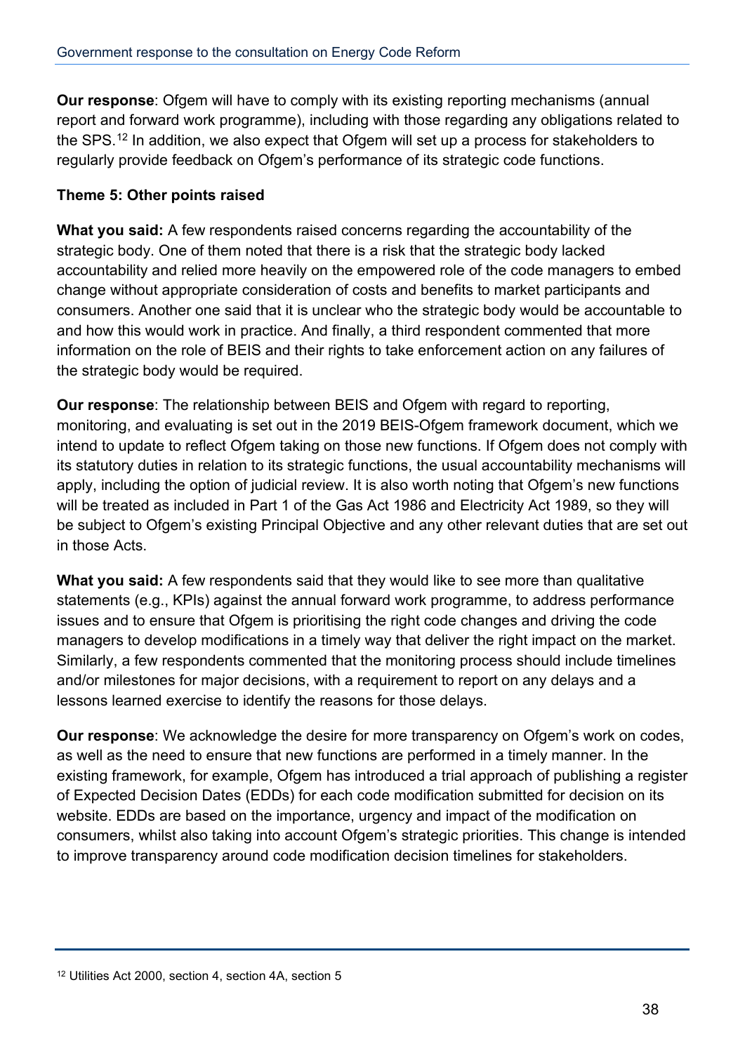**Our response**: Ofgem will have to comply with its existing reporting mechanisms (annual report and forward work programme), including with those regarding any obligations related to the SPS.[12] In addition, we also expect that Ofgem will set up a process for stakeholders to regularly provide feedback on Ofgem's performance of its strategic code functions.

**Theme 5: Other points raised**

**What you said:** A few respondents raised concerns regarding the accountability of the strategic body. One of them noted that there is a risk that the strategic body lacked accountability and relied more heavily on the empowered role of the code managers to embed change without appropriate consideration of costs and benefits to market participants and consumers. Another one said that it is unclear who the strategic body would be accountable to and how this would work in practice. And finally, a third respondent commented that more information on the role of BEIS and their rights to take enforcement action on any failures of the strategic body would be required.

**Our response**: The relationship between BEIS and Ofgem with regard to reporting, monitoring, and evaluating is set out in the 2019 BEIS-Ofgem framework document, which we intend to update to reflect Ofgem taking on those new functions. If Ofgem does not comply with its statutory duties in relation to its strategic functions, the usual accountability mechanisms will apply, including the option of judicial review. It is also worth noting that Ofgem's new functions will be treated as included in Part 1 of the Gas Act 1986 and Electricity Act 1989, so they will be subject to Ofgem's existing Principal Objective and any other relevant duties that are set out in those Acts.

**What you said:** A few respondents said that they would like to see more than qualitative statements (e.g., KPIs) against the annual forward work programme, to address performance issues and to ensure that Ofgem is prioritising the right code changes and driving the code managers to develop modifications in a timely way that deliver the right impact on the market. Similarly, a few respondents commented that the monitoring process should include timelines and/or milestones for major decisions, with a requirement to report on any delays and a lessons learned exercise to identify the reasons for those delays.

**Our response**: We acknowledge the desire for more transparency on Ofgem's work on codes, as well as the need to ensure that new functions are performed in a timely manner. In the existing framework, for example, Ofgem has introduced a trial approach of publishing a register of Expected Decision Dates (EDDs) for each code modification submitted for decision on its website. EDDs are based on the importance, urgency and impact of the modification on consumers, whilst also taking into account Ofgem's strategic priorities. This change is intended to improve transparency around code modification decision timelines for stakeholders.

---

[12] Utilities Act 2000, section 4, section 4A, section 5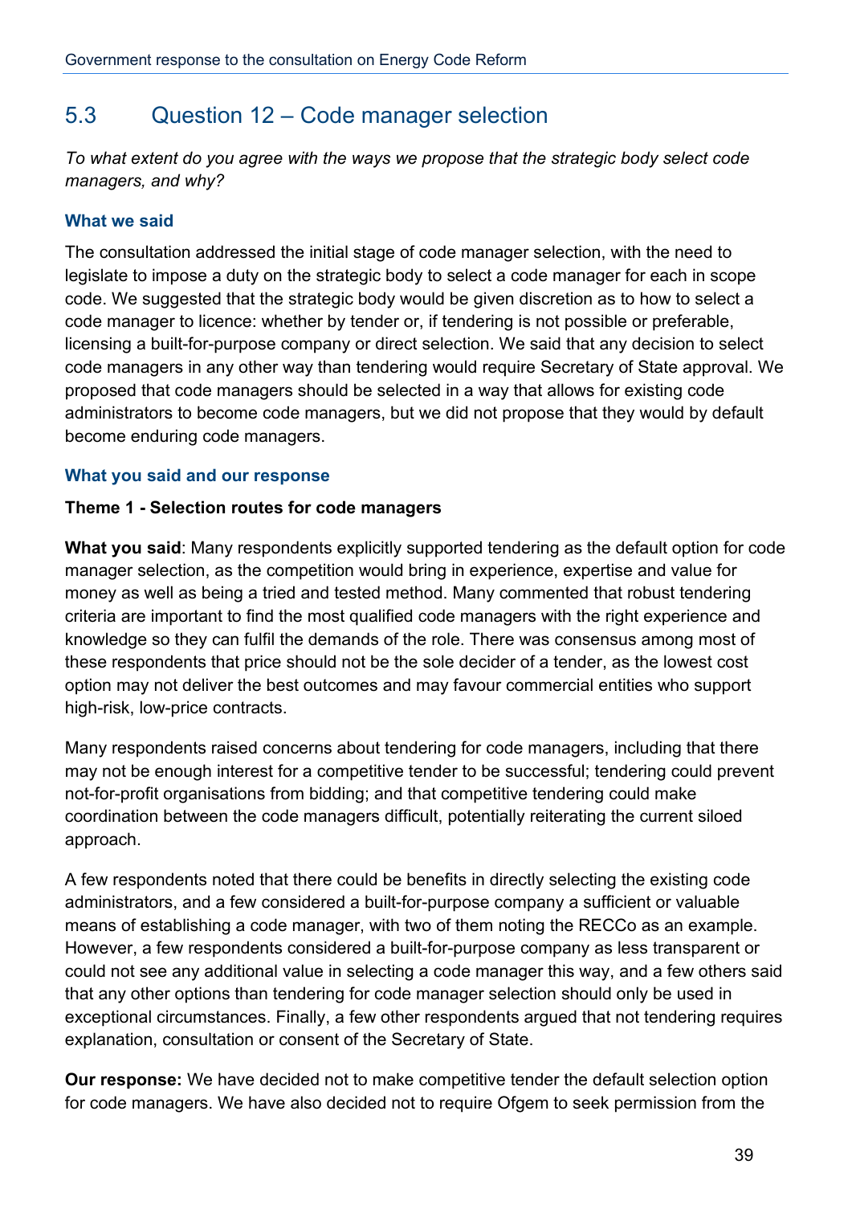## 5.3 Question 12 – Code manager selection

*To what extent do you agree with the ways we propose that the strategic body select code managers, and why?*

### What we said

The consultation addressed the initial stage of code manager selection, with the need to legislate to impose a duty on the strategic body to select a code manager for each in scope code. We suggested that the strategic body would be given discretion as to how to select a code manager to licence: whether by tender or, if tendering is not possible or preferable, licensing a built-for-purpose company or direct selection. We said that any decision to select code managers in any other way than tendering would require Secretary of State approval. We proposed that code managers should be selected in a way that allows for existing code administrators to become code managers, but we did not propose that they would by default become enduring code managers.

### What you said and our response

**Theme 1 - Selection routes for code managers**

**What you said**: Many respondents explicitly supported tendering as the default option for code manager selection, as the competition would bring in experience, expertise and value for money as well as being a tried and tested method. Many commented that robust tendering criteria are important to find the most qualified code managers with the right experience and knowledge so they can fulfil the demands of the role. There was consensus among most of these respondents that price should not be the sole decider of a tender, as the lowest cost option may not deliver the best outcomes and may favour commercial entities who support high-risk, low-price contracts.

Many respondents raised concerns about tendering for code managers, including that there may not be enough interest for a competitive tender to be successful; tendering could prevent not-for-profit organisations from bidding; and that competitive tendering could make coordination between the code managers difficult, potentially reiterating the current siloed approach.

A few respondents noted that there could be benefits in directly selecting the existing code administrators, and a few considered a built-for-purpose company a sufficient or valuable means of establishing a code manager, with two of them noting the RECCo as an example. However, a few respondents considered a built-for-purpose company as less transparent or could not see any additional value in selecting a code manager this way, and a few others said that any other options than tendering for code manager selection should only be used in exceptional circumstances. Finally, a few other respondents argued that not tendering requires explanation, consultation or consent of the Secretary of State.

**Our response:** We have decided not to make competitive tender the default selection option for code managers. We have also decided not to require Ofgem to seek permission from the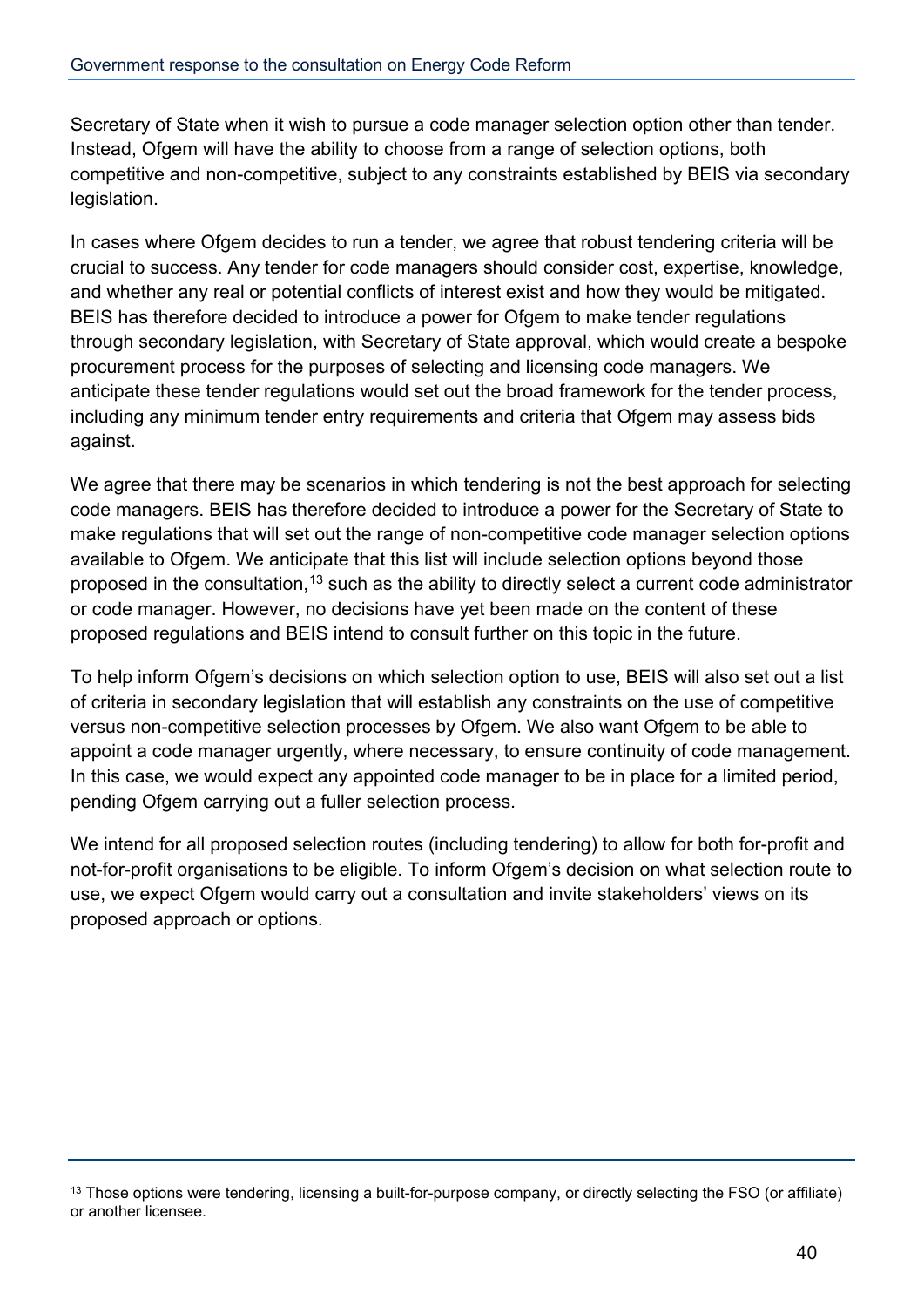Secretary of State when it wish to pursue a code manager selection option other than tender. Instead, Ofgem will have the ability to choose from a range of selection options, both competitive and non-competitive, subject to any constraints established by BEIS via secondary legislation.

In cases where Ofgem decides to run a tender, we agree that robust tendering criteria will be crucial to success. Any tender for code managers should consider cost, expertise, knowledge, and whether any real or potential conflicts of interest exist and how they would be mitigated. BEIS has therefore decided to introduce a power for Ofgem to make tender regulations through secondary legislation, with Secretary of State approval, which would create a bespoke procurement process for the purposes of selecting and licensing code managers. We anticipate these tender regulations would set out the broad framework for the tender process, including any minimum tender entry requirements and criteria that Ofgem may assess bids against.

We agree that there may be scenarios in which tendering is not the best approach for selecting code managers. BEIS has therefore decided to introduce a power for the Secretary of State to make regulations that will set out the range of non-competitive code manager selection options available to Ofgem. We anticipate that this list will include selection options beyond those proposed in the consultation,[13] such as the ability to directly select a current code administrator or code manager. However, no decisions have yet been made on the content of these proposed regulations and BEIS intend to consult further on this topic in the future.

To help inform Ofgem's decisions on which selection option to use, BEIS will also set out a list of criteria in secondary legislation that will establish any constraints on the use of competitive versus non-competitive selection processes by Ofgem. We also want Ofgem to be able to appoint a code manager urgently, where necessary, to ensure continuity of code management. In this case, we would expect any appointed code manager to be in place for a limited period, pending Ofgem carrying out a fuller selection process.

We intend for all proposed selection routes (including tendering) to allow for both for-profit and not-for-profit organisations to be eligible. To inform Ofgem's decision on what selection route to use, we expect Ofgem would carry out a consultation and invite stakeholders' views on its proposed approach or options.

---

[13] Those options were tendering, licensing a built-for-purpose company, or directly selecting the FSO (or affiliate) or another licensee.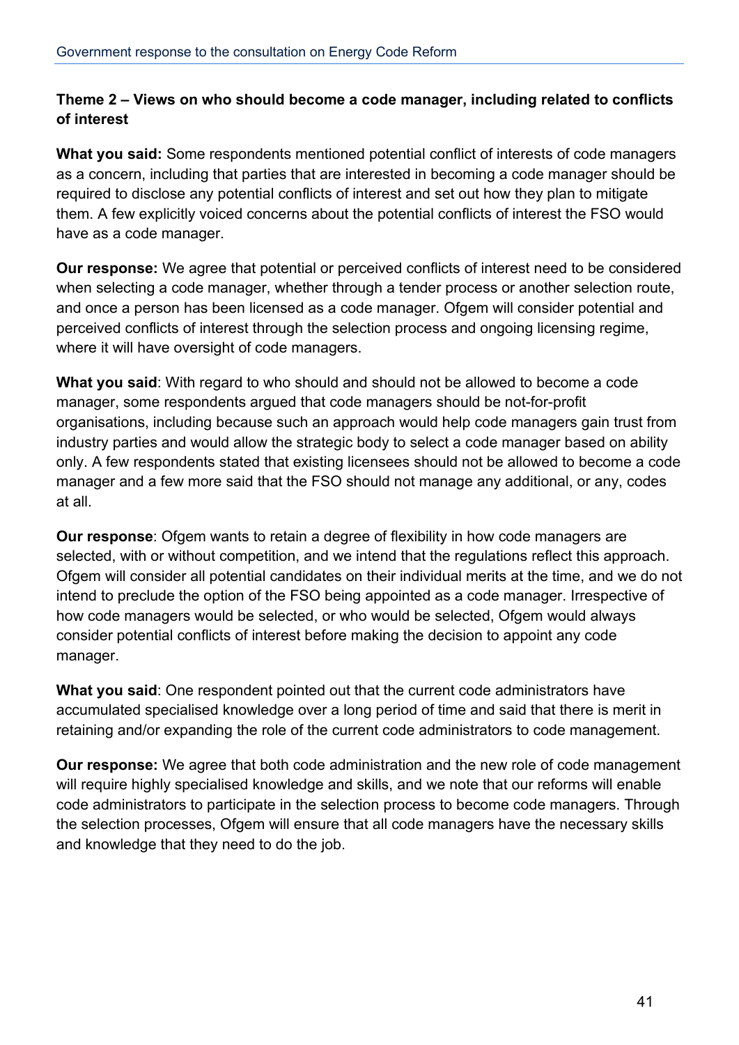**Theme 2 – Views on who should become a code manager, including related to conflicts of interest**

**What you said:** Some respondents mentioned potential conflict of interests of code managers as a concern, including that parties that are interested in becoming a code manager should be required to disclose any potential conflicts of interest and set out how they plan to mitigate them. A few explicitly voiced concerns about the potential conflicts of interest the FSO would have as a code manager.

**Our response:** We agree that potential or perceived conflicts of interest need to be considered when selecting a code manager, whether through a tender process or another selection route, and once a person has been licensed as a code manager. Ofgem will consider potential and perceived conflicts of interest through the selection process and ongoing licensing regime, where it will have oversight of code managers.

**What you said**: With regard to who should and should not be allowed to become a code manager, some respondents argued that code managers should be not-for-profit organisations, including because such an approach would help code managers gain trust from industry parties and would allow the strategic body to select a code manager based on ability only. A few respondents stated that existing licensees should not be allowed to become a code manager and a few more said that the FSO should not manage any additional, or any, codes at all.

**Our response**: Ofgem wants to retain a degree of flexibility in how code managers are selected, with or without competition, and we intend that the regulations reflect this approach. Ofgem will consider all potential candidates on their individual merits at the time, and we do not intend to preclude the option of the FSO being appointed as a code manager. Irrespective of how code managers would be selected, or who would be selected, Ofgem would always consider potential conflicts of interest before making the decision to appoint any code manager.

**What you said**: One respondent pointed out that the current code administrators have accumulated specialised knowledge over a long period of time and said that there is merit in retaining and/or expanding the role of the current code administrators to code management.

**Our response:** We agree that both code administration and the new role of code management will require highly specialised knowledge and skills, and we note that our reforms will enable code administrators to participate in the selection process to become code managers. Through the selection processes, Ofgem will ensure that all code managers have the necessary skills and knowledge that they need to do the job.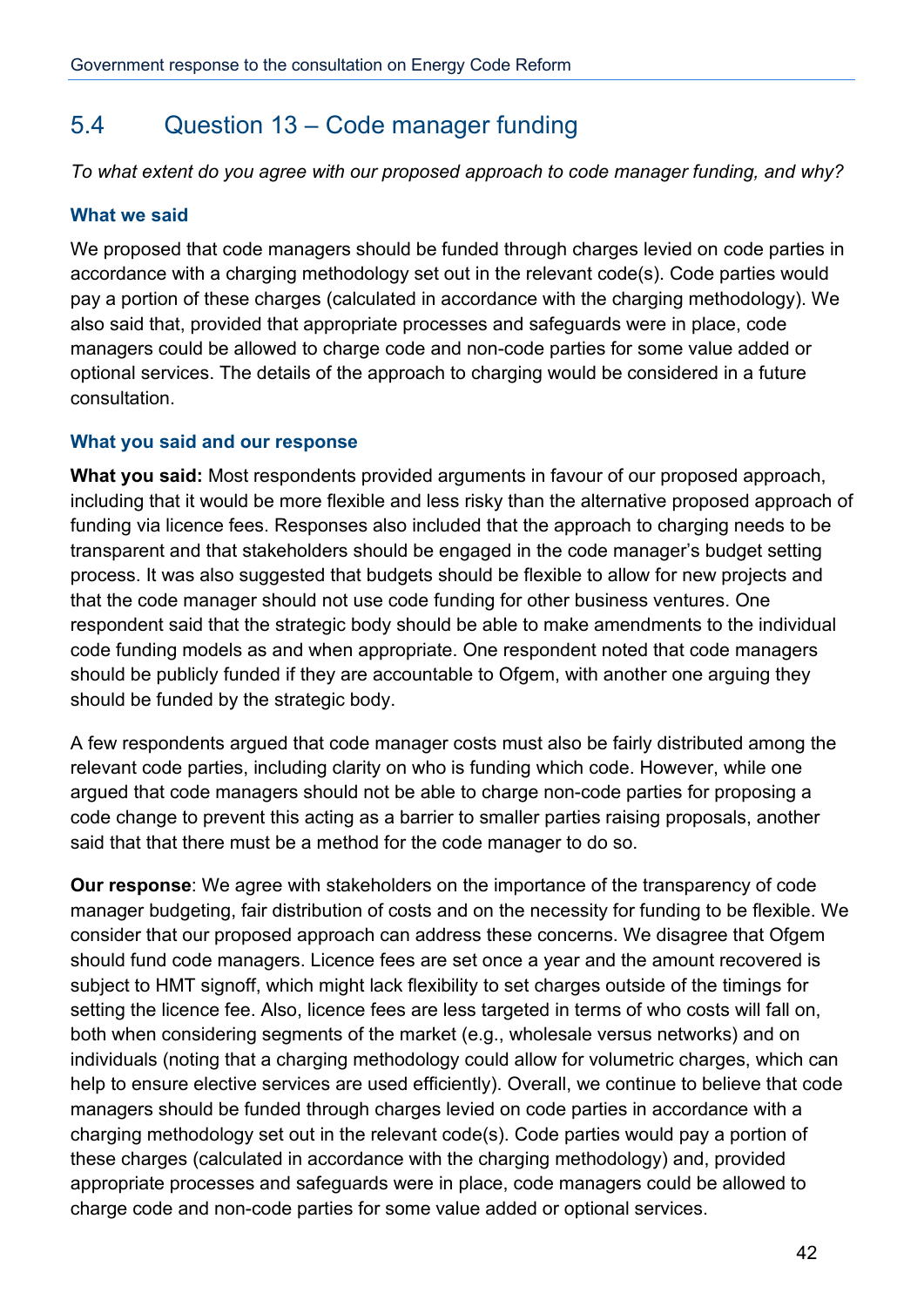## 5.4 Question 13 – Code manager funding

*To what extent do you agree with our proposed approach to code manager funding, and why?*

### What we said

We proposed that code managers should be funded through charges levied on code parties in accordance with a charging methodology set out in the relevant code(s). Code parties would pay a portion of these charges (calculated in accordance with the charging methodology). We also said that, provided that appropriate processes and safeguards were in place, code managers could be allowed to charge code and non-code parties for some value added or optional services. The details of the approach to charging would be considered in a future consultation.

### What you said and our response

**What you said:** Most respondents provided arguments in favour of our proposed approach, including that it would be more flexible and less risky than the alternative proposed approach of funding via licence fees. Responses also included that the approach to charging needs to be transparent and that stakeholders should be engaged in the code manager's budget setting process. It was also suggested that budgets should be flexible to allow for new projects and that the code manager should not use code funding for other business ventures. One respondent said that the strategic body should be able to make amendments to the individual code funding models as and when appropriate. One respondent noted that code managers should be publicly funded if they are accountable to Ofgem, with another one arguing they should be funded by the strategic body.

A few respondents argued that code manager costs must also be fairly distributed among the relevant code parties, including clarity on who is funding which code. However, while one argued that code managers should not be able to charge non-code parties for proposing a code change to prevent this acting as a barrier to smaller parties raising proposals, another said that that there must be a method for the code manager to do so.

**Our response**: We agree with stakeholders on the importance of the transparency of code manager budgeting, fair distribution of costs and on the necessity for funding to be flexible. We consider that our proposed approach can address these concerns. We disagree that Ofgem should fund code managers. Licence fees are set once a year and the amount recovered is subject to HMT signoff, which might lack flexibility to set charges outside of the timings for setting the licence fee. Also, licence fees are less targeted in terms of who costs will fall on, both when considering segments of the market (e.g., wholesale versus networks) and on individuals (noting that a charging methodology could allow for volumetric charges, which can help to ensure elective services are used efficiently). Overall, we continue to believe that code managers should be funded through charges levied on code parties in accordance with a charging methodology set out in the relevant code(s). Code parties would pay a portion of these charges (calculated in accordance with the charging methodology) and, provided appropriate processes and safeguards were in place, code managers could be allowed to charge code and non-code parties for some value added or optional services.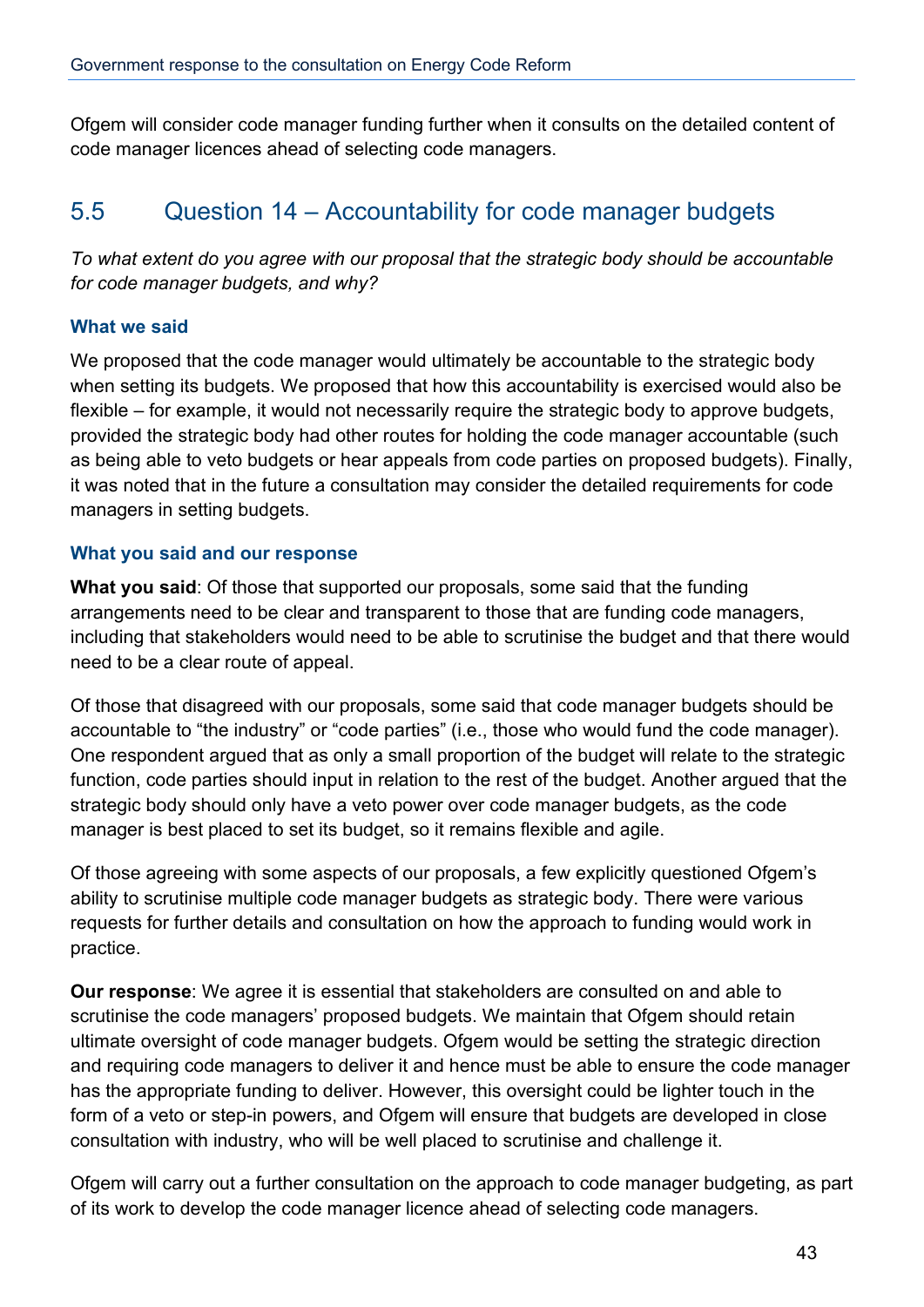Ofgem will consider code manager funding further when it consults on the detailed content of code manager licences ahead of selecting code managers.

## 5.5 Question 14 – Accountability for code manager budgets

*To what extent do you agree with our proposal that the strategic body should be accountable for code manager budgets, and why?*

### What we said

We proposed that the code manager would ultimately be accountable to the strategic body when setting its budgets. We proposed that how this accountability is exercised would also be flexible – for example, it would not necessarily require the strategic body to approve budgets, provided the strategic body had other routes for holding the code manager accountable (such as being able to veto budgets or hear appeals from code parties on proposed budgets). Finally, it was noted that in the future a consultation may consider the detailed requirements for code managers in setting budgets.

### What you said and our response

**What you said**: Of those that supported our proposals, some said that the funding arrangements need to be clear and transparent to those that are funding code managers, including that stakeholders would need to be able to scrutinise the budget and that there would need to be a clear route of appeal.

Of those that disagreed with our proposals, some said that code manager budgets should be accountable to "the industry" or "code parties" (i.e., those who would fund the code manager). One respondent argued that as only a small proportion of the budget will relate to the strategic function, code parties should input in relation to the rest of the budget. Another argued that the strategic body should only have a veto power over code manager budgets, as the code manager is best placed to set its budget, so it remains flexible and agile.

Of those agreeing with some aspects of our proposals, a few explicitly questioned Ofgem's ability to scrutinise multiple code manager budgets as strategic body. There were various requests for further details and consultation on how the approach to funding would work in practice.

**Our response**: We agree it is essential that stakeholders are consulted on and able to scrutinise the code managers' proposed budgets. We maintain that Ofgem should retain ultimate oversight of code manager budgets. Ofgem would be setting the strategic direction and requiring code managers to deliver it and hence must be able to ensure the code manager has the appropriate funding to deliver. However, this oversight could be lighter touch in the form of a veto or step-in powers, and Ofgem will ensure that budgets are developed in close consultation with industry, who will be well placed to scrutinise and challenge it.

Ofgem will carry out a further consultation on the approach to code manager budgeting, as part of its work to develop the code manager licence ahead of selecting code managers.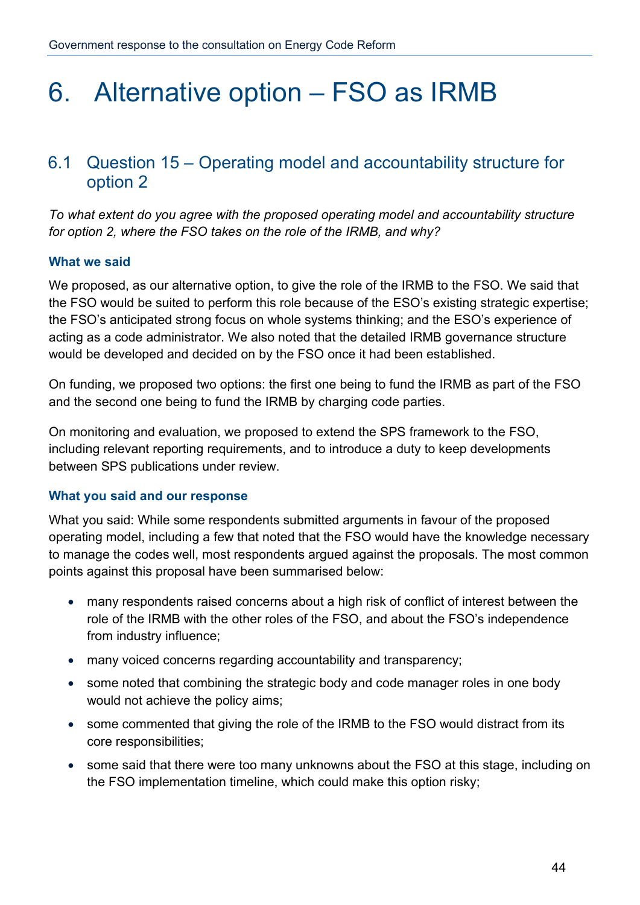# 6. Alternative option – FSO as IRMB

## 6.1 Question 15 – Operating model and accountability structure for option 2

*To what extent do you agree with the proposed operating model and accountability structure for option 2, where the FSO takes on the role of the IRMB, and why?*

### What we said

We proposed, as our alternative option, to give the role of the IRMB to the FSO. We said that the FSO would be suited to perform this role because of the ESO's existing strategic expertise; the FSO's anticipated strong focus on whole systems thinking; and the ESO's experience of acting as a code administrator. We also noted that the detailed IRMB governance structure would be developed and decided on by the FSO once it had been established.

On funding, we proposed two options: the first one being to fund the IRMB as part of the FSO and the second one being to fund the IRMB by charging code parties.

On monitoring and evaluation, we proposed to extend the SPS framework to the FSO, including relevant reporting requirements, and to introduce a duty to keep developments between SPS publications under review.

### What you said and our response

What you said: While some respondents submitted arguments in favour of the proposed operating model, including a few that noted that the FSO would have the knowledge necessary to manage the codes well, most respondents argued against the proposals. The most common points against this proposal have been summarised below:

- many respondents raised concerns about a high risk of conflict of interest between the role of the IRMB with the other roles of the FSO, and about the FSO's independence from industry influence;
- many voiced concerns regarding accountability and transparency;
- some noted that combining the strategic body and code manager roles in one body would not achieve the policy aims;
- some commented that giving the role of the IRMB to the FSO would distract from its core responsibilities;
- some said that there were too many unknowns about the FSO at this stage, including on the FSO implementation timeline, which could make this option risky;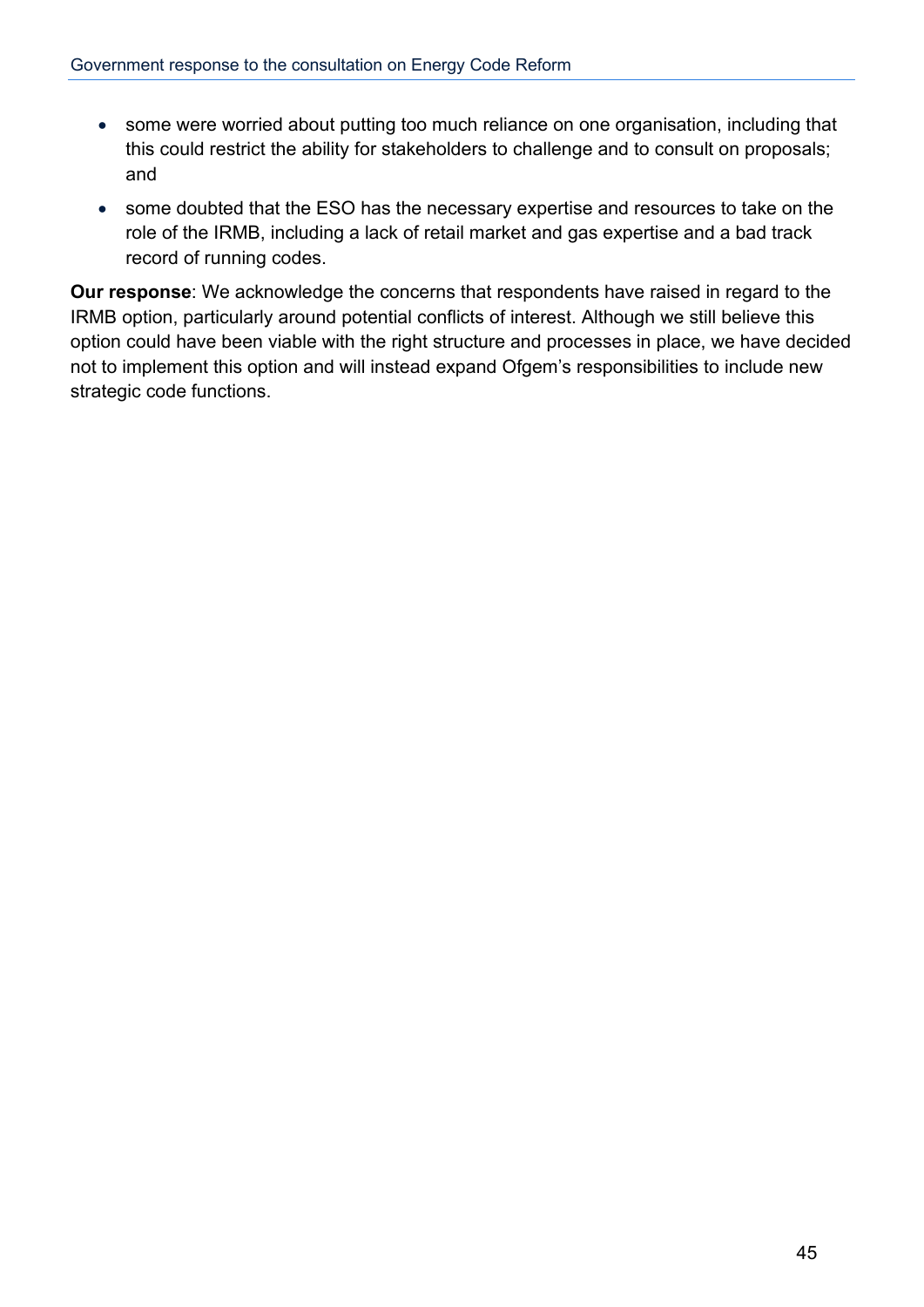- some were worried about putting too much reliance on one organisation, including that this could restrict the ability for stakeholders to challenge and to consult on proposals; and
- some doubted that the ESO has the necessary expertise and resources to take on the role of the IRMB, including a lack of retail market and gas expertise and a bad track record of running codes.

**Our response**: We acknowledge the concerns that respondents have raised in regard to the IRMB option, particularly around potential conflicts of interest. Although we still believe this option could have been viable with the right structure and processes in place, we have decided not to implement this option and will instead expand Ofgem's responsibilities to include new strategic code functions.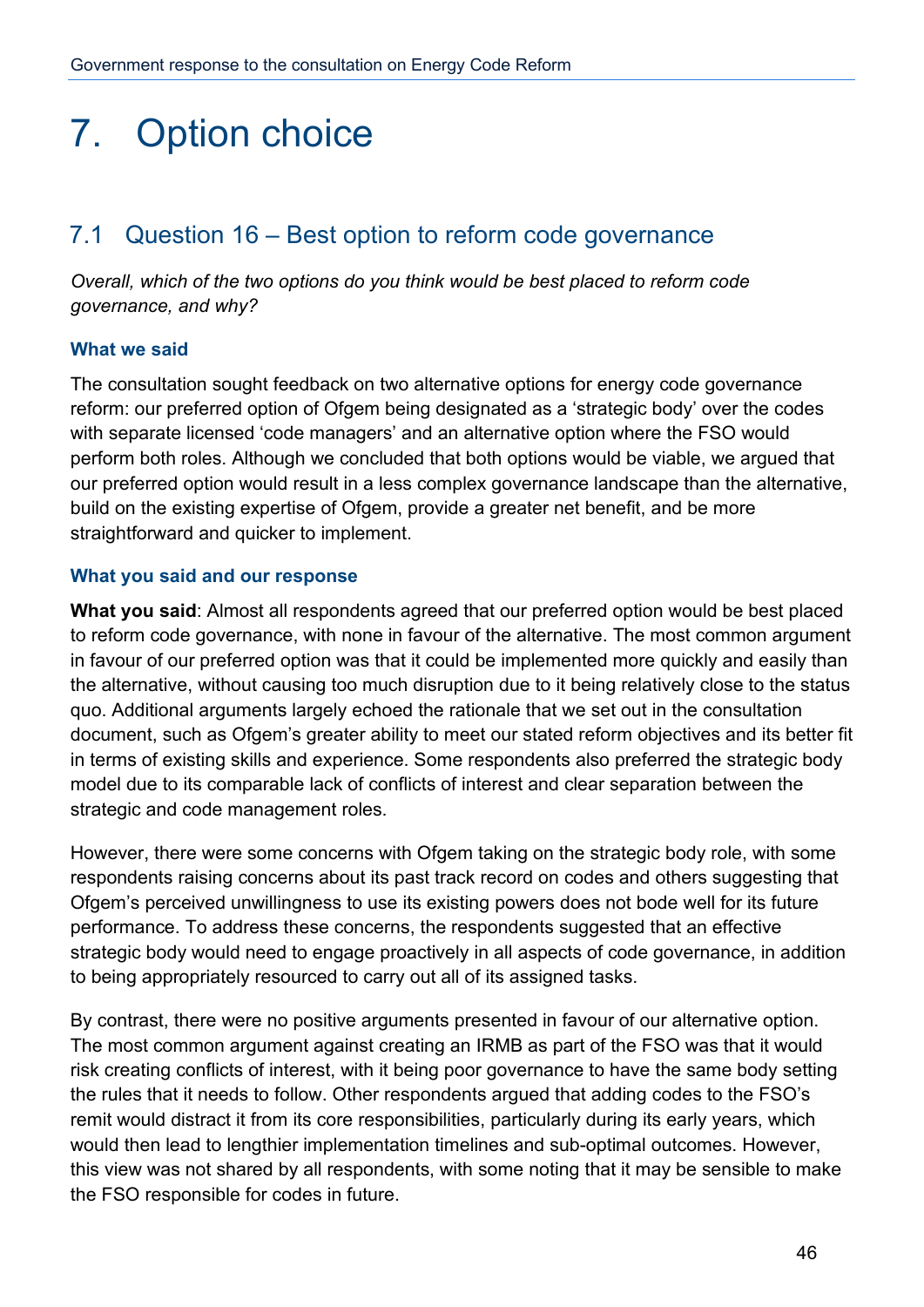# 7. Option choice

## 7.1 Question 16 – Best option to reform code governance

*Overall, which of the two options do you think would be best placed to reform code governance, and why?*

### What we said

The consultation sought feedback on two alternative options for energy code governance reform: our preferred option of Ofgem being designated as a 'strategic body' over the codes with separate licensed 'code managers' and an alternative option where the FSO would perform both roles. Although we concluded that both options would be viable, we argued that our preferred option would result in a less complex governance landscape than the alternative, build on the existing expertise of Ofgem, provide a greater net benefit, and be more straightforward and quicker to implement.

### What you said and our response

**What you said**: Almost all respondents agreed that our preferred option would be best placed to reform code governance, with none in favour of the alternative. The most common argument in favour of our preferred option was that it could be implemented more quickly and easily than the alternative, without causing too much disruption due to it being relatively close to the status quo. Additional arguments largely echoed the rationale that we set out in the consultation document, such as Ofgem's greater ability to meet our stated reform objectives and its better fit in terms of existing skills and experience. Some respondents also preferred the strategic body model due to its comparable lack of conflicts of interest and clear separation between the strategic and code management roles.

However, there were some concerns with Ofgem taking on the strategic body role, with some respondents raising concerns about its past track record on codes and others suggesting that Ofgem's perceived unwillingness to use its existing powers does not bode well for its future performance. To address these concerns, the respondents suggested that an effective strategic body would need to engage proactively in all aspects of code governance, in addition to being appropriately resourced to carry out all of its assigned tasks.

By contrast, there were no positive arguments presented in favour of our alternative option. The most common argument against creating an IRMB as part of the FSO was that it would risk creating conflicts of interest, with it being poor governance to have the same body setting the rules that it needs to follow. Other respondents argued that adding codes to the FSO's remit would distract it from its core responsibilities, particularly during its early years, which would then lead to lengthier implementation timelines and sub-optimal outcomes. However, this view was not shared by all respondents, with some noting that it may be sensible to make the FSO responsible for codes in future.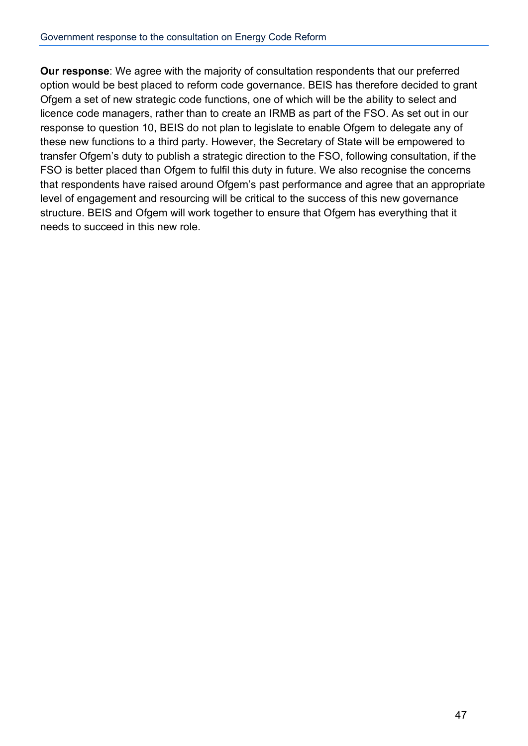**Our response**: We agree with the majority of consultation respondents that our preferred option would be best placed to reform code governance. BEIS has therefore decided to grant Ofgem a set of new strategic code functions, one of which will be the ability to select and licence code managers, rather than to create an IRMB as part of the FSO. As set out in our response to question 10, BEIS do not plan to legislate to enable Ofgem to delegate any of these new functions to a third party. However, the Secretary of State will be empowered to transfer Ofgem's duty to publish a strategic direction to the FSO, following consultation, if the FSO is better placed than Ofgem to fulfil this duty in future. We also recognise the concerns that respondents have raised around Ofgem's past performance and agree that an appropriate level of engagement and resourcing will be critical to the success of this new governance structure. BEIS and Ofgem will work together to ensure that Ofgem has everything that it needs to succeed in this new role.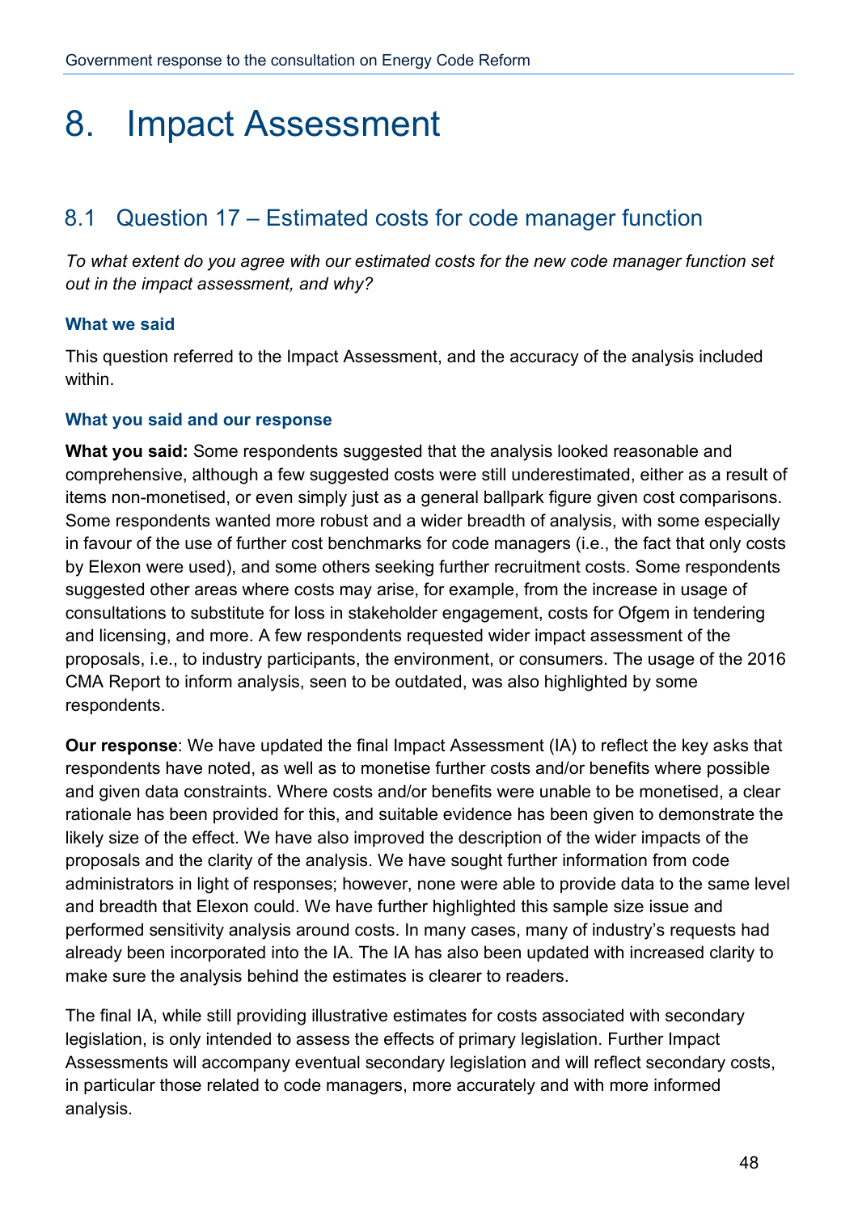# 8. Impact Assessment

## 8.1 Question 17 – Estimated costs for code manager function

*To what extent do you agree with our estimated costs for the new code manager function set out in the impact assessment, and why?*

### What we said

This question referred to the Impact Assessment, and the accuracy of the analysis included within.

### What you said and our response

**What you said:** Some respondents suggested that the analysis looked reasonable and comprehensive, although a few suggested costs were still underestimated, either as a result of items non-monetised, or even simply just as a general ballpark figure given cost comparisons. Some respondents wanted more robust and a wider breadth of analysis, with some especially in favour of the use of further cost benchmarks for code managers (i.e., the fact that only costs by Elexon were used), and some others seeking further recruitment costs. Some respondents suggested other areas where costs may arise, for example, from the increase in usage of consultations to substitute for loss in stakeholder engagement, costs for Ofgem in tendering and licensing, and more. A few respondents requested wider impact assessment of the proposals, i.e., to industry participants, the environment, or consumers. The usage of the 2016 CMA Report to inform analysis, seen to be outdated, was also highlighted by some respondents.

**Our response**: We have updated the final Impact Assessment (IA) to reflect the key asks that respondents have noted, as well as to monetise further costs and/or benefits where possible and given data constraints. Where costs and/or benefits were unable to be monetised, a clear rationale has been provided for this, and suitable evidence has been given to demonstrate the likely size of the effect. We have also improved the description of the wider impacts of the proposals and the clarity of the analysis. We have sought further information from code administrators in light of responses; however, none were able to provide data to the same level and breadth that Elexon could. We have further highlighted this sample size issue and performed sensitivity analysis around costs. In many cases, many of industry's requests had already been incorporated into the IA. The IA has also been updated with increased clarity to make sure the analysis behind the estimates is clearer to readers.

The final IA, while still providing illustrative estimates for costs associated with secondary legislation, is only intended to assess the effects of primary legislation. Further Impact Assessments will accompany eventual secondary legislation and will reflect secondary costs, in particular those related to code managers, more accurately and with more informed analysis.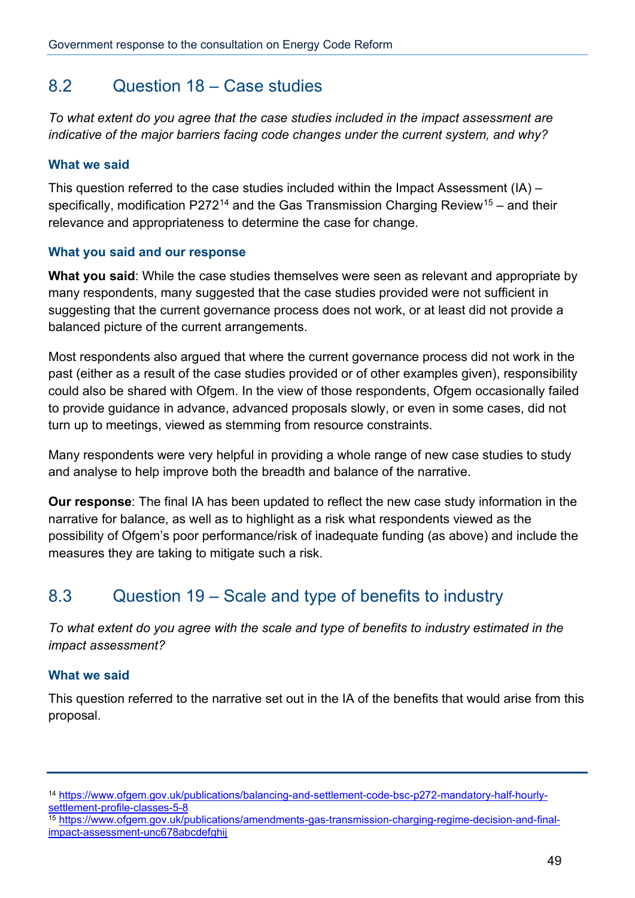## 8.2 Question 18 – Case studies

*To what extent do you agree that the case studies included in the impact assessment are indicative of the major barriers facing code changes under the current system, and why?*

### What we said

This question referred to the case studies included within the Impact Assessment (IA) – specifically, modification P272[14] and the Gas Transmission Charging Review[15] – and their relevance and appropriateness to determine the case for change.

### What you said and our response

**What you said**: While the case studies themselves were seen as relevant and appropriate by many respondents, many suggested that the case studies provided were not sufficient in suggesting that the current governance process does not work, or at least did not provide a balanced picture of the current arrangements.

Most respondents also argued that where the current governance process did not work in the past (either as a result of the case studies provided or of other examples given), responsibility could also be shared with Ofgem. In the view of those respondents, Ofgem occasionally failed to provide guidance in advance, advanced proposals slowly, or even in some cases, did not turn up to meetings, viewed as stemming from resource constraints.

Many respondents were very helpful in providing a whole range of new case studies to study and analyse to help improve both the breadth and balance of the narrative.

**Our response**: The final IA has been updated to reflect the new case study information in the narrative for balance, as well as to highlight as a risk what respondents viewed as the possibility of Ofgem's poor performance/risk of inadequate funding (as above) and include the measures they are taking to mitigate such a risk.

## 8.3 Question 19 – Scale and type of benefits to industry

*To what extent do you agree with the scale and type of benefits to industry estimated in the impact assessment?*

### What we said

This question referred to the narrative set out in the IA of the benefits that would arise from this proposal.

---

[14] https://www.ofgem.gov.uk/publications/balancing-and-settlement-code-bsc-p272-mandatory-half-hourly-settlement-profile-classes-5-8

[15] https://www.ofgem.gov.uk/publications/amendments-gas-transmission-charging-regime-decision-and-final-impact-assessment-unc678abcdefghij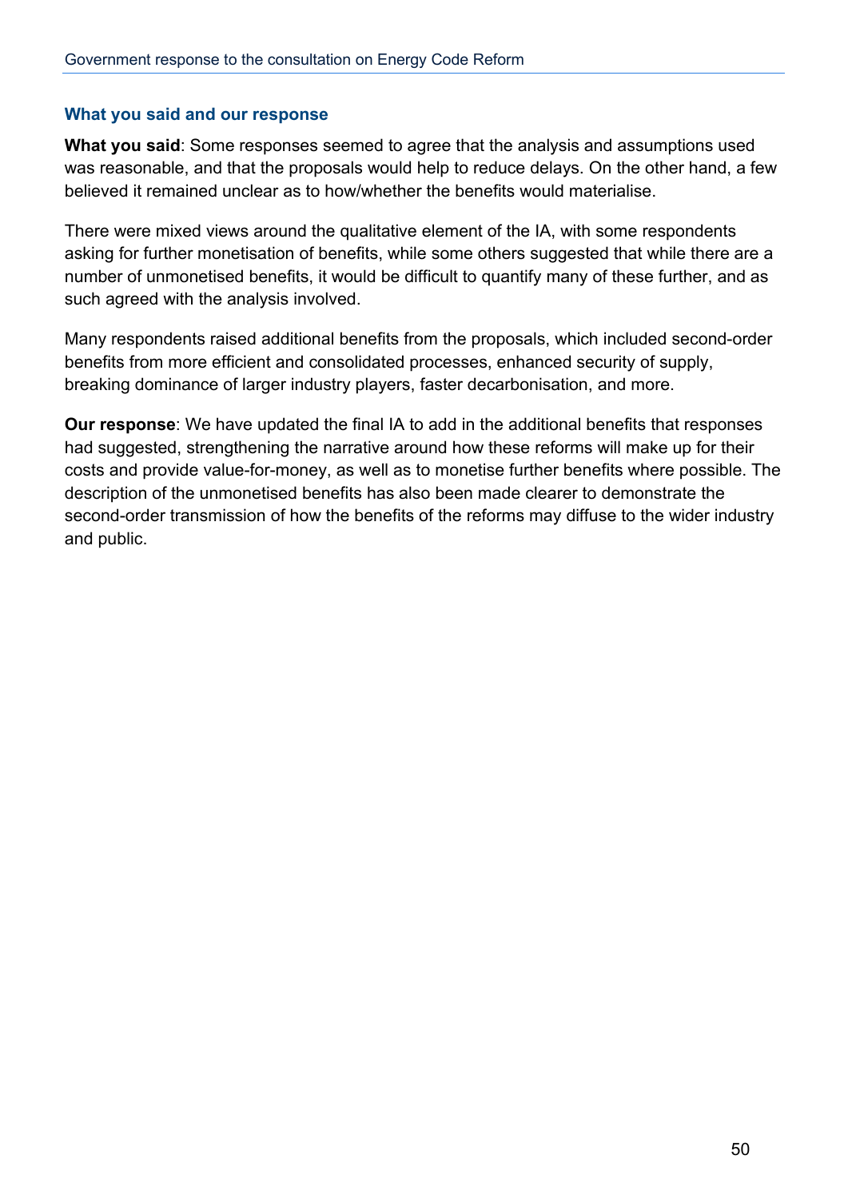### What you said and our response

**What you said**: Some responses seemed to agree that the analysis and assumptions used was reasonable, and that the proposals would help to reduce delays. On the other hand, a few believed it remained unclear as to how/whether the benefits would materialise.

There were mixed views around the qualitative element of the IA, with some respondents asking for further monetisation of benefits, while some others suggested that while there are a number of unmonetised benefits, it would be difficult to quantify many of these further, and as such agreed with the analysis involved.

Many respondents raised additional benefits from the proposals, which included second-order benefits from more efficient and consolidated processes, enhanced security of supply, breaking dominance of larger industry players, faster decarbonisation, and more.

**Our response**: We have updated the final IA to add in the additional benefits that responses had suggested, strengthening the narrative around how these reforms will make up for their costs and provide value-for-money, as well as to monetise further benefits where possible. The description of the unmonetised benefits has also been made clearer to demonstrate the second-order transmission of how the benefits of the reforms may diffuse to the wider industry and public.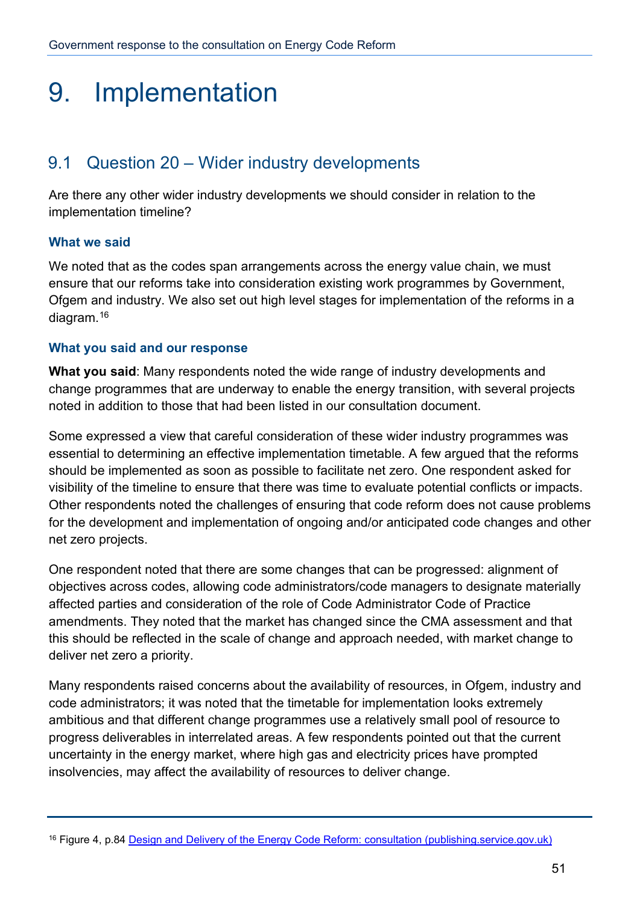# 9. Implementation

## 9.1 Question 20 – Wider industry developments

Are there any other wider industry developments we should consider in relation to the implementation timeline?

### What we said

We noted that as the codes span arrangements across the energy value chain, we must ensure that our reforms take into consideration existing work programmes by Government, Ofgem and industry. We also set out high level stages for implementation of the reforms in a diagram.[16]

### What you said and our response

**What you said**: Many respondents noted the wide range of industry developments and change programmes that are underway to enable the energy transition, with several projects noted in addition to those that had been listed in our consultation document.

Some expressed a view that careful consideration of these wider industry programmes was essential to determining an effective implementation timetable. A few argued that the reforms should be implemented as soon as possible to facilitate net zero. One respondent asked for visibility of the timeline to ensure that there was time to evaluate potential conflicts or impacts. Other respondents noted the challenges of ensuring that code reform does not cause problems for the development and implementation of ongoing and/or anticipated code changes and other net zero projects.

One respondent noted that there are some changes that can be progressed: alignment of objectives across codes, allowing code administrators/code managers to designate materially affected parties and consideration of the role of Code Administrator Code of Practice amendments. They noted that the market has changed since the CMA assessment and that this should be reflected in the scale of change and approach needed, with market change to deliver net zero a priority.

Many respondents raised concerns about the availability of resources, in Ofgem, industry and code administrators; it was noted that the timetable for implementation looks extremely ambitious and that different change programmes use a relatively small pool of resource to progress deliverables in interrelated areas. A few respondents pointed out that the current uncertainty in the energy market, where high gas and electricity prices have prompted insolvencies, may affect the availability of resources to deliver change.

---

[16] Figure 4, p.84 [Design and Delivery of the Energy Code Reform: consultation (publishing.service.gov.uk)]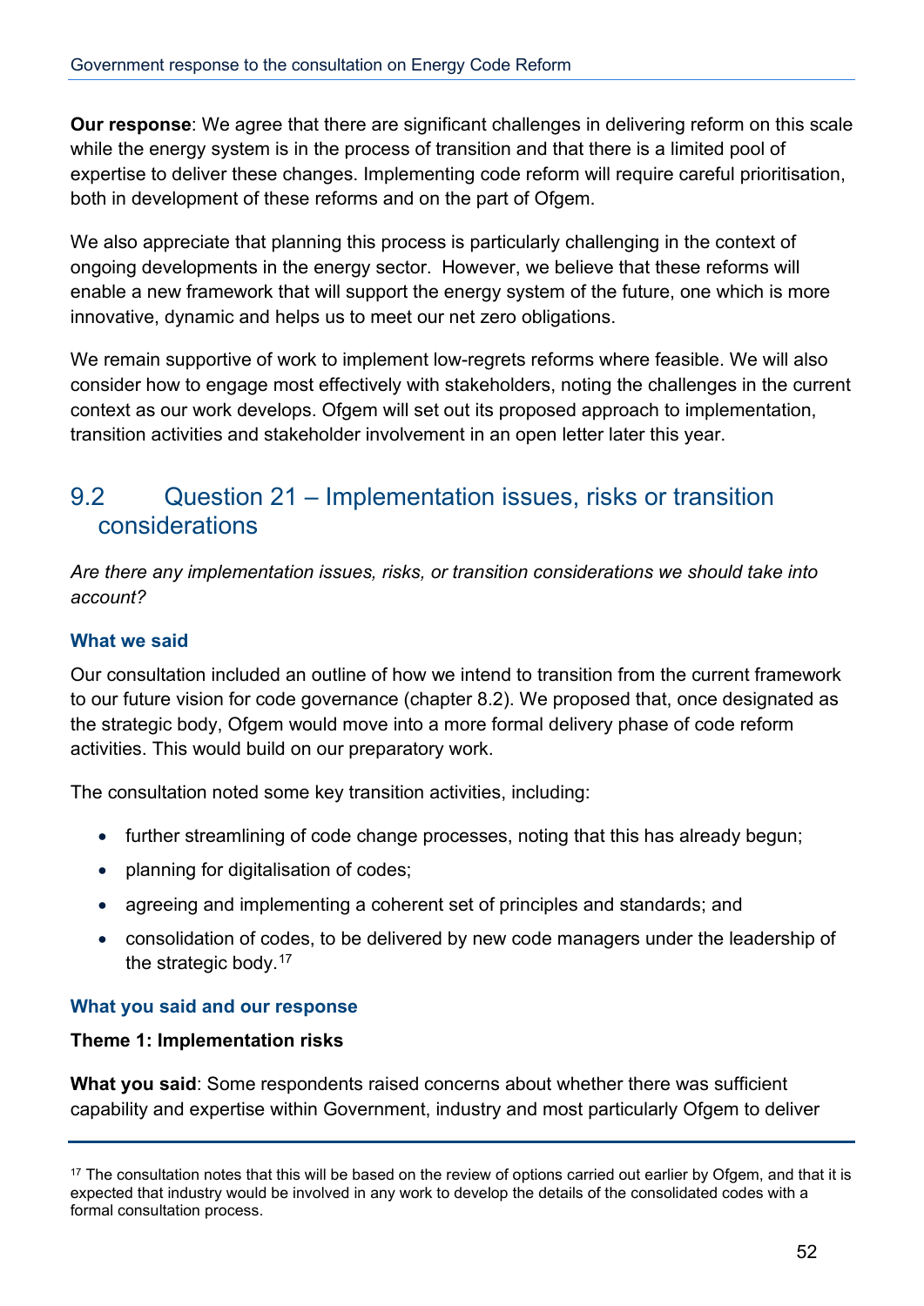**Our response**: We agree that there are significant challenges in delivering reform on this scale while the energy system is in the process of transition and that there is a limited pool of expertise to deliver these changes. Implementing code reform will require careful prioritisation, both in development of these reforms and on the part of Ofgem.

We also appreciate that planning this process is particularly challenging in the context of ongoing developments in the energy sector. However, we believe that these reforms will enable a new framework that will support the energy system of the future, one which is more innovative, dynamic and helps us to meet our net zero obligations.

We remain supportive of work to implement low-regrets reforms where feasible. We will also consider how to engage most effectively with stakeholders, noting the challenges in the current context as our work develops. Ofgem will set out its proposed approach to implementation, transition activities and stakeholder involvement in an open letter later this year.

## 9.2 Question 21 – Implementation issues, risks or transition considerations

*Are there any implementation issues, risks, or transition considerations we should take into account?*

### What we said

Our consultation included an outline of how we intend to transition from the current framework to our future vision for code governance (chapter 8.2). We proposed that, once designated as the strategic body, Ofgem would move into a more formal delivery phase of code reform activities. This would build on our preparatory work.

The consultation noted some key transition activities, including:

- further streamlining of code change processes, noting that this has already begun;
- planning for digitalisation of codes;
- agreeing and implementing a coherent set of principles and standards; and
- consolidation of codes, to be delivered by new code managers under the leadership of the strategic body.[17]

### What you said and our response

**Theme 1: Implementation risks**

**What you said**: Some respondents raised concerns about whether there was sufficient capability and expertise within Government, industry and most particularly Ofgem to deliver

[17] The consultation notes that this will be based on the review of options carried out earlier by Ofgem, and that it is expected that industry would be involved in any work to develop the details of the consolidated codes with a formal consultation process.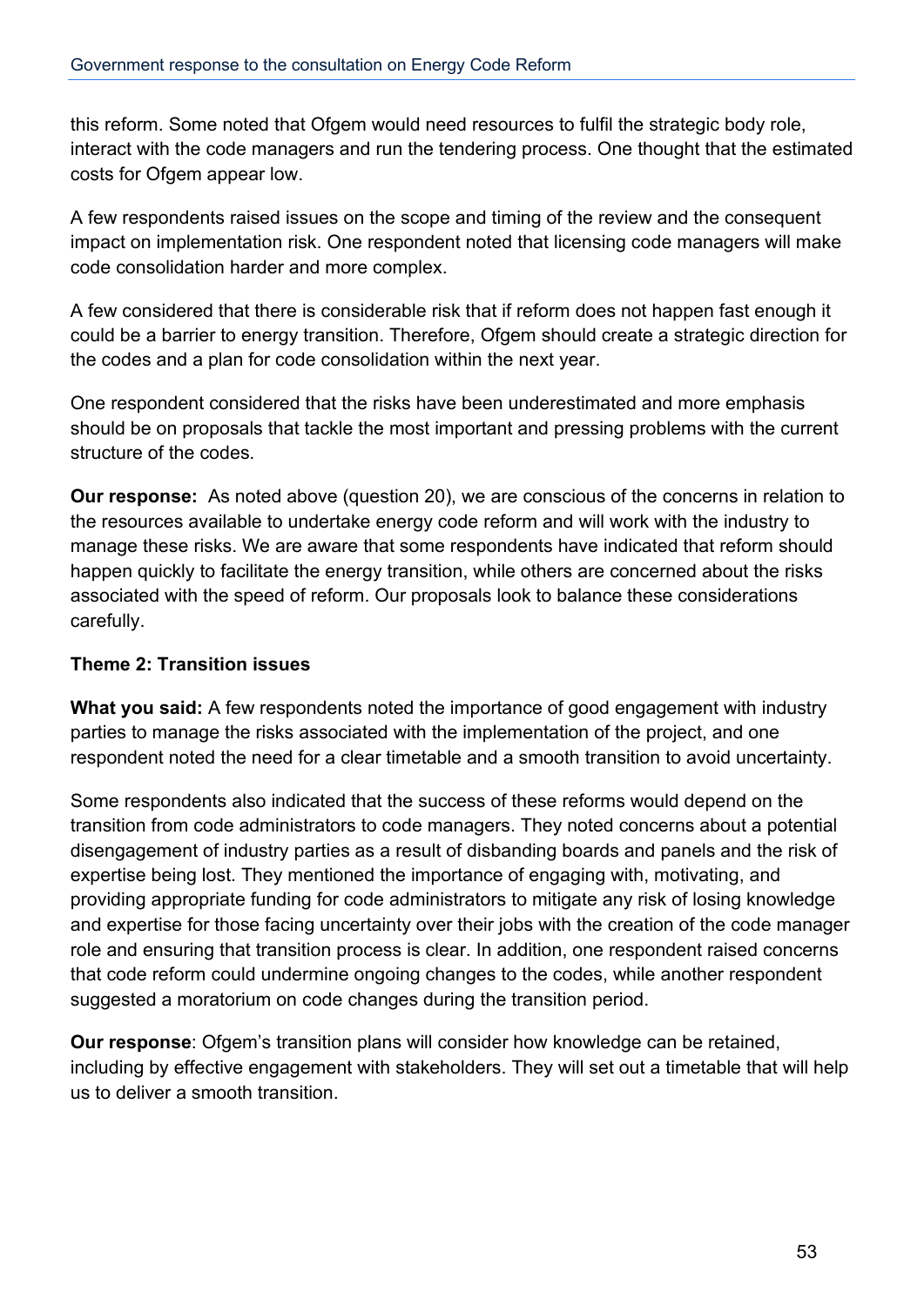this reform. Some noted that Ofgem would need resources to fulfil the strategic body role, interact with the code managers and run the tendering process. One thought that the estimated costs for Ofgem appear low.

A few respondents raised issues on the scope and timing of the review and the consequent impact on implementation risk. One respondent noted that licensing code managers will make code consolidation harder and more complex.

A few considered that there is considerable risk that if reform does not happen fast enough it could be a barrier to energy transition. Therefore, Ofgem should create a strategic direction for the codes and a plan for code consolidation within the next year.

One respondent considered that the risks have been underestimated and more emphasis should be on proposals that tackle the most important and pressing problems with the current structure of the codes.

**Our response:** As noted above (question 20), we are conscious of the concerns in relation to the resources available to undertake energy code reform and will work with the industry to manage these risks. We are aware that some respondents have indicated that reform should happen quickly to facilitate the energy transition, while others are concerned about the risks associated with the speed of reform. Our proposals look to balance these considerations carefully.

**Theme 2: Transition issues**

**What you said:** A few respondents noted the importance of good engagement with industry parties to manage the risks associated with the implementation of the project, and one respondent noted the need for a clear timetable and a smooth transition to avoid uncertainty.

Some respondents also indicated that the success of these reforms would depend on the transition from code administrators to code managers. They noted concerns about a potential disengagement of industry parties as a result of disbanding boards and panels and the risk of expertise being lost. They mentioned the importance of engaging with, motivating, and providing appropriate funding for code administrators to mitigate any risk of losing knowledge and expertise for those facing uncertainty over their jobs with the creation of the code manager role and ensuring that transition process is clear. In addition, one respondent raised concerns that code reform could undermine ongoing changes to the codes, while another respondent suggested a moratorium on code changes during the transition period.

**Our response**: Ofgem's transition plans will consider how knowledge can be retained, including by effective engagement with stakeholders. They will set out a timetable that will help us to deliver a smooth transition.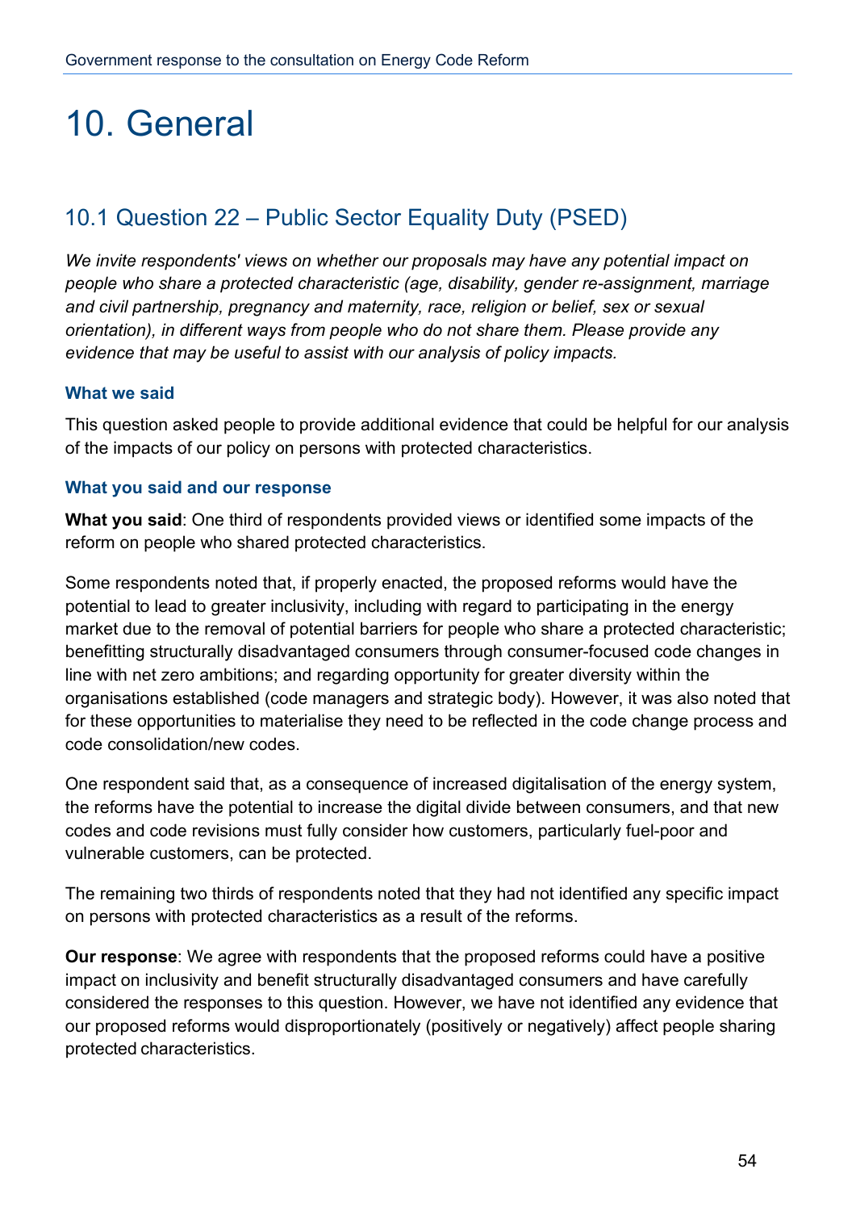# 10. General

## 10.1 Question 22 – Public Sector Equality Duty (PSED)

*We invite respondents' views on whether our proposals may have any potential impact on people who share a protected characteristic (age, disability, gender re-assignment, marriage and civil partnership, pregnancy and maternity, race, religion or belief, sex or sexual orientation), in different ways from people who do not share them. Please provide any evidence that may be useful to assist with our analysis of policy impacts.*

### What we said

This question asked people to provide additional evidence that could be helpful for our analysis of the impacts of our policy on persons with protected characteristics.

### What you said and our response

**What you said**: One third of respondents provided views or identified some impacts of the reform on people who shared protected characteristics.

Some respondents noted that, if properly enacted, the proposed reforms would have the potential to lead to greater inclusivity, including with regard to participating in the energy market due to the removal of potential barriers for people who share a protected characteristic; benefitting structurally disadvantaged consumers through consumer-focused code changes in line with net zero ambitions; and regarding opportunity for greater diversity within the organisations established (code managers and strategic body). However, it was also noted that for these opportunities to materialise they need to be reflected in the code change process and code consolidation/new codes.

One respondent said that, as a consequence of increased digitalisation of the energy system, the reforms have the potential to increase the digital divide between consumers, and that new codes and code revisions must fully consider how customers, particularly fuel-poor and vulnerable customers, can be protected.

The remaining two thirds of respondents noted that they had not identified any specific impact on persons with protected characteristics as a result of the reforms.

**Our response**: We agree with respondents that the proposed reforms could have a positive impact on inclusivity and benefit structurally disadvantaged consumers and have carefully considered the responses to this question. However, we have not identified any evidence that our proposed reforms would disproportionately (positively or negatively) affect people sharing protected characteristics.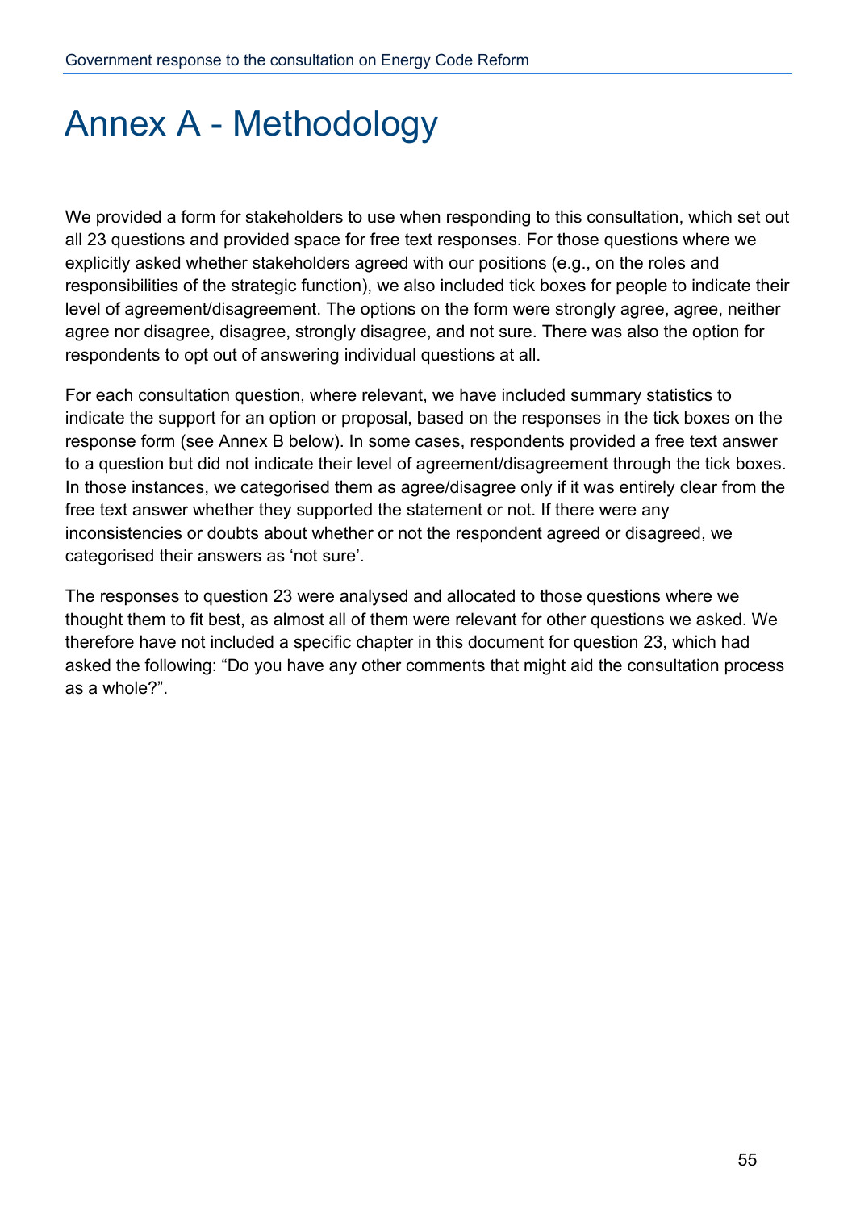# Annex A - Methodology

We provided a form for stakeholders to use when responding to this consultation, which set out all 23 questions and provided space for free text responses. For those questions where we explicitly asked whether stakeholders agreed with our positions (e.g., on the roles and responsibilities of the strategic function), we also included tick boxes for people to indicate their level of agreement/disagreement. The options on the form were strongly agree, agree, neither agree nor disagree, disagree, strongly disagree, and not sure. There was also the option for respondents to opt out of answering individual questions at all.

For each consultation question, where relevant, we have included summary statistics to indicate the support for an option or proposal, based on the responses in the tick boxes on the response form (see Annex B below). In some cases, respondents provided a free text answer to a question but did not indicate their level of agreement/disagreement through the tick boxes. In those instances, we categorised them as agree/disagree only if it was entirely clear from the free text answer whether they supported the statement or not. If there were any inconsistencies or doubts about whether or not the respondent agreed or disagreed, we categorised their answers as 'not sure'.

The responses to question 23 were analysed and allocated to those questions where we thought them to fit best, as almost all of them were relevant for other questions we asked. We therefore have not included a specific chapter in this document for question 23, which had asked the following: "Do you have any other comments that might aid the consultation process as a whole?".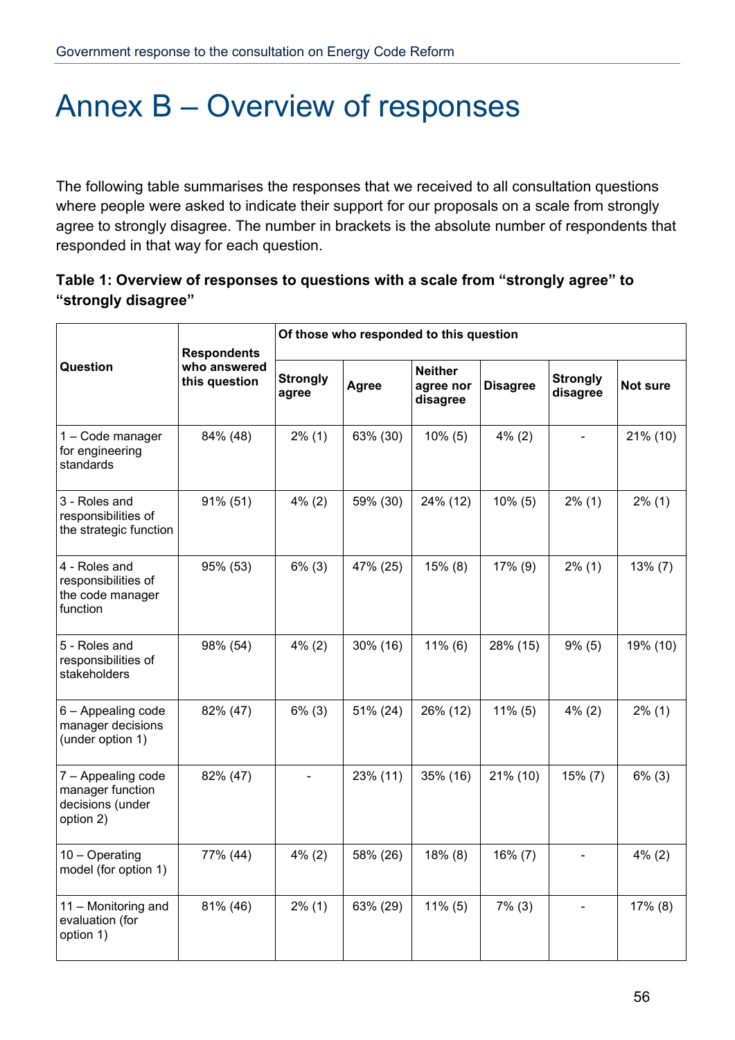# Annex B – Overview of responses

The following table summarises the responses that we received to all consultation questions where people were asked to indicate their support for our proposals on a scale from strongly agree to strongly disagree. The number in brackets is the absolute number of respondents that responded in that way for each question.

**Table 1: Overview of responses to questions with a scale from "strongly agree" to "strongly disagree"**

| Question | Respondents who answered this question | Of those who responded to this question | | | | | |
|---|---|---|---|---|---|---|---|
| | | Strongly agree | Agree | Neither agree nor disagree | Disagree | Strongly disagree | Not sure |
| 1 – Code manager for engineering standards | 84% (48) | 2% (1) | 63% (30) | 10% (5) | 4% (2) | - | 21% (10) |
| 3 - Roles and responsibilities of the strategic function | 91% (51) | 4% (2) | 59% (30) | 24% (12) | 10% (5) | 2% (1) | 2% (1) |
| 4 - Roles and responsibilities of the code manager function | 95% (53) | 6% (3) | 47% (25) | 15% (8) | 17% (9) | 2% (1) | 13% (7) |
| 5 - Roles and responsibilities of stakeholders | 98% (54) | 4% (2) | 30% (16) | 11% (6) | 28% (15) | 9% (5) | 19% (10) |
| 6 – Appealing code manager decisions (under option 1) | 82% (47) | 6% (3) | 51% (24) | 26% (12) | 11% (5) | 4% (2) | 2% (1) |
| 7 – Appealing code manager function decisions (under option 2) | 82% (47) | - | 23% (11) | 35% (16) | 21% (10) | 15% (7) | 6% (3) |
| 10 – Operating model (for option 1) | 77% (44) | 4% (2) | 58% (26) | 18% (8) | 16% (7) | - | 4% (2) |
| 11 – Monitoring and evaluation (for option 1) | 81% (46) | 2% (1) | 63% (29) | 11% (5) | 7% (3) | - | 17% (8) |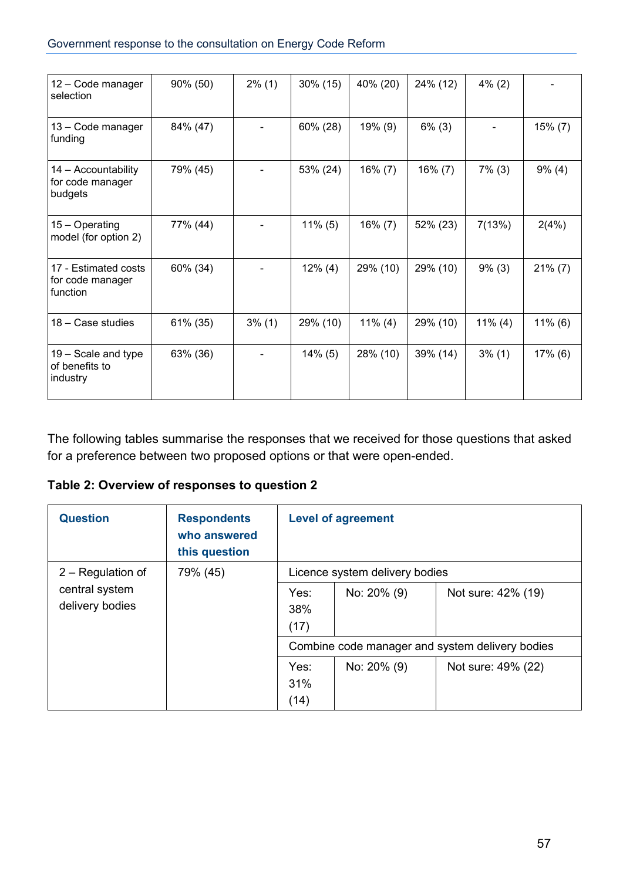| | | | | | | | |
|---|---|---|---|---|---|---|---|
| 12 – Code manager selection | 90% (50) | 2% (1) | 30% (15) | 40% (20) | 24% (12) | 4% (2) | - |
| 13 – Code manager funding | 84% (47) | - | 60% (28) | 19% (9) | 6% (3) | - | 15% (7) |
| 14 – Accountability for code manager budgets | 79% (45) | - | 53% (24) | 16% (7) | 16% (7) | 7% (3) | 9% (4) |
| 15 – Operating model (for option 2) | 77% (44) | - | 11% (5) | 16% (7) | 52% (23) | 7(13%) | 2(4%) |
| 17 - Estimated costs for code manager function | 60% (34) | - | 12% (4) | 29% (10) | 29% (10) | 9% (3) | 21% (7) |
| 18 – Case studies | 61% (35) | 3% (1) | 29% (10) | 11% (4) | 29% (10) | 11% (4) | 11% (6) |
| 19 – Scale and type of benefits to industry | 63% (36) | - | 14% (5) | 28% (10) | 39% (14) | 3% (1) | 17% (6) |

The following tables summarise the responses that we received for those questions that asked for a preference between two proposed options or that were open-ended.

**Table 2: Overview of responses to question 2**

| Question | Respondents who answered this question | Level of agreement | | |
|---|---|---|---|---|
| 2 – Regulation of central system delivery bodies | 79% (45) | Licence system delivery bodies | | |
| | | Yes: 38% (17) | No: 20% (9) | Not sure: 42% (19) |
| | | Combine code manager and system delivery bodies | | |
| | | Yes: 31% (14) | No: 20% (9) | Not sure: 49% (22) |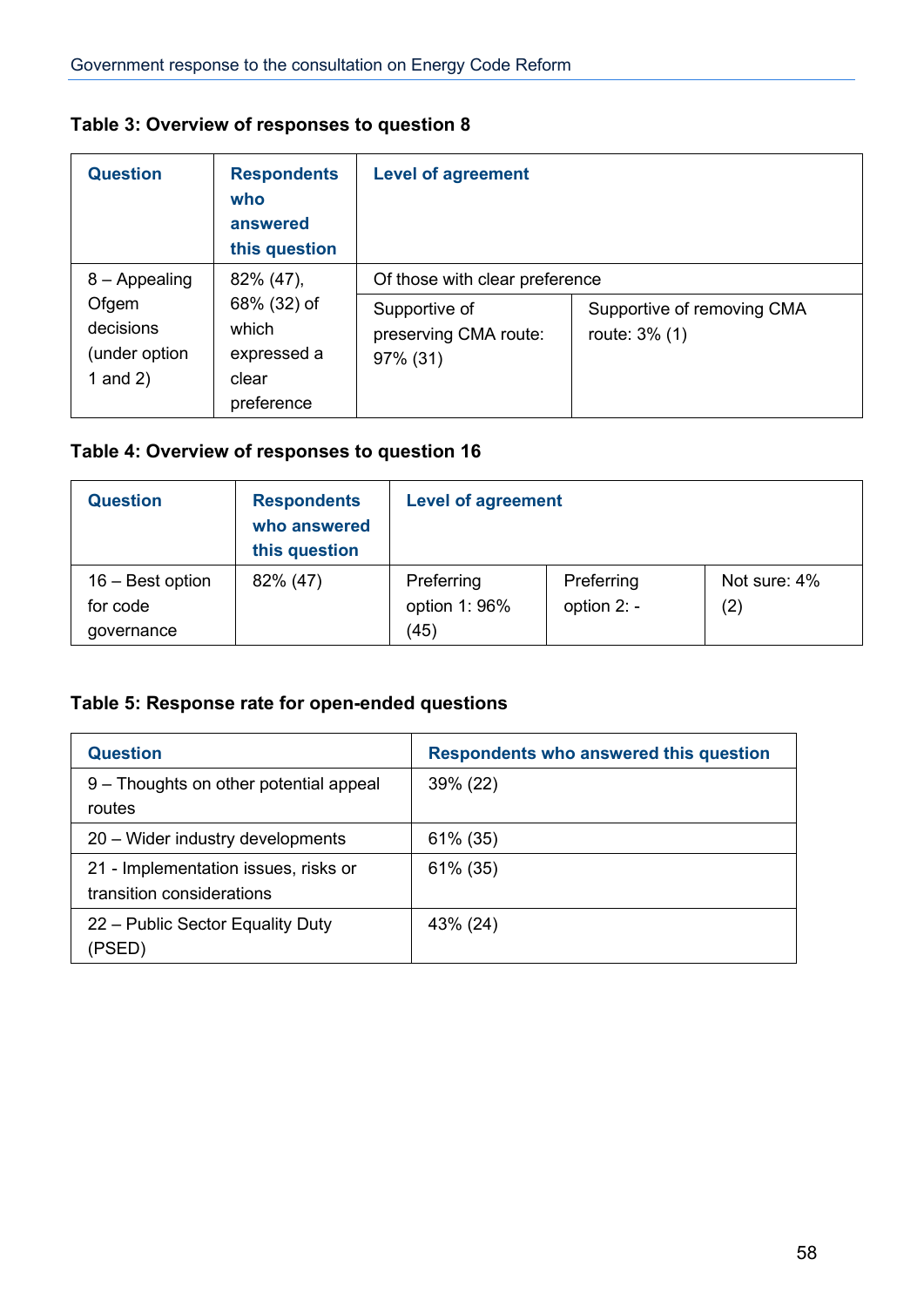**Table 3: Overview of responses to question 8**

| Question | Respondents who answered this question | Level of agreement | |
|---|---|---|---|
| | | Of those with clear preference | |
| 8 – Appealing Ofgem decisions (under option 1 and 2) | 82% (47), 68% (32) of which expressed a clear preference | Supportive of preserving CMA route: 97% (31) | Supportive of removing CMA route: 3% (1) |

**Table 4: Overview of responses to question 16**

| Question | Respondents who answered this question | Level of agreement | | |
|---|---|---|---|---|
| 16 – Best option for code governance | 82% (47) | Preferring option 1: 96% (45) | Preferring option 2: - | Not sure: 4% (2) |

**Table 5: Response rate for open-ended questions**

| Question | Respondents who answered this question |
|---|---|
| 9 – Thoughts on other potential appeal routes | 39% (22) |
| 20 – Wider industry developments | 61% (35) |
| 21 - Implementation issues, risks or transition considerations | 61% (35) |
| 22 – Public Sector Equality Duty (PSED) | 43% (24) |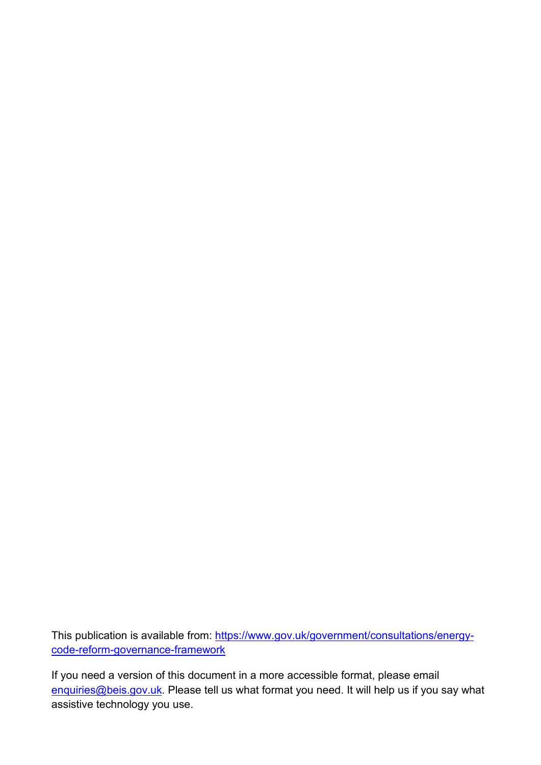This publication is available from: [https://www.gov.uk/government/consultations/energy-code-reform-governance-framework](https://www.gov.uk/government/consultations/energy-code-reform-governance-framework)

If you need a version of this document in a more accessible format, please email [enquiries@beis.gov.uk](mailto:enquiries@beis.gov.uk). Please tell us what format you need. It will help us if you say what assistive technology you use.